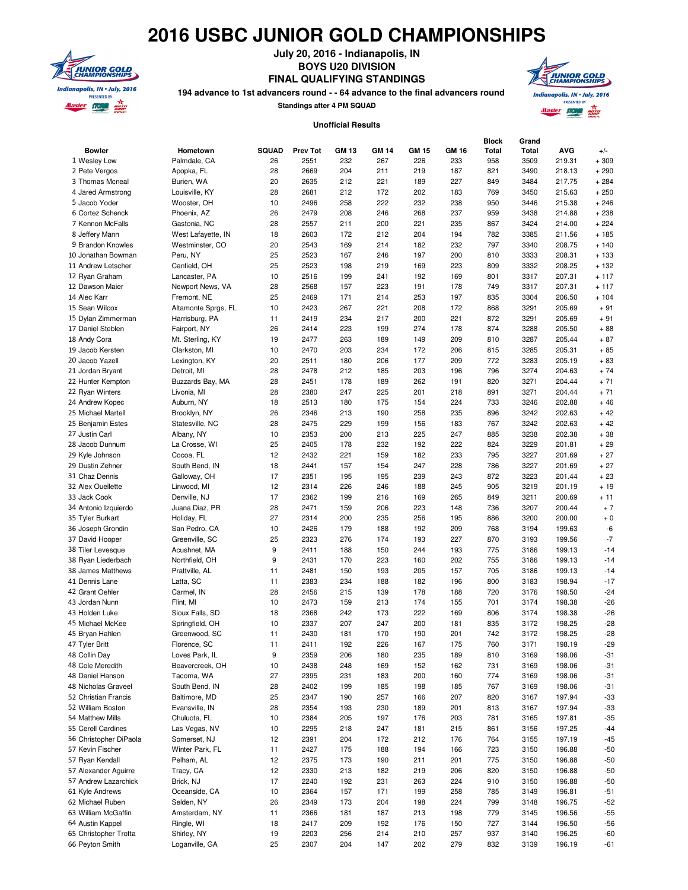# 2016 USBC JUNIOR GOLD CHAMPIONSHIPS

**July 20, 2016 - Indianapolis, IN**

**BOYS U20 DIVISION**

**FINAL QUALIFYING STANDINGS**

**194 advance to 1st advancers round - - 64 advance to the final advancers round**

**Standings after 4 PM SQUAD**

**Unofficial Results**

| | Bowler | Hometown | SQUAD | Prev Tot | GM 13 | GM 14 | GM 15 | GM 16 | Block Total | Grand Total | AVG | +/- |
|---|---|---|---|---|---|---|---|---|---|---|---|---|
| 1 | Wesley Low | Palmdale, CA | 26 | 2551 | 232 | 267 | 226 | 233 | 958 | 3509 | 219.31 | + 309 |
| 2 | Pete Vergos | Apopka, FL | 28 | 2669 | 204 | 211 | 219 | 187 | 821 | 3490 | 218.13 | + 290 |
| 3 | Thomas Mcneal | Burien, WA | 20 | 2635 | 212 | 221 | 189 | 227 | 849 | 3484 | 217.75 | + 284 |
| 4 | Jared Armstrong | Louisville, KY | 28 | 2681 | 212 | 172 | 202 | 183 | 769 | 3450 | 215.63 | + 250 |
| 5 | Jacob Yoder | Wooster, OH | 10 | 2496 | 258 | 222 | 232 | 238 | 950 | 3446 | 215.38 | + 246 |
| 6 | Cortez Schenck | Phoenix, AZ | 26 | 2479 | 208 | 246 | 268 | 237 | 959 | 3438 | 214.88 | + 238 |
| 7 | Kennon McFalls | Gastonia, NC | 28 | 2557 | 211 | 200 | 221 | 235 | 867 | 3424 | 214.00 | + 224 |
| 8 | Jeffery Mann | West Lafayette, IN | 18 | 2603 | 172 | 212 | 204 | 194 | 782 | 3385 | 211.56 | + 185 |
| 9 | Brandon Knowles | Westminster, CO | 20 | 2543 | 169 | 214 | 182 | 232 | 797 | 3340 | 208.75 | + 140 |
| 10 | Jonathan Bowman | Peru, NY | 25 | 2523 | 167 | 246 | 197 | 200 | 810 | 3333 | 208.31 | + 133 |
| 11 | Andrew Letscher | Canfield, OH | 25 | 2523 | 198 | 219 | 169 | 223 | 809 | 3332 | 208.25 | + 132 |
| 12 | Ryan Graham | Lancaster, PA | 10 | 2516 | 199 | 241 | 192 | 169 | 801 | 3317 | 207.31 | + 117 |
| 12 | Dawson Maier | Newport News, VA | 28 | 2568 | 157 | 223 | 191 | 178 | 749 | 3317 | 207.31 | + 117 |
| 14 | Alec Karr | Fremont, NE | 25 | 2469 | 171 | 214 | 253 | 197 | 835 | 3304 | 206.50 | + 104 |
| 15 | Sean Wilcox | Altamonte Sprgs, FL | 10 | 2423 | 267 | 221 | 208 | 172 | 868 | 3291 | 205.69 | + 91 |
| 15 | Dylan Zimmerman | Harrisburg, PA | 11 | 2419 | 234 | 217 | 200 | 221 | 872 | 3291 | 205.69 | + 91 |
| 17 | Daniel Steblen | Fairport, NY | 26 | 2414 | 223 | 199 | 274 | 178 | 874 | 3288 | 205.50 | + 88 |
| 18 | Andy Cora | Mt. Sterling, KY | 19 | 2477 | 263 | 189 | 149 | 209 | 810 | 3287 | 205.44 | + 87 |
| 19 | Jacob Kersten | Clarkston, MI | 10 | 2470 | 203 | 234 | 172 | 206 | 815 | 3285 | 205.31 | + 85 |
| 20 | Jacob Yazell | Lexington, KY | 20 | 2511 | 180 | 206 | 177 | 209 | 772 | 3283 | 205.19 | + 83 |
| 21 | Jordan Bryant | Detroit, MI | 28 | 2478 | 212 | 185 | 203 | 196 | 796 | 3274 | 204.63 | + 74 |
| 22 | Hunter Kempton | Buzzards Bay, MA | 28 | 2451 | 178 | 189 | 262 | 191 | 820 | 3271 | 204.44 | + 71 |
| 22 | Ryan Winters | Livonia, MI | 28 | 2380 | 247 | 225 | 201 | 218 | 891 | 3271 | 204.44 | + 71 |
| 24 | Andrew Kopec | Auburn, NY | 18 | 2513 | 180 | 175 | 154 | 224 | 733 | 3246 | 202.88 | + 46 |
| 25 | Michael Martell | Brooklyn, NY | 26 | 2346 | 213 | 190 | 258 | 235 | 896 | 3242 | 202.63 | + 42 |
| 25 | Benjamin Estes | Statesville, NC | 28 | 2475 | 229 | 199 | 156 | 183 | 767 | 3242 | 202.63 | + 42 |
| 27 | Justin Carl | Albany, NY | 10 | 2353 | 200 | 213 | 225 | 247 | 885 | 3238 | 202.38 | + 38 |
| 28 | Jacob Dunnum | La Crosse, WI | 25 | 2405 | 178 | 232 | 192 | 222 | 824 | 3229 | 201.81 | + 29 |
| 29 | Kyle Johnson | Cocoa, FL | 12 | 2432 | 221 | 159 | 182 | 233 | 795 | 3227 | 201.69 | + 27 |
| 29 | Dustin Zehner | South Bend, IN | 18 | 2441 | 157 | 154 | 247 | 228 | 786 | 3227 | 201.69 | + 27 |
| 31 | Chaz Dennis | Galloway, OH | 17 | 2351 | 195 | 195 | 239 | 243 | 872 | 3223 | 201.44 | + 23 |
| 32 | Alex Ouellette | Linwood, MI | 12 | 2314 | 226 | 246 | 188 | 245 | 905 | 3219 | 201.19 | + 19 |
| 33 | Jack Cook | Denville, NJ | 17 | 2362 | 199 | 216 | 169 | 265 | 849 | 3211 | 200.69 | + 11 |
| 34 | Antonio Izquierdo | Juana Diaz, PR | 28 | 2471 | 159 | 206 | 223 | 148 | 736 | 3207 | 200.44 | + 7 |
| 35 | Tyler Burkart | Holiday, FL | 27 | 2314 | 200 | 235 | 256 | 195 | 886 | 3200 | 200.00 | + 0 |
| 36 | Joseph Grondin | San Pedro, CA | 10 | 2426 | 179 | 188 | 192 | 209 | 768 | 3194 | 199.63 | -6 |
| 37 | David Hooper | Greenville, SC | 25 | 2323 | 276 | 174 | 193 | 227 | 870 | 3193 | 199.56 | -7 |
| 38 | Tiler Levesque | Acushnet, MA | 9 | 2411 | 188 | 150 | 244 | 193 | 775 | 3186 | 199.13 | -14 |
| 38 | Ryan Liederbach | Northfield, OH | 9 | 2431 | 170 | 223 | 160 | 202 | 755 | 3186 | 199.13 | -14 |
| 38 | James Matthews | Prattville, AL | 11 | 2481 | 150 | 193 | 205 | 157 | 705 | 3186 | 199.13 | -14 |
| 41 | Dennis Lane | Latta, SC | 11 | 2383 | 234 | 188 | 182 | 196 | 800 | 3183 | 198.94 | -17 |
| 42 | Grant Oehler | Carmel, IN | 28 | 2456 | 215 | 139 | 178 | 188 | 720 | 3176 | 198.50 | -24 |
| 43 | Jordan Nunn | Flint, MI | 10 | 2473 | 159 | 213 | 174 | 155 | 701 | 3174 | 198.38 | -26 |
| 43 | Holden Luke | Sioux Falls, SD | 18 | 2368 | 242 | 173 | 222 | 169 | 806 | 3174 | 198.38 | -26 |
| 45 | Michael McKee | Springfield, OH | 10 | 2337 | 207 | 247 | 200 | 181 | 835 | 3172 | 198.25 | -28 |
| 45 | Bryan Hahlen | Greenwood, SC | 11 | 2430 | 181 | 170 | 190 | 201 | 742 | 3172 | 198.25 | -28 |
| 47 | Tyler Britt | Florence, SC | 11 | 2411 | 192 | 226 | 167 | 175 | 760 | 3171 | 198.19 | -29 |
| 48 | Collin Day | Loves Park, IL | 9 | 2359 | 206 | 180 | 235 | 189 | 810 | 3169 | 198.06 | -31 |
| 48 | Cole Meredith | Beavercreek, OH | 10 | 2438 | 248 | 169 | 152 | 162 | 731 | 3169 | 198.06 | -31 |
| 48 | Daniel Hanson | Tacoma, WA | 27 | 2395 | 231 | 183 | 200 | 160 | 774 | 3169 | 198.06 | -31 |
| 48 | Nicholas Graveel | South Bend, IN | 28 | 2402 | 199 | 185 | 198 | 185 | 767 | 3169 | 198.06 | -31 |
| 52 | Christian Francis | Baltimore, MD | 25 | 2347 | 190 | 257 | 166 | 207 | 820 | 3167 | 197.94 | -33 |
| 52 | William Boston | Evansville, IN | 28 | 2354 | 193 | 230 | 189 | 201 | 813 | 3167 | 197.94 | -33 |
| 54 | Matthew Mills | Chuluota, FL | 10 | 2384 | 205 | 197 | 176 | 203 | 781 | 3165 | 197.81 | -35 |
| 55 | Cerell Cardines | Las Vegas, NV | 10 | 2295 | 218 | 247 | 181 | 215 | 861 | 3156 | 197.25 | -44 |
| 56 | Christopher DiPaola | Somerset, NJ | 12 | 2391 | 204 | 172 | 212 | 176 | 764 | 3155 | 197.19 | -45 |
| 57 | Kevin Fischer | Winter Park, FL | 11 | 2427 | 175 | 188 | 194 | 166 | 723 | 3150 | 196.88 | -50 |
| 57 | Ryan Kendall | Pelham, AL | 12 | 2375 | 173 | 190 | 211 | 201 | 775 | 3150 | 196.88 | -50 |
| 57 | Alexander Aguirre | Tracy, CA | 12 | 2330 | 213 | 182 | 219 | 206 | 820 | 3150 | 196.88 | -50 |
| 57 | Andrew Lazarchick | Brick, NJ | 17 | 2240 | 192 | 231 | 263 | 224 | 910 | 3150 | 196.88 | -50 |
| 61 | Kyle Andrews | Oceanside, CA | 10 | 2364 | 157 | 171 | 199 | 258 | 785 | 3149 | 196.81 | -51 |
| 62 | Michael Ruben | Selden, NY | 26 | 2349 | 173 | 204 | 198 | 224 | 799 | 3148 | 196.75 | -52 |
| 63 | William McGaffin | Amsterdam, NY | 11 | 2366 | 181 | 187 | 213 | 198 | 779 | 3145 | 196.56 | -55 |
| 64 | Austin Kappel | Ringle, WI | 18 | 2417 | 209 | 192 | 176 | 150 | 727 | 3144 | 196.50 | -56 |
| 65 | Christopher Trotta | Shirley, NY | 19 | 2203 | 256 | 214 | 210 | 257 | 937 | 3140 | 196.25 | -60 |
| 66 | Peyton Smith | Loganville, GA | 25 | 2307 | 204 | 147 | 202 | 279 | 832 | 3139 | 196.19 | -61 |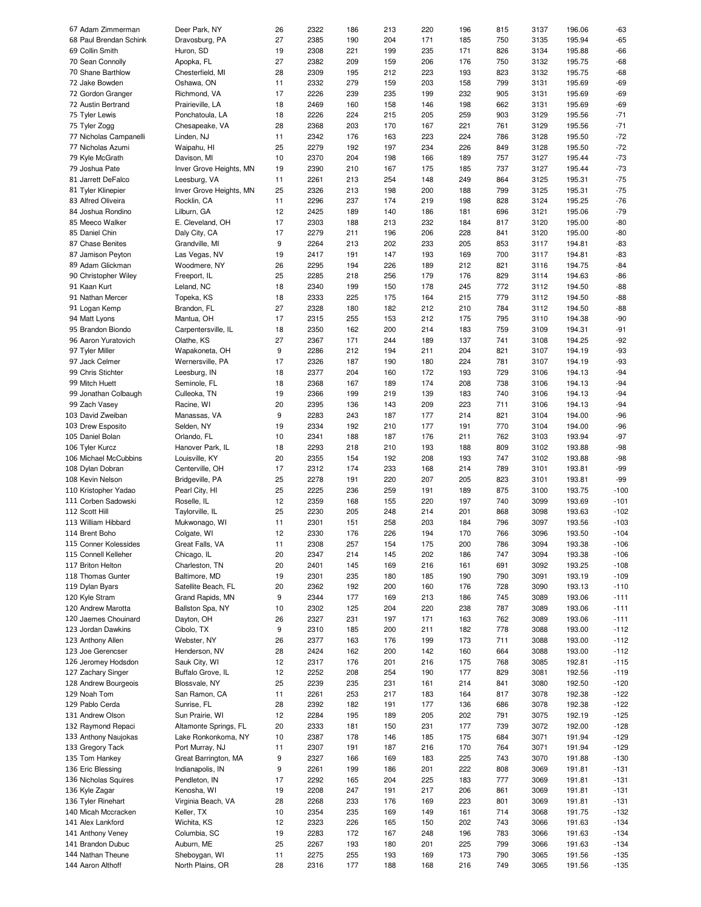| | | | | | | | | | | | |
|---|---|---|---|---|---|---|---|---|---|---|---|
| 67 Adam Zimmerman | Deer Park, NY | 26 | 2322 | 186 | 213 | 220 | 196 | 815 | 3137 | 196.06 | -63 |
| 68 Paul Brendan Schink | Dravosburg, PA | 27 | 2385 | 190 | 204 | 171 | 185 | 750 | 3135 | 195.94 | -65 |
| 69 Collin Smith | Huron, SD | 19 | 2308 | 221 | 199 | 235 | 171 | 826 | 3134 | 195.88 | -66 |
| 70 Sean Connolly | Apopka, FL | 27 | 2382 | 209 | 159 | 206 | 176 | 750 | 3132 | 195.75 | -68 |
| 70 Shane Barthlow | Chesterfield, MI | 28 | 2309 | 195 | 212 | 223 | 193 | 823 | 3132 | 195.75 | -68 |
| 72 Jake Bowden | Oshawa, ON | 11 | 2332 | 279 | 159 | 203 | 158 | 799 | 3131 | 195.69 | -69 |
| 72 Gordon Granger | Richmond, VA | 17 | 2226 | 239 | 235 | 199 | 232 | 905 | 3131 | 195.69 | -69 |
| 72 Austin Bertrand | Prairieville, LA | 18 | 2469 | 160 | 158 | 146 | 198 | 662 | 3131 | 195.69 | -69 |
| 75 Tyler Lewis | Ponchatoula, LA | 18 | 2226 | 224 | 215 | 205 | 259 | 903 | 3129 | 195.56 | -71 |
| 75 Tyler Zogg | Chesapeake, VA | 28 | 2368 | 203 | 170 | 167 | 221 | 761 | 3129 | 195.56 | -71 |
| 77 Nicholas Campanelli | Linden, NJ | 11 | 2342 | 176 | 163 | 223 | 224 | 786 | 3128 | 195.50 | -72 |
| 77 Nicholas Azumi | Waipahu, HI | 25 | 2279 | 192 | 197 | 234 | 226 | 849 | 3128 | 195.50 | -72 |
| 79 Kyle McGrath | Davison, MI | 10 | 2370 | 204 | 198 | 166 | 189 | 757 | 3127 | 195.44 | -73 |
| 79 Joshua Pate | Inver Grove Heights, MN | 19 | 2390 | 210 | 167 | 175 | 185 | 737 | 3127 | 195.44 | -73 |
| 81 Jarrett DeFalco | Leesburg, VA | 11 | 2261 | 213 | 254 | 148 | 249 | 864 | 3125 | 195.31 | -75 |
| 81 Tyler Klinepier | Inver Grove Heights, MN | 25 | 2326 | 213 | 198 | 200 | 188 | 799 | 3125 | 195.31 | -75 |
| 83 Alfred Oliveira | Rocklin, CA | 11 | 2296 | 237 | 174 | 219 | 198 | 828 | 3124 | 195.25 | -76 |
| 84 Joshua Rondino | Lilburn, GA | 12 | 2425 | 189 | 140 | 186 | 181 | 696 | 3121 | 195.06 | -79 |
| 85 Meeco Walker | E. Cleveland, OH | 17 | 2303 | 188 | 213 | 232 | 184 | 817 | 3120 | 195.00 | -80 |
| 85 Daniel Chin | Daly City, CA | 17 | 2279 | 211 | 196 | 206 | 228 | 841 | 3120 | 195.00 | -80 |
| 87 Chase Benites | Grandville, MI | 9 | 2264 | 213 | 202 | 233 | 205 | 853 | 3117 | 194.81 | -83 |
| 87 Jamison Peyton | Las Vegas, NV | 19 | 2417 | 191 | 147 | 193 | 169 | 700 | 3117 | 194.81 | -83 |
| 89 Adam Glickman | Woodmere, NY | 26 | 2295 | 194 | 226 | 189 | 212 | 821 | 3116 | 194.75 | -84 |
| 90 Christopher Wiley | Freeport, IL | 25 | 2285 | 218 | 256 | 179 | 176 | 829 | 3114 | 194.63 | -86 |
| 91 Kaan Kurt | Leland, NC | 18 | 2340 | 199 | 150 | 178 | 245 | 772 | 3112 | 194.50 | -88 |
| 91 Nathan Mercer | Topeka, KS | 18 | 2333 | 225 | 175 | 164 | 215 | 779 | 3112 | 194.50 | -88 |
| 91 Logan Kemp | Brandon, FL | 27 | 2328 | 180 | 182 | 212 | 210 | 784 | 3112 | 194.50 | -88 |
| 94 Matt Lyons | Mantua, OH | 17 | 2315 | 255 | 153 | 212 | 175 | 795 | 3110 | 194.38 | -90 |
| 95 Brandon Biondo | Carpentersville, IL | 18 | 2350 | 162 | 200 | 214 | 183 | 759 | 3109 | 194.31 | -91 |
| 96 Aaron Yuratovich | Olathe, KS | 27 | 2367 | 171 | 244 | 189 | 137 | 741 | 3108 | 194.25 | -92 |
| 97 Tyler Miller | Wapakoneta, OH | 9 | 2286 | 212 | 194 | 211 | 204 | 821 | 3107 | 194.19 | -93 |
| 97 Jack Celmer | Wernersville, PA | 17 | 2326 | 187 | 190 | 180 | 224 | 781 | 3107 | 194.19 | -93 |
| 99 Chris Stichter | Leesburg, IN | 18 | 2377 | 204 | 160 | 172 | 193 | 729 | 3106 | 194.13 | -94 |
| 99 Mitch Huett | Seminole, FL | 18 | 2368 | 167 | 189 | 174 | 208 | 738 | 3106 | 194.13 | -94 |
| 99 Jonathan Colbaugh | Culleoka, TN | 19 | 2366 | 199 | 219 | 139 | 183 | 740 | 3106 | 194.13 | -94 |
| 99 Zach Vasey | Racine, WI | 20 | 2395 | 136 | 143 | 209 | 223 | 711 | 3106 | 194.13 | -94 |
| 103 David Zweiban | Manassas, VA | 9 | 2283 | 243 | 187 | 177 | 214 | 821 | 3104 | 194.00 | -96 |
| 103 Drew Esposito | Selden, NY | 19 | 2334 | 192 | 210 | 177 | 191 | 770 | 3104 | 194.00 | -96 |
| 105 Daniel Bolan | Orlando, FL | 10 | 2341 | 188 | 187 | 176 | 211 | 762 | 3103 | 193.94 | -97 |
| 106 Tyler Kurcz | Hanover Park, IL | 18 | 2293 | 218 | 210 | 193 | 188 | 809 | 3102 | 193.88 | -98 |
| 106 Michael McCubbins | Louisville, KY | 20 | 2355 | 154 | 192 | 208 | 193 | 747 | 3102 | 193.88 | -98 |
| 108 Dylan Dobran | Centerville, OH | 17 | 2312 | 174 | 233 | 168 | 214 | 789 | 3101 | 193.81 | -99 |
| 108 Kevin Nelson | Bridgeville, PA | 25 | 2278 | 191 | 220 | 207 | 205 | 823 | 3101 | 193.81 | -99 |
| 110 Kristopher Yadao | Pearl City, HI | 25 | 2225 | 236 | 259 | 191 | 189 | 875 | 3100 | 193.75 | -100 |
| 111 Corben Sadowski | Roselle, IL | 12 | 2359 | 168 | 155 | 220 | 197 | 740 | 3099 | 193.69 | -101 |
| 112 Scott Hill | Taylorville, IL | 25 | 2230 | 205 | 248 | 214 | 201 | 868 | 3098 | 193.63 | -102 |
| 113 William Hibbard | Mukwonago, WI | 11 | 2301 | 151 | 258 | 203 | 184 | 796 | 3097 | 193.56 | -103 |
| 114 Brent Boho | Colgate, WI | 12 | 2330 | 176 | 226 | 194 | 170 | 766 | 3096 | 193.50 | -104 |
| 115 Conner Kolessides | Great Falls, VA | 11 | 2308 | 257 | 154 | 175 | 200 | 786 | 3094 | 193.38 | -106 |
| 115 Connell Kelleher | Chicago, IL | 20 | 2347 | 214 | 145 | 202 | 186 | 747 | 3094 | 193.38 | -106 |
| 117 Briton Helton | Charleston, TN | 20 | 2401 | 145 | 169 | 216 | 161 | 691 | 3092 | 193.25 | -108 |
| 118 Thomas Gunter | Baltimore, MD | 19 | 2301 | 235 | 180 | 185 | 190 | 790 | 3091 | 193.19 | -109 |
| 119 Dylan Byars | Satellite Beach, FL | 20 | 2362 | 192 | 200 | 160 | 176 | 728 | 3090 | 193.13 | -110 |
| 120 Kyle Stram | Grand Rapids, MN | 9 | 2344 | 177 | 169 | 213 | 186 | 745 | 3089 | 193.06 | -111 |
| 120 Andrew Marotta | Ballston Spa, NY | 10 | 2302 | 125 | 204 | 220 | 238 | 787 | 3089 | 193.06 | -111 |
| 120 Jaemes Chouinard | Dayton, OH | 26 | 2327 | 231 | 197 | 171 | 163 | 762 | 3089 | 193.06 | -111 |
| 123 Jordan Dawkins | Cibolo, TX | 9 | 2310 | 185 | 200 | 211 | 182 | 778 | 3088 | 193.00 | -112 |
| 123 Anthony Allen | Webster, NY | 26 | 2377 | 163 | 176 | 199 | 173 | 711 | 3088 | 193.00 | -112 |
| 123 Joe Gerencser | Henderson, NV | 28 | 2424 | 162 | 200 | 142 | 160 | 664 | 3088 | 193.00 | -112 |
| 126 Jeromey Hodsdon | Sauk City, WI | 12 | 2317 | 176 | 201 | 216 | 175 | 768 | 3085 | 192.81 | -115 |
| 127 Zachary Singer | Buffalo Grove, IL | 12 | 2252 | 208 | 254 | 190 | 177 | 829 | 3081 | 192.56 | -119 |
| 128 Andrew Bourgeois | Blossvale, NY | 25 | 2239 | 235 | 231 | 161 | 214 | 841 | 3080 | 192.50 | -120 |
| 129 Noah Tom | San Ramon, CA | 11 | 2261 | 253 | 217 | 183 | 164 | 817 | 3078 | 192.38 | -122 |
| 129 Pablo Cerda | Sunrise, FL | 28 | 2392 | 182 | 191 | 177 | 136 | 686 | 3078 | 192.38 | -122 |
| 131 Andrew Olson | Sun Prairie, WI | 12 | 2284 | 195 | 189 | 205 | 202 | 791 | 3075 | 192.19 | -125 |
| 132 Raymond Repaci | Altamonte Springs, FL | 20 | 2333 | 181 | 150 | 231 | 177 | 739 | 3072 | 192.00 | -128 |
| 133 Anthony Naujokas | Lake Ronkonkoma, NY | 10 | 2387 | 178 | 146 | 185 | 175 | 684 | 3071 | 191.94 | -129 |
| 133 Gregory Tack | Port Murray, NJ | 11 | 2307 | 191 | 187 | 216 | 170 | 764 | 3071 | 191.94 | -129 |
| 135 Tom Hankey | Great Barrington, MA | 9 | 2327 | 166 | 169 | 183 | 225 | 743 | 3070 | 191.88 | -130 |
| 136 Eric Blessing | Indianapolis, IN | 9 | 2261 | 199 | 186 | 201 | 222 | 808 | 3069 | 191.81 | -131 |
| 136 Nicholas Squires | Pendleton, IN | 17 | 2292 | 165 | 204 | 225 | 183 | 777 | 3069 | 191.81 | -131 |
| 136 Kyle Zagar | Kenosha, WI | 19 | 2208 | 247 | 191 | 217 | 206 | 861 | 3069 | 191.81 | -131 |
| 136 Tyler Rinehart | Virginia Beach, VA | 28 | 2268 | 233 | 176 | 169 | 223 | 801 | 3069 | 191.81 | -131 |
| 140 Micah Mccracken | Keller, TX | 10 | 2354 | 235 | 169 | 149 | 161 | 714 | 3068 | 191.75 | -132 |
| 141 Alex Lankford | Wichita, KS | 12 | 2323 | 226 | 165 | 150 | 202 | 743 | 3066 | 191.63 | -134 |
| 141 Anthony Veney | Columbia, SC | 19 | 2283 | 172 | 167 | 248 | 196 | 783 | 3066 | 191.63 | -134 |
| 141 Brandon Dubuc | Auburn, ME | 25 | 2267 | 193 | 180 | 201 | 225 | 799 | 3066 | 191.63 | -134 |
| 144 Nathan Theune | Sheboygan, WI | 11 | 2275 | 255 | 193 | 169 | 173 | 790 | 3065 | 191.56 | -135 |
| 144 Aaron Althoff | North Plains, OR | 28 | 2316 | 177 | 188 | 168 | 216 | 749 | 3065 | 191.56 | -135 |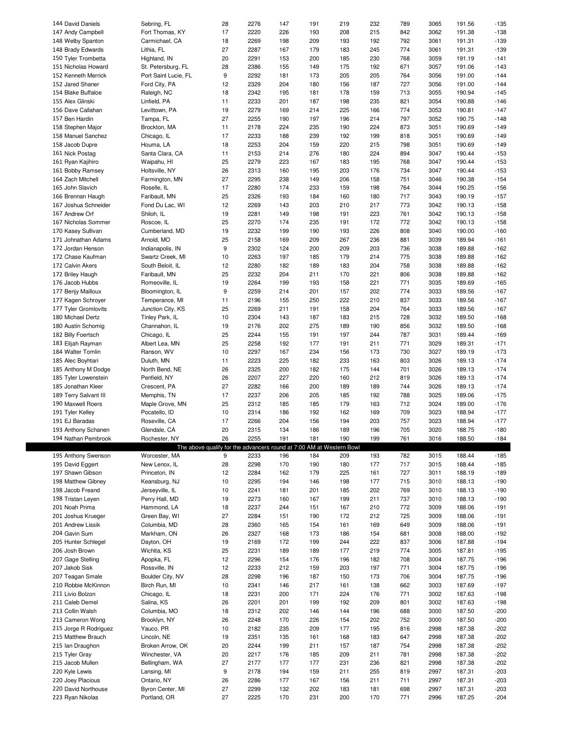| | | | | | | | | | | | |
|---|---|---|---|---|---|---|---|---|---|---|---|
| 144 David Daniels | Sebring, FL | 28 | 2276 | 147 | 191 | 219 | 232 | 789 | 3065 | 191.56 | -135 |
| 147 Andy Campbell | Fort Thomas, KY | 17 | 2220 | 226 | 193 | 208 | 215 | 842 | 3062 | 191.38 | -138 |
| 148 Welby Spanton | Carmichael, CA | 18 | 2269 | 198 | 209 | 193 | 192 | 792 | 3061 | 191.31 | -139 |
| 148 Brady Edwards | Lithia, FL | 27 | 2287 | 167 | 179 | 183 | 245 | 774 | 3061 | 191.31 | -139 |
| 150 Tyler Trombetta | Highland, IN | 20 | 2291 | 153 | 200 | 185 | 230 | 768 | 3059 | 191.19 | -141 |
| 151 Nicholas Howard | St. Petersburg, FL | 28 | 2386 | 155 | 149 | 175 | 192 | 671 | 3057 | 191.06 | -143 |
| 152 Kenneth Merrick | Port Saint Lucie, FL | 9 | 2292 | 181 | 173 | 205 | 205 | 764 | 3056 | 191.00 | -144 |
| 152 Jared Shaner | Ford City, PA | 12 | 2329 | 204 | 180 | 156 | 187 | 727 | 3056 | 191.00 | -144 |
| 154 Blake Buffaloe | Raleigh, NC | 18 | 2342 | 195 | 181 | 178 | 159 | 713 | 3055 | 190.94 | -145 |
| 155 Alex Glinski | Linfield, PA | 11 | 2233 | 201 | 187 | 198 | 235 | 821 | 3054 | 190.88 | -146 |
| 156 Dave Callahan | Levittown, PA | 19 | 2279 | 169 | 214 | 225 | 166 | 774 | 3053 | 190.81 | -147 |
| 157 Ben Hardin | Tampa, FL | 27 | 2255 | 190 | 197 | 196 | 214 | 797 | 3052 | 190.75 | -148 |
| 158 Stephen Major | Brockton, MA | 11 | 2178 | 224 | 235 | 190 | 224 | 873 | 3051 | 190.69 | -149 |
| 158 Manuel Sanchez | Chicago, IL | 17 | 2233 | 188 | 239 | 192 | 199 | 818 | 3051 | 190.69 | -149 |
| 158 Jacob Dupre | Houma, LA | 18 | 2253 | 204 | 159 | 220 | 215 | 798 | 3051 | 190.69 | -149 |
| 161 Nick Postag | Santa Clara, CA | 11 | 2153 | 214 | 276 | 180 | 224 | 894 | 3047 | 190.44 | -153 |
| 161 Ryan Kajihiro | Waipahu, HI | 25 | 2279 | 223 | 167 | 183 | 195 | 768 | 3047 | 190.44 | -153 |
| 161 Bobby Ramsey | Holtsville, NY | 26 | 2313 | 160 | 195 | 203 | 176 | 734 | 3047 | 190.44 | -153 |
| 164 Zach Mitchell | Farmington, MN | 27 | 2295 | 238 | 149 | 206 | 158 | 751 | 3046 | 190.38 | -154 |
| 165 John Slavich | Roselle, IL | 17 | 2280 | 174 | 233 | 159 | 198 | 764 | 3044 | 190.25 | -156 |
| 166 Brennan Haugh | Faribault, MN | 25 | 2326 | 193 | 184 | 160 | 180 | 717 | 3043 | 190.19 | -157 |
| 167 Joshua Schneider | Fond Du Lac, WI | 12 | 2269 | 143 | 203 | 210 | 217 | 773 | 3042 | 190.13 | -158 |
| 167 Andrew Orf | Shiloh, IL | 19 | 2281 | 149 | 198 | 191 | 223 | 761 | 3042 | 190.13 | -158 |
| 167 Nicholas Sommer | Roscoe, IL | 25 | 2270 | 174 | 235 | 191 | 172 | 772 | 3042 | 190.13 | -158 |
| 170 Kasey Sullivan | Cumberland, MD | 19 | 2232 | 199 | 190 | 193 | 226 | 808 | 3040 | 190.00 | -160 |
| 171 Johnathan Adams | Arnold, MO | 25 | 2158 | 169 | 209 | 267 | 236 | 881 | 3039 | 189.94 | -161 |
| 172 Jordan Henson | Indianapolis, IN | 9 | 2302 | 124 | 200 | 209 | 203 | 736 | 3038 | 189.88 | -162 |
| 172 Chase Kaufman | Swartz Creek, MI | 10 | 2263 | 197 | 185 | 179 | 214 | 775 | 3038 | 189.88 | -162 |
| 172 Calvin Akers | South Beloit, IL | 12 | 2280 | 182 | 189 | 183 | 204 | 758 | 3038 | 189.88 | -162 |
| 172 Briley Haugh | Faribault, MN | 25 | 2232 | 204 | 211 | 170 | 221 | 806 | 3038 | 189.88 | -162 |
| 176 Jacob Hubbs | Romeoville, IL | 19 | 2264 | 199 | 193 | 158 | 221 | 771 | 3035 | 189.69 | -165 |
| 177 Benjy Mailloux | Bloomington, IL | 9 | 2259 | 214 | 201 | 157 | 202 | 774 | 3033 | 189.56 | -167 |
| 177 Kagen Schroyer | Temperance, MI | 11 | 2196 | 155 | 250 | 222 | 210 | 837 | 3033 | 189.56 | -167 |
| 177 Tyler Gromlovits | Junction City, KS | 25 | 2269 | 211 | 191 | 158 | 204 | 764 | 3033 | 189.56 | -167 |
| 180 Michael Dertz | Tinley Park, IL | 10 | 2304 | 143 | 187 | 183 | 215 | 728 | 3032 | 189.50 | -168 |
| 180 Austin Schomig | Channahon, IL | 19 | 2176 | 202 | 275 | 189 | 190 | 856 | 3032 | 189.50 | -168 |
| 182 Billy Foertsch | Chicago, IL | 25 | 2244 | 155 | 191 | 197 | 244 | 787 | 3031 | 189.44 | -169 |
| 183 Elijah Rayman | Albert Lea, MN | 25 | 2258 | 192 | 177 | 191 | 211 | 771 | 3029 | 189.31 | -171 |
| 184 Walter Tomlin | Ranson, WV | 10 | 2297 | 167 | 234 | 156 | 173 | 730 | 3027 | 189.19 | -173 |
| 185 Alec Boyhtari | Duluth, MN | 11 | 2223 | 225 | 182 | 233 | 163 | 803 | 3026 | 189.13 | -174 |
| 185 Anthony M Dodge | North Bend, NE | 26 | 2325 | 200 | 182 | 175 | 144 | 701 | 3026 | 189.13 | -174 |
| 185 Tyler Lowenstein | Penfield, NY | 26 | 2207 | 227 | 220 | 160 | 212 | 819 | 3026 | 189.13 | -174 |
| 185 Jonathan Kleer | Crescent, PA | 27 | 2282 | 166 | 200 | 189 | 189 | 744 | 3026 | 189.13 | -174 |
| 189 Terry Salvant III | Memphis, TN | 17 | 2237 | 206 | 205 | 185 | 192 | 788 | 3025 | 189.06 | -175 |
| 190 Maxwell Roers | Maple Grove, MN | 25 | 2312 | 185 | 185 | 179 | 163 | 712 | 3024 | 189.00 | -176 |
| 191 Tyler Kelley | Pocatello, ID | 10 | 2314 | 186 | 192 | 162 | 169 | 709 | 3023 | 188.94 | -177 |
| 191 EJ Baradas | Roseville, CA | 17 | 2266 | 204 | 156 | 194 | 203 | 757 | 3023 | 188.94 | -177 |
| 193 Anthony Schanen | Glendale, CA | 20 | 2315 | 134 | 186 | 189 | 196 | 705 | 3020 | 188.75 | -180 |
| 194 Nathan Pembrook | Rochester, NY | 26 | 2255 | 191 | 181 | 190 | 199 | 761 | 3016 | 188.50 | -184 |
| The above qualify for the advancers round at 7:00 AM at Western Bowl | | | | | | | | | | | |
| 195 Anthony Swenson | Worcester, MA | 9 | 2233 | 196 | 184 | 209 | 193 | 782 | 3015 | 188.44 | -185 |
| 195 David Eggert | New Lenox, IL | 28 | 2298 | 170 | 190 | 180 | 177 | 717 | 3015 | 188.44 | -185 |
| 197 Shawn Gibson | Princeton, IN | 12 | 2284 | 162 | 179 | 225 | 161 | 727 | 3011 | 188.19 | -189 |
| 198 Matthew Gibney | Keansburg, NJ | 10 | 2295 | 194 | 146 | 198 | 177 | 715 | 3010 | 188.13 | -190 |
| 198 Jacob Freand | Jerseyville, IL | 10 | 2241 | 181 | 201 | 185 | 202 | 769 | 3010 | 188.13 | -190 |
| 198 Tristan Leyen | Perry Hall, MD | 19 | 2273 | 160 | 167 | 199 | 211 | 737 | 3010 | 188.13 | -190 |
| 201 Noah Prima | Hammond, LA | 18 | 2237 | 244 | 151 | 167 | 210 | 772 | 3009 | 188.06 | -191 |
| 201 Joshua Krueger | Green Bay, WI | 27 | 2284 | 151 | 190 | 172 | 212 | 725 | 3009 | 188.06 | -191 |
| 201 Andrew Lissik | Columbia, MD | 28 | 2360 | 165 | 154 | 161 | 169 | 649 | 3009 | 188.06 | -191 |
| 204 Gavin Sum | Markham, ON | 26 | 2327 | 168 | 173 | 186 | 154 | 681 | 3008 | 188.00 | -192 |
| 205 Hunter Schlegel | Dayton, OH | 19 | 2169 | 172 | 199 | 244 | 222 | 837 | 3006 | 187.88 | -194 |
| 206 Josh Brown | Wichita, KS | 25 | 2231 | 189 | 189 | 177 | 219 | 774 | 3005 | 187.81 | -195 |
| 207 Gage Stelling | Apopka, FL | 12 | 2296 | 154 | 176 | 196 | 182 | 708 | 3004 | 187.75 | -196 |
| 207 Jakob Sisk | Rossville, IN | 12 | 2233 | 212 | 159 | 203 | 197 | 771 | 3004 | 187.75 | -196 |
| 207 Teagan Smale | Boulder City, NV | 28 | 2298 | 196 | 187 | 150 | 173 | 706 | 3004 | 187.75 | -196 |
| 210 Robbie McKinnon | Birch Run, MI | 10 | 2341 | 146 | 217 | 161 | 138 | 662 | 3003 | 187.69 | -197 |
| 211 Livio Bolzon | Chicago, IL | 18 | 2231 | 200 | 171 | 224 | 176 | 771 | 3002 | 187.63 | -198 |
| 211 Caleb Demel | Salina, KS | 26 | 2201 | 201 | 199 | 192 | 209 | 801 | 3002 | 187.63 | -198 |
| 213 Collin Walsh | Columbia, MO | 18 | 2312 | 202 | 146 | 144 | 196 | 688 | 3000 | 187.50 | -200 |
| 213 Cameron Wong | Brooklyn, NY | 26 | 2248 | 170 | 226 | 154 | 202 | 752 | 3000 | 187.50 | -200 |
| 215 Jorge R Rodriguez | Yauco, PR | 10 | 2182 | 235 | 209 | 177 | 195 | 816 | 2998 | 187.38 | -202 |
| 215 Matthew Brauch | Lincoln, NE | 19 | 2351 | 135 | 161 | 168 | 183 | 647 | 2998 | 187.38 | -202 |
| 215 Ian Draughon | Broken Arrow, OK | 20 | 2244 | 199 | 211 | 157 | 187 | 754 | 2998 | 187.38 | -202 |
| 215 Tyler Gray | Winchester, VA | 20 | 2217 | 176 | 185 | 209 | 211 | 781 | 2998 | 187.38 | -202 |
| 215 Jacob Mullen | Bellingham, WA | 27 | 2177 | 177 | 177 | 231 | 236 | 821 | 2998 | 187.38 | -202 |
| 220 Kyle Lewis | Lansing, MI | 9 | 2178 | 194 | 159 | 211 | 255 | 819 | 2997 | 187.31 | -203 |
| 220 Joey Placious | Ontario, NY | 26 | 2286 | 177 | 167 | 156 | 211 | 711 | 2997 | 187.31 | -203 |
| 220 David Northouse | Byron Center, MI | 27 | 2299 | 132 | 202 | 183 | 181 | 698 | 2997 | 187.31 | -203 |
| 223 Ryan Nikolas | Portland, OR | 27 | 2225 | 170 | 231 | 200 | 170 | 771 | 2996 | 187.25 | -204 |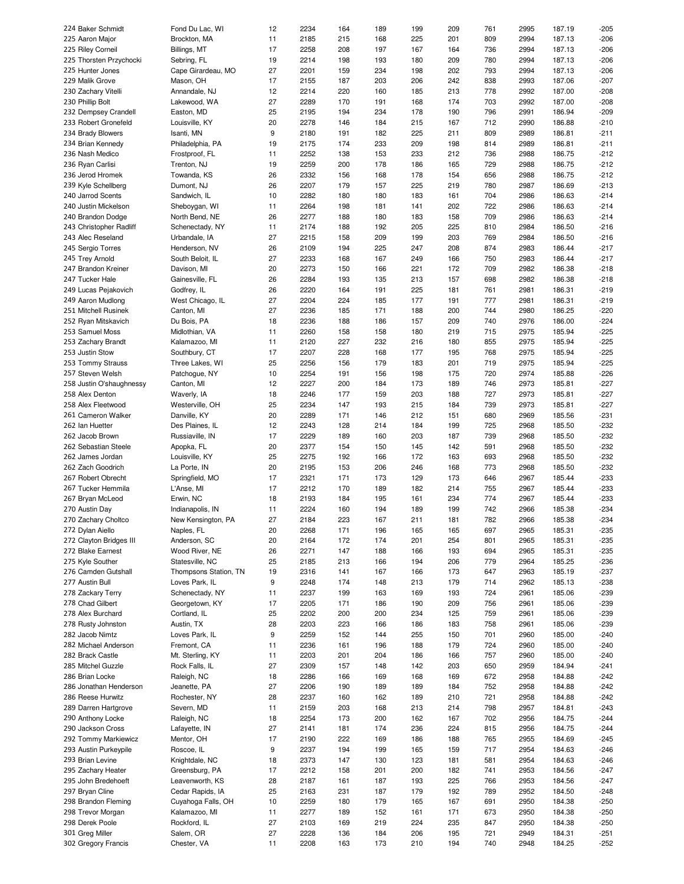| Rank Name | Hometown | Col3 | Col4 | G1 | G2 | G3 | G4 | Set | Total | Avg | +/- |
|---|---|---|---|---|---|---|---|---|---|---|---|
| 224 Baker Schmidt | Fond Du Lac, WI | 12 | 2234 | 164 | 189 | 199 | 209 | 761 | 2995 | 187.19 | -205 |
| 225 Aaron Major | Brockton, MA | 11 | 2185 | 215 | 168 | 225 | 201 | 809 | 2994 | 187.13 | -206 |
| 225 Riley Corneil | Billings, MT | 17 | 2258 | 208 | 197 | 167 | 164 | 736 | 2994 | 187.13 | -206 |
| 225 Thorsten Przychocki | Sebring, FL | 19 | 2214 | 198 | 193 | 180 | 209 | 780 | 2994 | 187.13 | -206 |
| 225 Hunter Jones | Cape Girardeau, MO | 27 | 2201 | 159 | 234 | 198 | 202 | 793 | 2994 | 187.13 | -206 |
| 229 Malik Grove | Mason, OH | 17 | 2155 | 187 | 203 | 206 | 242 | 838 | 2993 | 187.06 | -207 |
| 230 Zachary Vitelli | Annandale, NJ | 12 | 2214 | 220 | 160 | 185 | 213 | 778 | 2992 | 187.00 | -208 |
| 230 Phillip Bolt | Lakewood, WA | 27 | 2289 | 170 | 191 | 168 | 174 | 703 | 2992 | 187.00 | -208 |
| 232 Dempsey Crandell | Easton, MD | 25 | 2195 | 194 | 234 | 178 | 190 | 796 | 2991 | 186.94 | -209 |
| 233 Robert Gronefeld | Louisville, KY | 20 | 2278 | 146 | 184 | 215 | 167 | 712 | 2990 | 186.88 | -210 |
| 234 Brady Blowers | Isanti, MN | 9 | 2180 | 191 | 182 | 225 | 211 | 809 | 2989 | 186.81 | -211 |
| 234 Brian Kennedy | Philadelphia, PA | 19 | 2175 | 174 | 233 | 209 | 198 | 814 | 2989 | 186.81 | -211 |
| 236 Nash Medico | Frostproof, FL | 11 | 2252 | 138 | 153 | 233 | 212 | 736 | 2988 | 186.75 | -212 |
| 236 Ryan Carlisi | Trenton, NJ | 19 | 2259 | 200 | 178 | 186 | 165 | 729 | 2988 | 186.75 | -212 |
| 236 Jerod Hromek | Towanda, KS | 26 | 2332 | 156 | 168 | 178 | 154 | 656 | 2988 | 186.75 | -212 |
| 239 Kyle Schellberg | Dumont, NJ | 26 | 2207 | 179 | 157 | 225 | 219 | 780 | 2987 | 186.69 | -213 |
| 240 Jarrod Scents | Sandwich, IL | 10 | 2282 | 180 | 180 | 183 | 161 | 704 | 2986 | 186.63 | -214 |
| 240 Justin Mickelson | Sheboygan, WI | 11 | 2264 | 198 | 181 | 141 | 202 | 722 | 2986 | 186.63 | -214 |
| 240 Brandon Dodge | North Bend, NE | 26 | 2277 | 188 | 180 | 183 | 158 | 709 | 2986 | 186.63 | -214 |
| 243 Christopher Radliff | Schenectady, NY | 11 | 2174 | 188 | 192 | 205 | 225 | 810 | 2984 | 186.50 | -216 |
| 243 Alec Reseland | Urbandale, IA | 27 | 2215 | 158 | 209 | 199 | 203 | 769 | 2984 | 186.50 | -216 |
| 245 Sergio Torres | Henderson, NV | 26 | 2109 | 194 | 225 | 247 | 208 | 874 | 2983 | 186.44 | -217 |
| 245 Trey Arnold | South Beloit, IL | 27 | 2233 | 168 | 167 | 249 | 166 | 750 | 2983 | 186.44 | -217 |
| 247 Brandon Kreiner | Davison, MI | 20 | 2273 | 150 | 166 | 221 | 172 | 709 | 2982 | 186.38 | -218 |
| 247 Tucker Hale | Gainesville, FL | 26 | 2284 | 193 | 135 | 213 | 157 | 698 | 2982 | 186.38 | -218 |
| 249 Lucas Pejakovich | Godfrey, IL | 26 | 2220 | 164 | 191 | 225 | 181 | 761 | 2981 | 186.31 | -219 |
| 249 Aaron Mudlong | West Chicago, IL | 27 | 2204 | 224 | 185 | 177 | 191 | 777 | 2981 | 186.31 | -219 |
| 251 Mitchell Rusinek | Canton, MI | 27 | 2236 | 185 | 171 | 188 | 200 | 744 | 2980 | 186.25 | -220 |
| 252 Ryan Mitskavich | Du Bois, PA | 18 | 2236 | 188 | 186 | 157 | 209 | 740 | 2976 | 186.00 | -224 |
| 253 Samuel Moss | Midlothian, VA | 11 | 2260 | 158 | 158 | 180 | 219 | 715 | 2975 | 185.94 | -225 |
| 253 Zachary Brandt | Kalamazoo, MI | 11 | 2120 | 227 | 232 | 216 | 180 | 855 | 2975 | 185.94 | -225 |
| 253 Justin Stow | Southbury, CT | 17 | 2207 | 228 | 168 | 177 | 195 | 768 | 2975 | 185.94 | -225 |
| 253 Tommy Strauss | Three Lakes, WI | 25 | 2256 | 156 | 179 | 183 | 201 | 719 | 2975 | 185.94 | -225 |
| 257 Steven Welsh | Patchogue, NY | 10 | 2254 | 191 | 156 | 198 | 175 | 720 | 2974 | 185.88 | -226 |
| 258 Justin O'shaughnessy | Canton, MI | 12 | 2227 | 200 | 184 | 173 | 189 | 746 | 2973 | 185.81 | -227 |
| 258 Alex Denton | Waverly, IA | 18 | 2246 | 177 | 159 | 203 | 188 | 727 | 2973 | 185.81 | -227 |
| 258 Alex Fleetwood | Westerville, OH | 25 | 2234 | 147 | 193 | 215 | 184 | 739 | 2973 | 185.81 | -227 |
| 261 Cameron Walker | Danville, KY | 20 | 2289 | 171 | 146 | 212 | 151 | 680 | 2969 | 185.56 | -231 |
| 262 Ian Huetter | Des Plaines, IL | 12 | 2243 | 128 | 214 | 184 | 199 | 725 | 2968 | 185.50 | -232 |
| 262 Jacob Brown | Russiaville, IN | 17 | 2229 | 189 | 160 | 203 | 187 | 739 | 2968 | 185.50 | -232 |
| 262 Sebastian Steele | Apopka, FL | 20 | 2377 | 154 | 150 | 145 | 142 | 591 | 2968 | 185.50 | -232 |
| 262 James Jordan | Louisville, KY | 25 | 2275 | 192 | 166 | 172 | 163 | 693 | 2968 | 185.50 | -232 |
| 262 Zach Goodrich | La Porte, IN | 20 | 2195 | 153 | 206 | 246 | 168 | 773 | 2968 | 185.50 | -232 |
| 267 Robert Obrecht | Springfield, MO | 17 | 2321 | 171 | 173 | 129 | 173 | 646 | 2967 | 185.44 | -233 |
| 267 Tucker Hemmila | L'Anse, MI | 17 | 2212 | 170 | 189 | 182 | 214 | 755 | 2967 | 185.44 | -233 |
| 267 Bryan McLeod | Erwin, NC | 18 | 2193 | 184 | 195 | 161 | 234 | 774 | 2967 | 185.44 | -233 |
| 270 Austin Day | Indianapolis, IN | 11 | 2224 | 160 | 194 | 189 | 199 | 742 | 2966 | 185.38 | -234 |
| 270 Zachary Choltco | New Kensington, PA | 27 | 2184 | 223 | 167 | 211 | 181 | 782 | 2966 | 185.38 | -234 |
| 272 Dylan Aiello | Naples, FL | 20 | 2268 | 171 | 196 | 165 | 165 | 697 | 2965 | 185.31 | -235 |
| 272 Clayton Bridges III | Anderson, SC | 20 | 2164 | 172 | 174 | 201 | 254 | 801 | 2965 | 185.31 | -235 |
| 272 Blake Earnest | Wood River, NE | 26 | 2271 | 147 | 188 | 166 | 193 | 694 | 2965 | 185.31 | -235 |
| 275 Kyle Souther | Statesville, NC | 25 | 2185 | 213 | 166 | 194 | 206 | 779 | 2964 | 185.25 | -236 |
| 276 Camden Gutshall | Thompsons Station, TN | 19 | 2316 | 141 | 167 | 166 | 173 | 647 | 2963 | 185.19 | -237 |
| 277 Austin Bull | Loves Park, IL | 9 | 2248 | 174 | 148 | 213 | 179 | 714 | 2962 | 185.13 | -238 |
| 278 Zackary Terry | Schenectady, NY | 11 | 2237 | 199 | 163 | 169 | 193 | 724 | 2961 | 185.06 | -239 |
| 278 Chad Gilbert | Georgetown, KY | 17 | 2205 | 171 | 186 | 190 | 209 | 756 | 2961 | 185.06 | -239 |
| 278 Alex Burchard | Cortland, IL | 25 | 2202 | 200 | 200 | 234 | 125 | 759 | 2961 | 185.06 | -239 |
| 278 Rusty Johnston | Austin, TX | 28 | 2203 | 223 | 166 | 186 | 183 | 758 | 2961 | 185.06 | -239 |
| 282 Jacob Nimtz | Loves Park, IL | 9 | 2259 | 152 | 144 | 255 | 150 | 701 | 2960 | 185.00 | -240 |
| 282 Michael Anderson | Fremont, CA | 11 | 2236 | 161 | 196 | 188 | 179 | 724 | 2960 | 185.00 | -240 |
| 282 Brack Castle | Mt. Sterling, KY | 11 | 2203 | 201 | 204 | 186 | 166 | 757 | 2960 | 185.00 | -240 |
| 285 Mitchel Guzzle | Rock Falls, IL | 27 | 2309 | 157 | 148 | 142 | 203 | 650 | 2959 | 184.94 | -241 |
| 286 Brian Locke | Raleigh, NC | 18 | 2286 | 166 | 169 | 168 | 169 | 672 | 2958 | 184.88 | -242 |
| 286 Jonathan Henderson | Jeanette, PA | 27 | 2206 | 190 | 189 | 189 | 184 | 752 | 2958 | 184.88 | -242 |
| 286 Reese Hurwitz | Rochester, NY | 28 | 2237 | 160 | 162 | 189 | 210 | 721 | 2958 | 184.88 | -242 |
| 289 Darren Hartgrove | Severn, MD | 11 | 2159 | 203 | 168 | 213 | 214 | 798 | 2957 | 184.81 | -243 |
| 290 Anthony Locke | Raleigh, NC | 18 | 2254 | 173 | 200 | 162 | 167 | 702 | 2956 | 184.75 | -244 |
| 290 Jackson Cross | Lafayette, IN | 27 | 2141 | 181 | 174 | 236 | 224 | 815 | 2956 | 184.75 | -244 |
| 292 Tommy Markiewicz | Mentor, OH | 17 | 2190 | 222 | 169 | 186 | 188 | 765 | 2955 | 184.69 | -245 |
| 293 Austin Purkeypile | Roscoe, IL | 9 | 2237 | 194 | 199 | 165 | 159 | 717 | 2954 | 184.63 | -246 |
| 293 Brian Levine | Knightdale, NC | 18 | 2373 | 147 | 130 | 123 | 181 | 581 | 2954 | 184.63 | -246 |
| 295 Zachary Heater | Greensburg, PA | 17 | 2212 | 158 | 201 | 200 | 182 | 741 | 2953 | 184.56 | -247 |
| 295 John Bredehoeft | Leavenworth, KS | 28 | 2187 | 161 | 187 | 193 | 225 | 766 | 2953 | 184.56 | -247 |
| 297 Bryan Cline | Cedar Rapids, IA | 25 | 2163 | 231 | 187 | 179 | 192 | 789 | 2952 | 184.50 | -248 |
| 298 Brandon Fleming | Cuyahoga Falls, OH | 10 | 2259 | 180 | 179 | 165 | 167 | 691 | 2950 | 184.38 | -250 |
| 298 Trevor Morgan | Kalamazoo, MI | 11 | 2277 | 189 | 152 | 161 | 171 | 673 | 2950 | 184.38 | -250 |
| 298 Derek Poole | Rockford, IL | 27 | 2103 | 169 | 219 | 224 | 235 | 847 | 2950 | 184.38 | -250 |
| 301 Greg Miller | Salem, OR | 27 | 2228 | 136 | 184 | 206 | 195 | 721 | 2949 | 184.31 | -251 |
| 302 Gregory Francis | Chester, VA | 11 | 2208 | 163 | 173 | 210 | 194 | 740 | 2948 | 184.25 | -252 |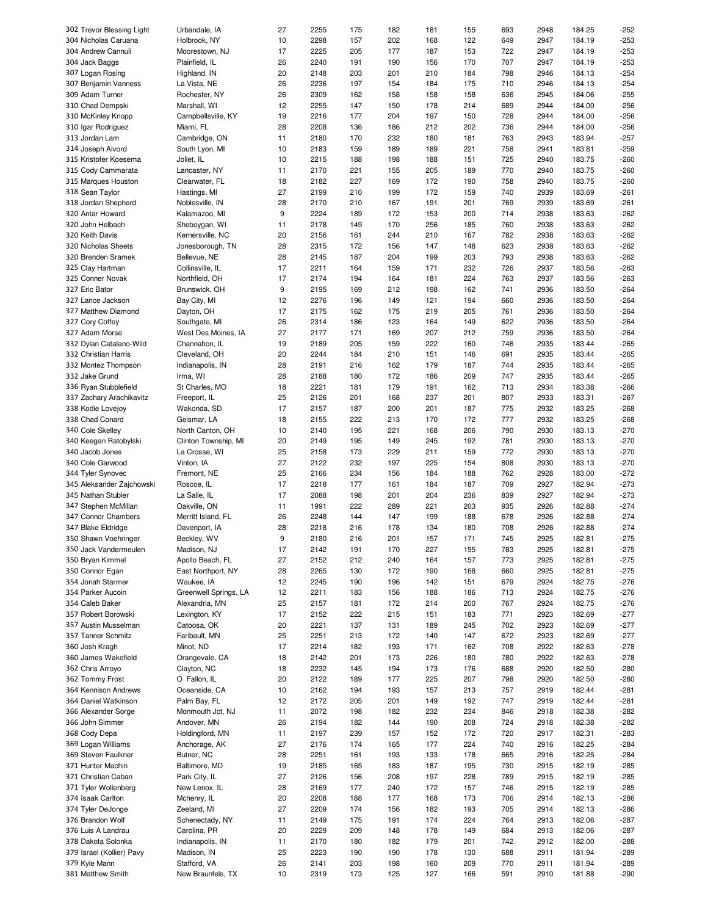| | | | | | | | | | | | | |
|---|---|---|---|---|---|---|---|---|---|---|---|---|
| 302 Trevor Blessing Light | Urbandale, IA | 27 | 2255 | 175 | 182 | 181 | 155 | 693 | 2948 | 184.25 | -252 |
| 304 Nicholas Caruana | Holbrook, NY | 10 | 2298 | 157 | 202 | 168 | 122 | 649 | 2947 | 184.19 | -253 |
| 304 Andrew Cannuli | Moorestown, NJ | 17 | 2225 | 205 | 177 | 187 | 153 | 722 | 2947 | 184.19 | -253 |
| 304 Jack Baggs | Plainfield, IL | 26 | 2240 | 191 | 190 | 156 | 170 | 707 | 2947 | 184.19 | -253 |
| 307 Logan Rosing | Highland, IN | 20 | 2148 | 203 | 201 | 210 | 184 | 798 | 2946 | 184.13 | -254 |
| 307 Benjamin Vanness | La Vista, NE | 26 | 2236 | 197 | 154 | 184 | 175 | 710 | 2946 | 184.13 | -254 |
| 309 Adam Turner | Rochester, NY | 26 | 2309 | 162 | 158 | 158 | 158 | 636 | 2945 | 184.06 | -255 |
| 310 Chad Dempski | Marshall, WI | 12 | 2255 | 147 | 150 | 178 | 214 | 689 | 2944 | 184.00 | -256 |
| 310 McKinley Knopp | Campbellsville, KY | 19 | 2216 | 177 | 204 | 197 | 150 | 728 | 2944 | 184.00 | -256 |
| 310 Igar Rodriguez | Miami, FL | 28 | 2208 | 136 | 186 | 212 | 202 | 736 | 2944 | 184.00 | -256 |
| 313 Jordan Lam | Cambridge, ON | 11 | 2180 | 170 | 232 | 180 | 181 | 763 | 2943 | 183.94 | -257 |
| 314 Joseph Alvord | South Lyon, MI | 10 | 2183 | 159 | 189 | 189 | 221 | 758 | 2941 | 183.81 | -259 |
| 315 Kristofer Koesema | Joliet, IL | 10 | 2215 | 188 | 198 | 188 | 151 | 725 | 2940 | 183.75 | -260 |
| 315 Cody Cammarata | Lancaster, NY | 11 | 2170 | 221 | 155 | 205 | 189 | 770 | 2940 | 183.75 | -260 |
| 315 Marques Houston | Clearwater, FL | 18 | 2182 | 227 | 169 | 172 | 190 | 758 | 2940 | 183.75 | -260 |
| 318 Sean Taylor | Hastings, MI | 27 | 2199 | 210 | 199 | 172 | 159 | 740 | 2939 | 183.69 | -261 |
| 318 Jordan Shepherd | Noblesville, IN | 28 | 2170 | 210 | 167 | 191 | 201 | 769 | 2939 | 183.69 | -261 |
| 320 Antar Howard | Kalamazoo, MI | 9 | 2224 | 189 | 172 | 153 | 200 | 714 | 2938 | 183.63 | -262 |
| 320 John Helbach | Sheboygan, WI | 11 | 2178 | 149 | 170 | 256 | 185 | 760 | 2938 | 183.63 | -262 |
| 320 Keith Davis | Kernersville, NC | 20 | 2156 | 161 | 244 | 210 | 167 | 782 | 2938 | 183.63 | -262 |
| 320 Nicholas Sheets | Jonesborough, TN | 28 | 2315 | 172 | 156 | 147 | 148 | 623 | 2938 | 183.63 | -262 |
| 320 Brenden Sramek | Bellevue, NE | 28 | 2145 | 187 | 204 | 199 | 203 | 793 | 2938 | 183.63 | -262 |
| 325 Clay Hartman | Collinsville, IL | 17 | 2211 | 164 | 159 | 171 | 232 | 726 | 2937 | 183.56 | -263 |
| 325 Conner Novak | Northfield, OH | 17 | 2174 | 194 | 164 | 181 | 224 | 763 | 2937 | 183.56 | -263 |
| 327 Eric Bator | Brunswick, OH | 9 | 2195 | 169 | 212 | 198 | 162 | 741 | 2936 | 183.50 | -264 |
| 327 Lance Jackson | Bay City, MI | 12 | 2276 | 196 | 149 | 121 | 194 | 660 | 2936 | 183.50 | -264 |
| 327 Matthew Diamond | Dayton, OH | 17 | 2175 | 162 | 175 | 219 | 205 | 761 | 2936 | 183.50 | -264 |
| 327 Cory Coffey | Southgate, MI | 26 | 2314 | 186 | 123 | 164 | 149 | 622 | 2936 | 183.50 | -264 |
| 327 Adam Morse | West Des Moines, IA | 27 | 2177 | 171 | 169 | 207 | 212 | 759 | 2936 | 183.50 | -264 |
| 332 Dylan Catalano-Wild | Channahon, IL | 19 | 2189 | 205 | 159 | 222 | 160 | 746 | 2935 | 183.44 | -265 |
| 332 Christian Harris | Cleveland, OH | 20 | 2244 | 184 | 210 | 151 | 146 | 691 | 2935 | 183.44 | -265 |
| 332 Montez Thompson | Indianapolis, IN | 28 | 2191 | 216 | 162 | 179 | 187 | 744 | 2935 | 183.44 | -265 |
| 332 Jake Grund | Irma, WI | 28 | 2188 | 180 | 172 | 186 | 209 | 747 | 2935 | 183.44 | -265 |
| 336 Ryan Stubblefield | St Charles, MO | 18 | 2221 | 181 | 179 | 191 | 162 | 713 | 2934 | 183.38 | -266 |
| 337 Zachary Arachikavitz | Freeport, IL | 25 | 2126 | 201 | 168 | 237 | 201 | 807 | 2933 | 183.31 | -267 |
| 338 Kodie Lovejoy | Wakonda, SD | 17 | 2157 | 187 | 200 | 201 | 187 | 775 | 2932 | 183.25 | -268 |
| 338 Chad Conard | Geismar, LA | 18 | 2155 | 222 | 213 | 170 | 172 | 777 | 2932 | 183.25 | -268 |
| 340 Cole Skelley | North Canton, OH | 10 | 2140 | 195 | 221 | 168 | 206 | 790 | 2930 | 183.13 | -270 |
| 340 Keegan Ratobylski | Clinton Township, MI | 20 | 2149 | 195 | 149 | 245 | 192 | 781 | 2930 | 183.13 | -270 |
| 340 Jacob Jones | La Crosse, WI | 25 | 2158 | 173 | 229 | 211 | 159 | 772 | 2930 | 183.13 | -270 |
| 340 Cole Garwood | Vinton, IA | 27 | 2122 | 232 | 197 | 225 | 154 | 808 | 2930 | 183.13 | -270 |
| 344 Tyler Synovec | Fremont, NE | 25 | 2166 | 234 | 156 | 184 | 188 | 762 | 2928 | 183.00 | -272 |
| 345 Aleksander Zajchowski | Roscoe, IL | 17 | 2218 | 177 | 161 | 184 | 187 | 709 | 2927 | 182.94 | -273 |
| 345 Nathan Stubler | La Salle, IL | 17 | 2088 | 198 | 201 | 204 | 236 | 839 | 2927 | 182.94 | -273 |
| 347 Stephen McMillan | Oakville, ON | 11 | 1991 | 222 | 289 | 221 | 203 | 935 | 2926 | 182.88 | -274 |
| 347 Connor Chambers | Merritt Island, FL | 26 | 2248 | 144 | 147 | 199 | 188 | 678 | 2926 | 182.88 | -274 |
| 347 Blake Eldridge | Davenport, IA | 28 | 2218 | 216 | 178 | 134 | 180 | 708 | 2926 | 182.88 | -274 |
| 350 Shawn Voehringer | Beckley, WV | 9 | 2180 | 216 | 201 | 157 | 171 | 745 | 2925 | 182.81 | -275 |
| 350 Jack Vandermeulen | Madison, NJ | 17 | 2142 | 191 | 170 | 227 | 195 | 783 | 2925 | 182.81 | -275 |
| 350 Bryan Kimmel | Apollo Beach, FL | 27 | 2152 | 212 | 240 | 164 | 157 | 773 | 2925 | 182.81 | -275 |
| 350 Connor Egan | East Northport, NY | 28 | 2265 | 130 | 172 | 190 | 168 | 660 | 2925 | 182.81 | -275 |
| 354 Jonah Starmer | Waukee, IA | 12 | 2245 | 190 | 196 | 142 | 151 | 679 | 2924 | 182.75 | -276 |
| 354 Parker Aucoin | Greenwell Springs, LA | 12 | 2211 | 183 | 156 | 188 | 186 | 713 | 2924 | 182.75 | -276 |
| 354 Caleb Baker | Alexandria, MN | 25 | 2157 | 181 | 172 | 214 | 200 | 767 | 2924 | 182.75 | -276 |
| 357 Robert Borowski | Lexington, KY | 17 | 2152 | 222 | 215 | 151 | 183 | 771 | 2923 | 182.69 | -277 |
| 357 Austin Musselman | Catoosa, OK | 20 | 2221 | 137 | 131 | 189 | 245 | 702 | 2923 | 182.69 | -277 |
| 357 Tanner Schmitz | Faribault, MN | 25 | 2251 | 213 | 172 | 140 | 147 | 672 | 2923 | 182.69 | -277 |
| 360 Josh Kragh | Minot, ND | 17 | 2214 | 182 | 193 | 171 | 162 | 708 | 2922 | 182.63 | -278 |
| 360 James Wakefield | Orangevale, CA | 18 | 2142 | 201 | 173 | 226 | 180 | 780 | 2922 | 182.63 | -278 |
| 362 Chris Arroyo | Clayton, NC | 18 | 2232 | 145 | 194 | 173 | 176 | 688 | 2920 | 182.50 | -280 |
| 362 Tommy Frost | O Fallon, IL | 20 | 2122 | 189 | 177 | 225 | 207 | 798 | 2920 | 182.50 | -280 |
| 364 Kennison Andrews | Oceanside, CA | 10 | 2162 | 194 | 193 | 157 | 213 | 757 | 2919 | 182.44 | -281 |
| 364 Daniel Watkinson | Palm Bay, FL | 12 | 2172 | 205 | 201 | 149 | 192 | 747 | 2919 | 182.44 | -281 |
| 366 Alexander Sorge | Monmouth Jct, NJ | 11 | 2072 | 198 | 182 | 232 | 234 | 846 | 2918 | 182.38 | -282 |
| 366 John Simmer | Andover, MN | 26 | 2194 | 182 | 144 | 190 | 208 | 724 | 2918 | 182.38 | -282 |
| 368 Cody Depa | Holdingford, MN | 11 | 2197 | 239 | 157 | 152 | 172 | 720 | 2917 | 182.31 | -283 |
| 369 Logan Williams | Anchorage, AK | 27 | 2176 | 174 | 165 | 177 | 224 | 740 | 2916 | 182.25 | -284 |
| 369 Steven Faulkner | Butner, NC | 28 | 2251 | 161 | 193 | 133 | 178 | 665 | 2916 | 182.25 | -284 |
| 371 Hunter Machin | Baltimore, MD | 19 | 2185 | 165 | 183 | 187 | 195 | 730 | 2915 | 182.19 | -285 |
| 371 Christian Caban | Park City, IL | 27 | 2126 | 156 | 208 | 197 | 228 | 789 | 2915 | 182.19 | -285 |
| 371 Tyler Wollenberg | New Lenox, IL | 28 | 2169 | 177 | 240 | 172 | 157 | 746 | 2915 | 182.19 | -285 |
| 374 Isaak Carlton | Mchenry, IL | 20 | 2208 | 188 | 177 | 168 | 173 | 706 | 2914 | 182.13 | -286 |
| 374 Tyler DeJonge | Zeeland, MI | 27 | 2209 | 174 | 156 | 182 | 193 | 705 | 2914 | 182.13 | -286 |
| 376 Brandon Wolf | Schenectady, NY | 11 | 2149 | 175 | 191 | 174 | 224 | 764 | 2913 | 182.06 | -287 |
| 376 Luis A Landrau | Carolina, PR | 20 | 2229 | 209 | 148 | 178 | 149 | 684 | 2913 | 182.06 | -287 |
| 378 Dakota Solonka | Indianapolis, IN | 11 | 2170 | 180 | 182 | 179 | 201 | 742 | 2912 | 182.00 | -288 |
| 379 Israel (Kollier) Pavy | Madison, IN | 25 | 2223 | 190 | 190 | 178 | 130 | 688 | 2911 | 181.94 | -289 |
| 379 Kyle Mann | Stafford, VA | 26 | 2141 | 203 | 198 | 160 | 209 | 770 | 2911 | 181.94 | -289 |
| 381 Matthew Smith | New Braunfels, TX | 10 | 2319 | 173 | 125 | 127 | 166 | 591 | 2910 | 181.88 | -290 |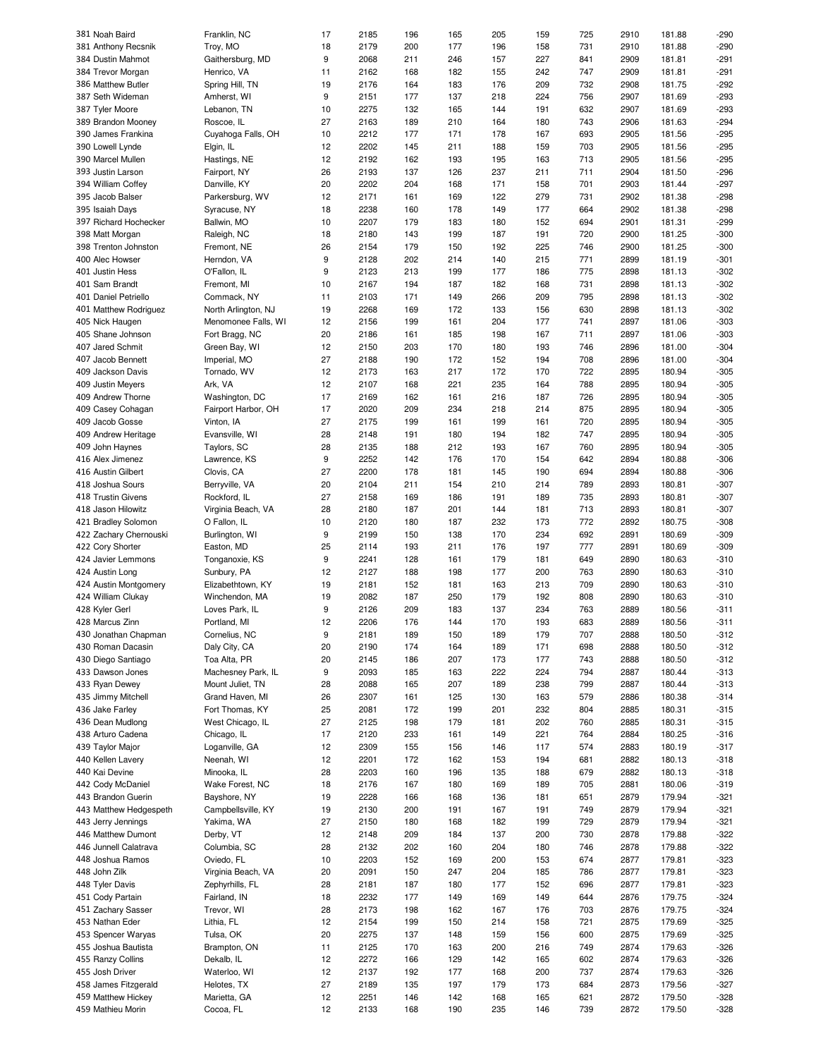| | | | | | | | | | | | |
|---|---|---|---|---|---|---|---|---|---|---|---|
| 381 Noah Baird | Franklin, NC | 17 | 2185 | 196 | 165 | 205 | 159 | 725 | 2910 | 181.88 | -290 |
| 381 Anthony Recsnik | Troy, MO | 18 | 2179 | 200 | 177 | 196 | 158 | 731 | 2910 | 181.88 | -290 |
| 384 Dustin Mahmot | Gaithersburg, MD | 9 | 2068 | 211 | 246 | 157 | 227 | 841 | 2909 | 181.81 | -291 |
| 384 Trevor Morgan | Henrico, VA | 11 | 2162 | 168 | 182 | 155 | 242 | 747 | 2909 | 181.81 | -291 |
| 386 Matthew Butler | Spring Hill, TN | 19 | 2176 | 164 | 183 | 176 | 209 | 732 | 2908 | 181.75 | -292 |
| 387 Seth Wideman | Amherst, WI | 9 | 2151 | 177 | 137 | 218 | 224 | 756 | 2907 | 181.69 | -293 |
| 387 Tyler Moore | Lebanon, TN | 10 | 2275 | 132 | 165 | 144 | 191 | 632 | 2907 | 181.69 | -293 |
| 389 Brandon Mooney | Roscoe, IL | 27 | 2163 | 189 | 210 | 164 | 180 | 743 | 2906 | 181.63 | -294 |
| 390 James Frankina | Cuyahoga Falls, OH | 10 | 2212 | 177 | 171 | 178 | 167 | 693 | 2905 | 181.56 | -295 |
| 390 Lowell Lynde | Elgin, IL | 12 | 2202 | 145 | 211 | 188 | 159 | 703 | 2905 | 181.56 | -295 |
| 390 Marcel Mullen | Hastings, NE | 12 | 2192 | 162 | 193 | 195 | 163 | 713 | 2905 | 181.56 | -295 |
| 393 Justin Larson | Fairport, NY | 26 | 2193 | 137 | 126 | 237 | 211 | 711 | 2904 | 181.50 | -296 |
| 394 William Coffey | Danville, KY | 20 | 2202 | 204 | 168 | 171 | 158 | 701 | 2903 | 181.44 | -297 |
| 395 Jacob Balser | Parkersburg, WV | 12 | 2171 | 161 | 169 | 122 | 279 | 731 | 2902 | 181.38 | -298 |
| 395 Isaiah Days | Syracuse, NY | 18 | 2238 | 160 | 178 | 149 | 177 | 664 | 2902 | 181.38 | -298 |
| 397 Richard Hochecker | Ballwin, MO | 10 | 2207 | 179 | 183 | 180 | 152 | 694 | 2901 | 181.31 | -299 |
| 398 Matt Morgan | Raleigh, NC | 18 | 2180 | 143 | 199 | 187 | 191 | 720 | 2900 | 181.25 | -300 |
| 398 Trenton Johnston | Fremont, NE | 26 | 2154 | 179 | 150 | 192 | 225 | 746 | 2900 | 181.25 | -300 |
| 400 Alec Howser | Herndon, VA | 9 | 2128 | 202 | 214 | 140 | 215 | 771 | 2899 | 181.19 | -301 |
| 401 Justin Hess | O'Fallon, IL | 9 | 2123 | 213 | 199 | 177 | 186 | 775 | 2898 | 181.13 | -302 |
| 401 Sam Brandt | Fremont, MI | 10 | 2167 | 194 | 187 | 182 | 168 | 731 | 2898 | 181.13 | -302 |
| 401 Daniel Petriello | Commack, NY | 11 | 2103 | 171 | 149 | 266 | 209 | 795 | 2898 | 181.13 | -302 |
| 401 Matthew Rodriguez | North Arlington, NJ | 19 | 2268 | 169 | 172 | 133 | 156 | 630 | 2898 | 181.13 | -302 |
| 405 Nick Haugen | Menomonee Falls, WI | 12 | 2156 | 199 | 161 | 204 | 177 | 741 | 2897 | 181.06 | -303 |
| 405 Shane Johnson | Fort Bragg, NC | 20 | 2186 | 161 | 185 | 198 | 167 | 711 | 2897 | 181.06 | -303 |
| 407 Jared Schmit | Green Bay, WI | 12 | 2150 | 203 | 170 | 180 | 193 | 746 | 2896 | 181.00 | -304 |
| 407 Jacob Bennett | Imperial, MO | 27 | 2188 | 190 | 172 | 152 | 194 | 708 | 2896 | 181.00 | -304 |
| 409 Jackson Davis | Tornado, WV | 12 | 2173 | 163 | 217 | 172 | 170 | 722 | 2895 | 180.94 | -305 |
| 409 Justin Meyers | Ark, VA | 12 | 2107 | 168 | 221 | 235 | 164 | 788 | 2895 | 180.94 | -305 |
| 409 Andrew Thorne | Washington, DC | 17 | 2169 | 162 | 161 | 216 | 187 | 726 | 2895 | 180.94 | -305 |
| 409 Casey Cohagan | Fairport Harbor, OH | 17 | 2020 | 209 | 234 | 218 | 214 | 875 | 2895 | 180.94 | -305 |
| 409 Jacob Gosse | Vinton, IA | 27 | 2175 | 199 | 161 | 199 | 161 | 720 | 2895 | 180.94 | -305 |
| 409 Andrew Heritage | Evansville, WI | 28 | 2148 | 191 | 180 | 194 | 182 | 747 | 2895 | 180.94 | -305 |
| 409 John Haynes | Taylors, SC | 28 | 2135 | 188 | 212 | 193 | 167 | 760 | 2895 | 180.94 | -305 |
| 416 Alex Jimenez | Lawrence, KS | 9 | 2252 | 142 | 176 | 170 | 154 | 642 | 2894 | 180.88 | -306 |
| 416 Austin Gilbert | Clovis, CA | 27 | 2200 | 178 | 181 | 145 | 190 | 694 | 2894 | 180.88 | -306 |
| 418 Joshua Sours | Berryville, VA | 20 | 2104 | 211 | 154 | 210 | 214 | 789 | 2893 | 180.81 | -307 |
| 418 Trustin Givens | Rockford, IL | 27 | 2158 | 169 | 186 | 191 | 189 | 735 | 2893 | 180.81 | -307 |
| 418 Jason Hilowitz | Virginia Beach, VA | 28 | 2180 | 187 | 201 | 144 | 181 | 713 | 2893 | 180.81 | -307 |
| 421 Bradley Solomon | O Fallon, IL | 10 | 2120 | 180 | 187 | 232 | 173 | 772 | 2892 | 180.75 | -308 |
| 422 Zachary Chernouski | Burlington, WI | 9 | 2199 | 150 | 138 | 170 | 234 | 692 | 2891 | 180.69 | -309 |
| 422 Cory Shorter | Easton, MD | 25 | 2114 | 193 | 211 | 176 | 197 | 777 | 2891 | 180.69 | -309 |
| 424 Javier Lemmons | Tonganoxie, KS | 9 | 2241 | 128 | 161 | 179 | 181 | 649 | 2890 | 180.63 | -310 |
| 424 Austin Long | Sunbury, PA | 12 | 2127 | 188 | 198 | 177 | 200 | 763 | 2890 | 180.63 | -310 |
| 424 Austin Montgomery | Elizabethtown, KY | 19 | 2181 | 152 | 181 | 163 | 213 | 709 | 2890 | 180.63 | -310 |
| 424 William Clukay | Winchendon, MA | 19 | 2082 | 187 | 250 | 179 | 192 | 808 | 2890 | 180.63 | -310 |
| 428 Kyler Gerl | Loves Park, IL | 9 | 2126 | 209 | 183 | 137 | 234 | 763 | 2889 | 180.56 | -311 |
| 428 Marcus Zinn | Portland, MI | 12 | 2206 | 176 | 144 | 170 | 193 | 683 | 2889 | 180.56 | -311 |
| 430 Jonathan Chapman | Cornelius, NC | 9 | 2181 | 189 | 150 | 189 | 179 | 707 | 2888 | 180.50 | -312 |
| 430 Roman Dacasin | Daly City, CA | 20 | 2190 | 174 | 164 | 189 | 171 | 698 | 2888 | 180.50 | -312 |
| 430 Diego Santiago | Toa Alta, PR | 20 | 2145 | 186 | 207 | 173 | 177 | 743 | 2888 | 180.50 | -312 |
| 433 Dawson Jones | Machesney Park, IL | 9 | 2093 | 185 | 163 | 222 | 224 | 794 | 2887 | 180.44 | -313 |
| 433 Ryan Dewey | Mount Juliet, TN | 28 | 2088 | 165 | 207 | 189 | 238 | 799 | 2887 | 180.44 | -313 |
| 435 Jimmy Mitchell | Grand Haven, MI | 26 | 2307 | 161 | 125 | 130 | 163 | 579 | 2886 | 180.38 | -314 |
| 436 Jake Farley | Fort Thomas, KY | 25 | 2081 | 172 | 199 | 201 | 232 | 804 | 2885 | 180.31 | -315 |
| 436 Dean Mudlong | West Chicago, IL | 27 | 2125 | 198 | 179 | 181 | 202 | 760 | 2885 | 180.31 | -315 |
| 438 Arturo Cadena | Chicago, IL | 17 | 2120 | 233 | 161 | 149 | 221 | 764 | 2884 | 180.25 | -316 |
| 439 Taylor Major | Loganville, GA | 12 | 2309 | 155 | 156 | 146 | 117 | 574 | 2883 | 180.19 | -317 |
| 440 Kellen Lavery | Neenah, WI | 12 | 2201 | 172 | 162 | 153 | 194 | 681 | 2882 | 180.13 | -318 |
| 440 Kai Devine | Minooka, IL | 28 | 2203 | 160 | 196 | 135 | 188 | 679 | 2882 | 180.13 | -318 |
| 442 Cody McDaniel | Wake Forest, NC | 18 | 2176 | 167 | 180 | 169 | 189 | 705 | 2881 | 180.06 | -319 |
| 443 Brandon Guerin | Bayshore, NY | 19 | 2228 | 166 | 168 | 136 | 181 | 651 | 2879 | 179.94 | -321 |
| 443 Matthew Hedgespeth | Campbellsville, KY | 19 | 2130 | 200 | 191 | 167 | 191 | 749 | 2879 | 179.94 | -321 |
| 443 Jerry Jennings | Yakima, WA | 27 | 2150 | 180 | 168 | 182 | 199 | 729 | 2879 | 179.94 | -321 |
| 446 Matthew Dumont | Derby, VT | 12 | 2148 | 209 | 184 | 137 | 200 | 730 | 2878 | 179.88 | -322 |
| 446 Junnell Calatrava | Columbia, SC | 28 | 2132 | 202 | 160 | 204 | 180 | 746 | 2878 | 179.88 | -322 |
| 448 Joshua Ramos | Oviedo, FL | 10 | 2203 | 152 | 169 | 200 | 153 | 674 | 2877 | 179.81 | -323 |
| 448 John Zilk | Virginia Beach, VA | 20 | 2091 | 150 | 247 | 204 | 185 | 786 | 2877 | 179.81 | -323 |
| 448 Tyler Davis | Zephyrhills, FL | 28 | 2181 | 187 | 180 | 177 | 152 | 696 | 2877 | 179.81 | -323 |
| 451 Cody Partain | Fairland, IN | 18 | 2232 | 177 | 149 | 169 | 149 | 644 | 2876 | 179.75 | -324 |
| 451 Zachary Sasser | Trevor, WI | 28 | 2173 | 198 | 162 | 167 | 176 | 703 | 2876 | 179.75 | -324 |
| 453 Nathan Eder | Lithia, FL | 12 | 2154 | 199 | 150 | 214 | 158 | 721 | 2875 | 179.69 | -325 |
| 453 Spencer Waryas | Tulsa, OK | 20 | 2275 | 137 | 148 | 159 | 156 | 600 | 2875 | 179.69 | -325 |
| 455 Joshua Bautista | Brampton, ON | 11 | 2125 | 170 | 163 | 200 | 216 | 749 | 2874 | 179.63 | -326 |
| 455 Ranzy Collins | Dekalb, IL | 12 | 2272 | 166 | 129 | 142 | 165 | 602 | 2874 | 179.63 | -326 |
| 455 Josh Driver | Waterloo, WI | 12 | 2137 | 192 | 177 | 168 | 200 | 737 | 2874 | 179.63 | -326 |
| 458 James Fitzgerald | Helotes, TX | 27 | 2189 | 135 | 197 | 179 | 173 | 684 | 2873 | 179.56 | -327 |
| 459 Matthew Hickey | Marietta, GA | 12 | 2251 | 146 | 142 | 168 | 165 | 621 | 2872 | 179.50 | -328 |
| 459 Mathieu Morin | Cocoa, FL | 12 | 2133 | 168 | 190 | 235 | 146 | 739 | 2872 | 179.50 | -328 |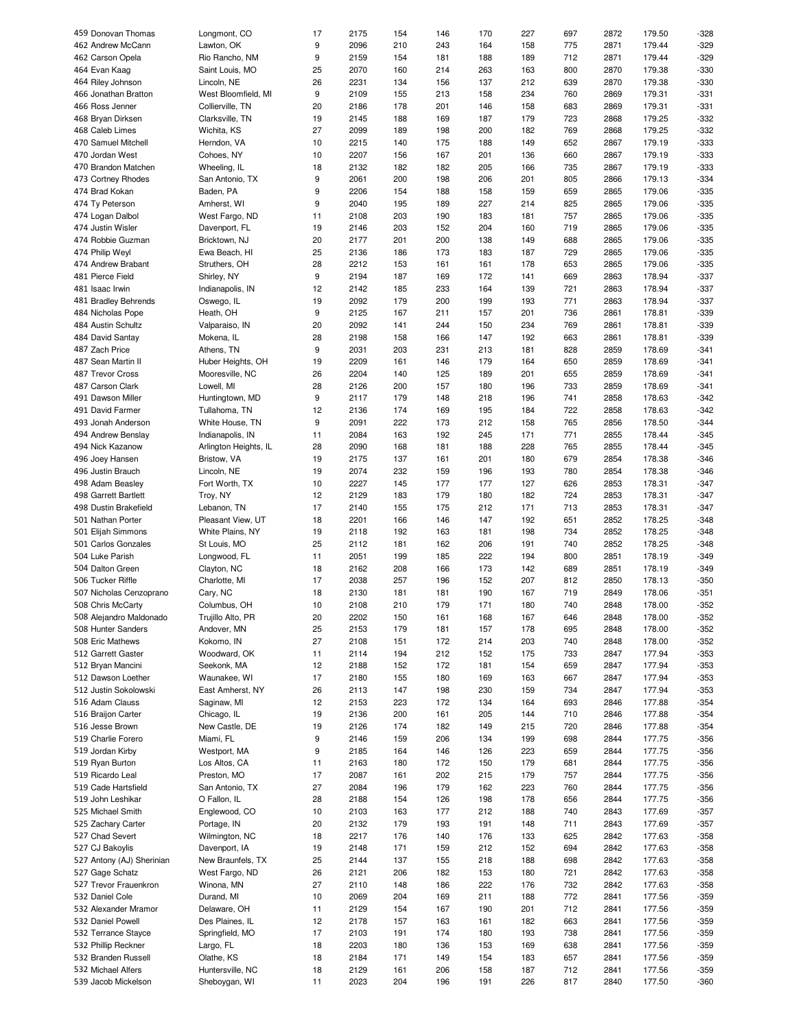| | | | | | | | | | | | |
|---|---|---|---|---|---|---|---|---|---|---|---|
| 459 Donovan Thomas | Longmont, CO | 17 | 2175 | 154 | 146 | 170 | 227 | 697 | 2872 | 179.50 | -328 |
| 462 Andrew McCann | Lawton, OK | 9 | 2096 | 210 | 243 | 164 | 158 | 775 | 2871 | 179.44 | -329 |
| 462 Carson Opela | Rio Rancho, NM | 9 | 2159 | 154 | 181 | 188 | 189 | 712 | 2871 | 179.44 | -329 |
| 464 Evan Kaag | Saint Louis, MO | 25 | 2070 | 160 | 214 | 263 | 163 | 800 | 2870 | 179.38 | -330 |
| 464 Riley Johnson | Lincoln, NE | 26 | 2231 | 134 | 156 | 137 | 212 | 639 | 2870 | 179.38 | -330 |
| 466 Jonathan Bratton | West Bloomfield, MI | 9 | 2109 | 155 | 213 | 158 | 234 | 760 | 2869 | 179.31 | -331 |
| 466 Ross Jenner | Collierville, TN | 20 | 2186 | 178 | 201 | 146 | 158 | 683 | 2869 | 179.31 | -331 |
| 468 Bryan Dirksen | Clarksville, TN | 19 | 2145 | 188 | 169 | 187 | 179 | 723 | 2868 | 179.25 | -332 |
| 468 Caleb Limes | Wichita, KS | 27 | 2099 | 189 | 198 | 200 | 182 | 769 | 2868 | 179.25 | -332 |
| 470 Samuel Mitchell | Herndon, VA | 10 | 2215 | 140 | 175 | 188 | 149 | 652 | 2867 | 179.19 | -333 |
| 470 Jordan West | Cohoes, NY | 10 | 2207 | 156 | 167 | 201 | 136 | 660 | 2867 | 179.19 | -333 |
| 470 Brandon Matchen | Wheeling, IL | 18 | 2132 | 182 | 182 | 205 | 166 | 735 | 2867 | 179.19 | -333 |
| 473 Cortney Rhodes | San Antonio, TX | 9 | 2061 | 200 | 198 | 206 | 201 | 805 | 2866 | 179.13 | -334 |
| 474 Brad Kokan | Baden, PA | 9 | 2206 | 154 | 188 | 158 | 159 | 659 | 2865 | 179.06 | -335 |
| 474 Ty Peterson | Amherst, WI | 9 | 2040 | 195 | 189 | 227 | 214 | 825 | 2865 | 179.06 | -335 |
| 474 Logan Dalbol | West Fargo, ND | 11 | 2108 | 203 | 190 | 183 | 181 | 757 | 2865 | 179.06 | -335 |
| 474 Justin Wisler | Davenport, FL | 19 | 2146 | 203 | 152 | 204 | 160 | 719 | 2865 | 179.06 | -335 |
| 474 Robbie Guzman | Bricktown, NJ | 20 | 2177 | 201 | 200 | 138 | 149 | 688 | 2865 | 179.06 | -335 |
| 474 Philip Weyl | Ewa Beach, HI | 25 | 2136 | 186 | 173 | 183 | 187 | 729 | 2865 | 179.06 | -335 |
| 474 Andrew Brabant | Struthers, OH | 28 | 2212 | 153 | 161 | 161 | 178 | 653 | 2865 | 179.06 | -335 |
| 481 Pierce Field | Shirley, NY | 9 | 2194 | 187 | 169 | 172 | 141 | 669 | 2863 | 178.94 | -337 |
| 481 Isaac Irwin | Indianapolis, IN | 12 | 2142 | 185 | 233 | 164 | 139 | 721 | 2863 | 178.94 | -337 |
| 481 Bradley Behrends | Oswego, IL | 19 | 2092 | 179 | 200 | 199 | 193 | 771 | 2863 | 178.94 | -337 |
| 484 Nicholas Pope | Heath, OH | 9 | 2125 | 167 | 211 | 157 | 201 | 736 | 2861 | 178.81 | -339 |
| 484 Austin Schultz | Valparaiso, IN | 20 | 2092 | 141 | 244 | 150 | 234 | 769 | 2861 | 178.81 | -339 |
| 484 David Santay | Mokena, IL | 28 | 2198 | 158 | 166 | 147 | 192 | 663 | 2861 | 178.81 | -339 |
| 487 Zach Price | Athens, TN | 9 | 2031 | 203 | 231 | 213 | 181 | 828 | 2859 | 178.69 | -341 |
| 487 Sean Martin II | Huber Heights, OH | 19 | 2209 | 161 | 146 | 179 | 164 | 650 | 2859 | 178.69 | -341 |
| 487 Trevor Cross | Mooresville, NC | 26 | 2204 | 140 | 125 | 189 | 201 | 655 | 2859 | 178.69 | -341 |
| 487 Carson Clark | Lowell, MI | 28 | 2126 | 200 | 157 | 180 | 196 | 733 | 2859 | 178.69 | -341 |
| 491 Dawson Miller | Huntingtown, MD | 9 | 2117 | 179 | 148 | 218 | 196 | 741 | 2858 | 178.63 | -342 |
| 491 David Farmer | Tullahoma, TN | 12 | 2136 | 174 | 169 | 195 | 184 | 722 | 2858 | 178.63 | -342 |
| 493 Jonah Anderson | White House, TN | 9 | 2091 | 222 | 173 | 212 | 158 | 765 | 2856 | 178.50 | -344 |
| 494 Andrew Benslay | Indianapolis, IN | 11 | 2084 | 163 | 192 | 245 | 171 | 771 | 2855 | 178.44 | -345 |
| 494 Nick Kazanow | Arlington Heights, IL | 28 | 2090 | 168 | 181 | 188 | 228 | 765 | 2855 | 178.44 | -345 |
| 496 Joey Hansen | Bristow, VA | 19 | 2175 | 137 | 161 | 201 | 180 | 679 | 2854 | 178.38 | -346 |
| 496 Justin Brauch | Lincoln, NE | 19 | 2074 | 232 | 159 | 196 | 193 | 780 | 2854 | 178.38 | -346 |
| 498 Adam Beasley | Fort Worth, TX | 10 | 2227 | 145 | 177 | 177 | 127 | 626 | 2853 | 178.31 | -347 |
| 498 Garrett Bartlett | Troy, NY | 12 | 2129 | 183 | 179 | 180 | 182 | 724 | 2853 | 178.31 | -347 |
| 498 Dustin Brakefield | Lebanon, TN | 17 | 2140 | 155 | 175 | 212 | 171 | 713 | 2853 | 178.31 | -347 |
| 501 Nathan Porter | Pleasant View, UT | 18 | 2201 | 166 | 146 | 147 | 192 | 651 | 2852 | 178.25 | -348 |
| 501 Elijah Simmons | White Plains, NY | 19 | 2118 | 192 | 163 | 181 | 198 | 734 | 2852 | 178.25 | -348 |
| 501 Carlos Gonzales | St Louis, MO | 25 | 2112 | 181 | 162 | 206 | 191 | 740 | 2852 | 178.25 | -348 |
| 504 Luke Parish | Longwood, FL | 11 | 2051 | 199 | 185 | 222 | 194 | 800 | 2851 | 178.19 | -349 |
| 504 Dalton Green | Clayton, NC | 18 | 2162 | 208 | 166 | 173 | 142 | 689 | 2851 | 178.19 | -349 |
| 506 Tucker Riffle | Charlotte, MI | 17 | 2038 | 257 | 196 | 152 | 207 | 812 | 2850 | 178.13 | -350 |
| 507 Nicholas Cenzoprano | Cary, NC | 18 | 2130 | 181 | 181 | 190 | 167 | 719 | 2849 | 178.06 | -351 |
| 508 Chris McCarty | Columbus, OH | 10 | 2108 | 210 | 179 | 171 | 180 | 740 | 2848 | 178.00 | -352 |
| 508 Alejandro Maldonado | Trujillo Alto, PR | 20 | 2202 | 150 | 161 | 168 | 167 | 646 | 2848 | 178.00 | -352 |
| 508 Hunter Sanders | Andover, MN | 25 | 2153 | 179 | 181 | 157 | 178 | 695 | 2848 | 178.00 | -352 |
| 508 Eric Mathews | Kokomo, IN | 27 | 2108 | 151 | 172 | 214 | 203 | 740 | 2848 | 178.00 | -352 |
| 512 Garrett Gaster | Woodward, OK | 11 | 2114 | 194 | 212 | 152 | 175 | 733 | 2847 | 177.94 | -353 |
| 512 Bryan Mancini | Seekonk, MA | 12 | 2188 | 152 | 172 | 181 | 154 | 659 | 2847 | 177.94 | -353 |
| 512 Dawson Loether | Waunakee, WI | 17 | 2180 | 155 | 180 | 169 | 163 | 667 | 2847 | 177.94 | -353 |
| 512 Justin Sokolowski | East Amherst, NY | 26 | 2113 | 147 | 198 | 230 | 159 | 734 | 2847 | 177.94 | -353 |
| 516 Adam Clauss | Saginaw, MI | 12 | 2153 | 223 | 172 | 134 | 164 | 693 | 2846 | 177.88 | -354 |
| 516 Braijon Carter | Chicago, IL | 19 | 2136 | 200 | 161 | 205 | 144 | 710 | 2846 | 177.88 | -354 |
| 516 Jesse Brown | New Castle, DE | 19 | 2126 | 174 | 182 | 149 | 215 | 720 | 2846 | 177.88 | -354 |
| 519 Charlie Forero | Miami, FL | 9 | 2146 | 159 | 206 | 134 | 199 | 698 | 2844 | 177.75 | -356 |
| 519 Jordan Kirby | Westport, MA | 9 | 2185 | 164 | 146 | 126 | 223 | 659 | 2844 | 177.75 | -356 |
| 519 Ryan Burton | Los Altos, CA | 11 | 2163 | 180 | 172 | 150 | 179 | 681 | 2844 | 177.75 | -356 |
| 519 Ricardo Leal | Preston, MO | 17 | 2087 | 161 | 202 | 215 | 179 | 757 | 2844 | 177.75 | -356 |
| 519 Cade Hartsfield | San Antonio, TX | 27 | 2084 | 196 | 179 | 162 | 223 | 760 | 2844 | 177.75 | -356 |
| 519 John Leshikar | O Fallon, IL | 28 | 2188 | 154 | 126 | 198 | 178 | 656 | 2844 | 177.75 | -356 |
| 525 Michael Smith | Englewood, CO | 10 | 2103 | 163 | 177 | 212 | 188 | 740 | 2843 | 177.69 | -357 |
| 525 Zachary Carter | Portage, IN | 20 | 2132 | 179 | 193 | 191 | 148 | 711 | 2843 | 177.69 | -357 |
| 527 Chad Severt | Wilmington, NC | 18 | 2217 | 176 | 140 | 176 | 133 | 625 | 2842 | 177.63 | -358 |
| 527 CJ Bakoylis | Davenport, IA | 19 | 2148 | 171 | 159 | 212 | 152 | 694 | 2842 | 177.63 | -358 |
| 527 Antony (AJ) Sherinian | New Braunfels, TX | 25 | 2144 | 137 | 155 | 218 | 188 | 698 | 2842 | 177.63 | -358 |
| 527 Gage Schatz | West Fargo, ND | 26 | 2121 | 206 | 182 | 153 | 180 | 721 | 2842 | 177.63 | -358 |
| 527 Trevor Frauenkron | Winona, MN | 27 | 2110 | 148 | 186 | 222 | 176 | 732 | 2842 | 177.63 | -358 |
| 532 Daniel Cole | Durand, MI | 10 | 2069 | 204 | 169 | 211 | 188 | 772 | 2841 | 177.56 | -359 |
| 532 Alexander Mramor | Delaware, OH | 11 | 2129 | 154 | 167 | 190 | 201 | 712 | 2841 | 177.56 | -359 |
| 532 Daniel Powell | Des Plaines, IL | 12 | 2178 | 157 | 163 | 161 | 182 | 663 | 2841 | 177.56 | -359 |
| 532 Terrance Stayce | Springfield, MO | 17 | 2103 | 191 | 174 | 180 | 193 | 738 | 2841 | 177.56 | -359 |
| 532 Phillip Reckner | Largo, FL | 18 | 2203 | 180 | 136 | 153 | 169 | 638 | 2841 | 177.56 | -359 |
| 532 Branden Russell | Olathe, KS | 18 | 2184 | 171 | 149 | 154 | 183 | 657 | 2841 | 177.56 | -359 |
| 532 Michael Alfers | Huntersville, NC | 18 | 2129 | 161 | 206 | 158 | 187 | 712 | 2841 | 177.56 | -359 |
| 539 Jacob Mickelson | Sheboygan, WI | 11 | 2023 | 204 | 196 | 191 | 226 | 817 | 2840 | 177.50 | -360 |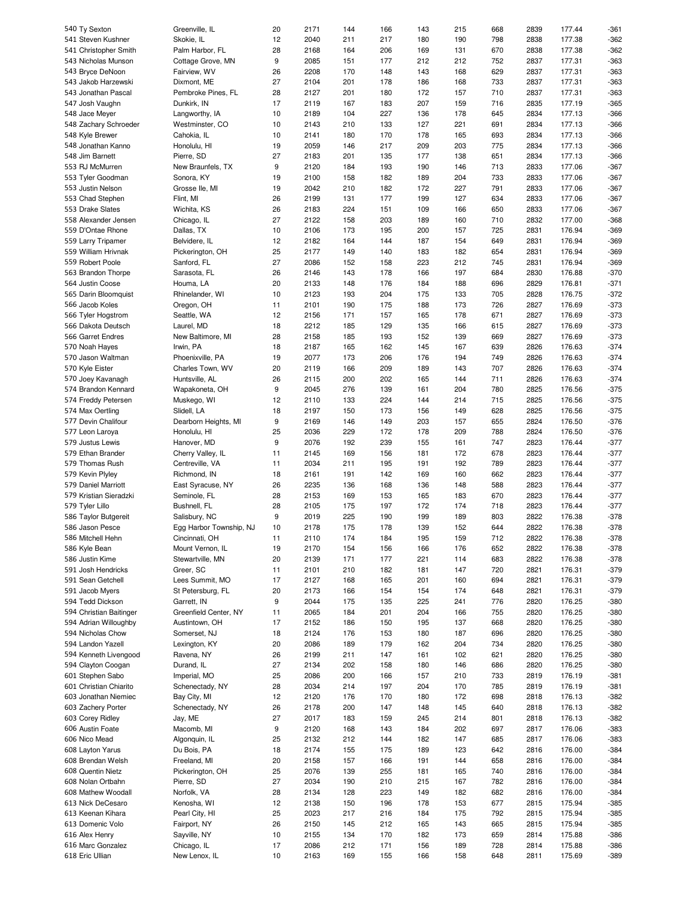| | | | | | | | | | | | |
|---|---|---|---|---|---|---|---|---|---|---|---|
| 540 Ty Sexton | Greenville, IL | 20 | 2171 | 144 | 166 | 143 | 215 | 668 | 2839 | 177.44 | -361 |
| 541 Steven Kushner | Skokie, IL | 12 | 2040 | 211 | 217 | 180 | 190 | 798 | 2838 | 177.38 | -362 |
| 541 Christopher Smith | Palm Harbor, FL | 28 | 2168 | 164 | 206 | 169 | 131 | 670 | 2838 | 177.38 | -362 |
| 543 Nicholas Munson | Cottage Grove, MN | 9 | 2085 | 151 | 177 | 212 | 212 | 752 | 2837 | 177.31 | -363 |
| 543 Bryce DeNoon | Fairview, WV | 26 | 2208 | 170 | 148 | 143 | 168 | 629 | 2837 | 177.31 | -363 |
| 543 Jakob Harzewski | Dixmont, ME | 27 | 2104 | 201 | 178 | 186 | 168 | 733 | 2837 | 177.31 | -363 |
| 543 Jonathan Pascal | Pembroke Pines, FL | 28 | 2127 | 201 | 180 | 172 | 157 | 710 | 2837 | 177.31 | -363 |
| 547 Josh Vaughn | Dunkirk, IN | 17 | 2119 | 167 | 183 | 207 | 159 | 716 | 2835 | 177.19 | -365 |
| 548 Jace Meyer | Langworthy, IA | 10 | 2189 | 104 | 227 | 136 | 178 | 645 | 2834 | 177.13 | -366 |
| 548 Zachary Schroeder | Westminster, CO | 10 | 2143 | 210 | 133 | 127 | 221 | 691 | 2834 | 177.13 | -366 |
| 548 Kyle Brewer | Cahokia, IL | 10 | 2141 | 180 | 170 | 178 | 165 | 693 | 2834 | 177.13 | -366 |
| 548 Jonathan Kanno | Honolulu, HI | 19 | 2059 | 146 | 217 | 209 | 203 | 775 | 2834 | 177.13 | -366 |
| 548 Jim Barnett | Pierre, SD | 27 | 2183 | 201 | 135 | 177 | 138 | 651 | 2834 | 177.13 | -366 |
| 553 RJ McMurren | New Braunfels, TX | 9 | 2120 | 184 | 193 | 190 | 146 | 713 | 2833 | 177.06 | -367 |
| 553 Tyler Goodman | Sonora, KY | 19 | 2100 | 158 | 182 | 189 | 204 | 733 | 2833 | 177.06 | -367 |
| 553 Justin Nelson | Grosse Ile, MI | 19 | 2042 | 210 | 182 | 172 | 227 | 791 | 2833 | 177.06 | -367 |
| 553 Chad Stephen | Flint, MI | 26 | 2199 | 131 | 177 | 199 | 127 | 634 | 2833 | 177.06 | -367 |
| 553 Drake Slates | Wichita, KS | 26 | 2183 | 224 | 151 | 109 | 166 | 650 | 2833 | 177.06 | -367 |
| 558 Alexander Jensen | Chicago, IL | 27 | 2122 | 158 | 203 | 189 | 160 | 710 | 2832 | 177.00 | -368 |
| 559 D'Ontae Rhone | Dallas, TX | 10 | 2106 | 173 | 195 | 200 | 157 | 725 | 2831 | 176.94 | -369 |
| 559 Larry Tripamer | Belvidere, IL | 12 | 2182 | 164 | 144 | 187 | 154 | 649 | 2831 | 176.94 | -369 |
| 559 William Hrivnak | Pickerington, OH | 25 | 2177 | 149 | 140 | 183 | 182 | 654 | 2831 | 176.94 | -369 |
| 559 Robert Poole | Sanford, FL | 27 | 2086 | 152 | 158 | 223 | 212 | 745 | 2831 | 176.94 | -369 |
| 563 Brandon Thorpe | Sarasota, FL | 26 | 2146 | 143 | 178 | 166 | 197 | 684 | 2830 | 176.88 | -370 |
| 564 Justin Coose | Houma, LA | 20 | 2133 | 148 | 176 | 184 | 188 | 696 | 2829 | 176.81 | -371 |
| 565 Darin Bloomquist | Rhinelander, WI | 10 | 2123 | 193 | 204 | 175 | 133 | 705 | 2828 | 176.75 | -372 |
| 566 Jacob Koles | Oregon, OH | 11 | 2101 | 190 | 175 | 188 | 173 | 726 | 2827 | 176.69 | -373 |
| 566 Tyler Hogstrom | Seattle, WA | 12 | 2156 | 171 | 157 | 165 | 178 | 671 | 2827 | 176.69 | -373 |
| 566 Dakota Deutsch | Laurel, MD | 18 | 2212 | 185 | 129 | 135 | 166 | 615 | 2827 | 176.69 | -373 |
| 566 Garret Endres | New Baltimore, MI | 28 | 2158 | 185 | 193 | 152 | 139 | 669 | 2827 | 176.69 | -373 |
| 570 Noah Hayes | Irwin, PA | 18 | 2187 | 165 | 162 | 145 | 167 | 639 | 2826 | 176.63 | -374 |
| 570 Jason Waltman | Phoenixville, PA | 19 | 2077 | 173 | 206 | 176 | 194 | 749 | 2826 | 176.63 | -374 |
| 570 Kyle Eister | Charles Town, WV | 20 | 2119 | 166 | 209 | 189 | 143 | 707 | 2826 | 176.63 | -374 |
| 570 Joey Kavanagh | Huntsville, AL | 26 | 2115 | 200 | 202 | 165 | 144 | 711 | 2826 | 176.63 | -374 |
| 574 Brandon Kennard | Wapakoneta, OH | 9 | 2045 | 276 | 139 | 161 | 204 | 780 | 2825 | 176.56 | -375 |
| 574 Freddy Petersen | Muskego, WI | 12 | 2110 | 133 | 224 | 144 | 214 | 715 | 2825 | 176.56 | -375 |
| 574 Max Oertling | Slidell, LA | 18 | 2197 | 150 | 173 | 156 | 149 | 628 | 2825 | 176.56 | -375 |
| 577 Devin Chalifour | Dearborn Heights, MI | 9 | 2169 | 146 | 149 | 203 | 157 | 655 | 2824 | 176.50 | -376 |
| 577 Leon Laroya | Honolulu, HI | 25 | 2036 | 229 | 172 | 178 | 209 | 788 | 2824 | 176.50 | -376 |
| 579 Justus Lewis | Hanover, MD | 9 | 2076 | 192 | 239 | 155 | 161 | 747 | 2823 | 176.44 | -377 |
| 579 Ethan Brander | Cherry Valley, IL | 11 | 2145 | 169 | 156 | 181 | 172 | 678 | 2823 | 176.44 | -377 |
| 579 Thomas Rush | Centreville, VA | 11 | 2034 | 211 | 195 | 191 | 192 | 789 | 2823 | 176.44 | -377 |
| 579 Kevin Plyley | Richmond, IN | 18 | 2161 | 191 | 142 | 169 | 160 | 662 | 2823 | 176.44 | -377 |
| 579 Daniel Marriott | East Syracuse, NY | 26 | 2235 | 136 | 168 | 136 | 148 | 588 | 2823 | 176.44 | -377 |
| 579 Kristian Sieradzki | Seminole, FL | 28 | 2153 | 169 | 153 | 165 | 183 | 670 | 2823 | 176.44 | -377 |
| 579 Tyler Lillo | Bushnell, FL | 28 | 2105 | 175 | 197 | 172 | 174 | 718 | 2823 | 176.44 | -377 |
| 586 Taylor Butgereit | Salisbury, NC | 9 | 2019 | 225 | 190 | 199 | 189 | 803 | 2822 | 176.38 | -378 |
| 586 Jason Pesce | Egg Harbor Township, NJ | 10 | 2178 | 175 | 178 | 139 | 152 | 644 | 2822 | 176.38 | -378 |
| 586 Mitchell Hehn | Cincinnati, OH | 11 | 2110 | 174 | 184 | 195 | 159 | 712 | 2822 | 176.38 | -378 |
| 586 Kyle Bean | Mount Vernon, IL | 19 | 2170 | 154 | 156 | 166 | 176 | 652 | 2822 | 176.38 | -378 |
| 586 Justin Kime | Stewartville, MN | 20 | 2139 | 171 | 177 | 221 | 114 | 683 | 2822 | 176.38 | -378 |
| 591 Josh Hendricks | Greer, SC | 11 | 2101 | 210 | 182 | 181 | 147 | 720 | 2821 | 176.31 | -379 |
| 591 Sean Getchell | Lees Summit, MO | 17 | 2127 | 168 | 165 | 201 | 160 | 694 | 2821 | 176.31 | -379 |
| 591 Jacob Myers | St Petersburg, FL | 20 | 2173 | 166 | 154 | 154 | 174 | 648 | 2821 | 176.31 | -379 |
| 594 Tedd Dickson | Garrett, IN | 9 | 2044 | 175 | 135 | 225 | 241 | 776 | 2820 | 176.25 | -380 |
| 594 Christian Baitinger | Greenfield Center, NY | 11 | 2065 | 184 | 201 | 204 | 166 | 755 | 2820 | 176.25 | -380 |
| 594 Adrian Willoughby | Austintown, OH | 17 | 2152 | 186 | 150 | 195 | 137 | 668 | 2820 | 176.25 | -380 |
| 594 Nicholas Chow | Somerset, NJ | 18 | 2124 | 176 | 153 | 180 | 187 | 696 | 2820 | 176.25 | -380 |
| 594 Landon Yazell | Lexington, KY | 20 | 2086 | 189 | 179 | 162 | 204 | 734 | 2820 | 176.25 | -380 |
| 594 Kenneth Livengood | Ravena, NY | 26 | 2199 | 211 | 147 | 161 | 102 | 621 | 2820 | 176.25 | -380 |
| 594 Clayton Coogan | Durand, IL | 27 | 2134 | 202 | 158 | 180 | 146 | 686 | 2820 | 176.25 | -380 |
| 601 Stephen Sabo | Imperial, MO | 25 | 2086 | 200 | 166 | 157 | 210 | 733 | 2819 | 176.19 | -381 |
| 601 Christian Chiarito | Schenectady, NY | 28 | 2034 | 214 | 197 | 204 | 170 | 785 | 2819 | 176.19 | -381 |
| 603 Jonathan Niemiec | Bay City, MI | 12 | 2120 | 176 | 170 | 180 | 172 | 698 | 2818 | 176.13 | -382 |
| 603 Zachery Porter | Schenectady, NY | 26 | 2178 | 200 | 147 | 148 | 145 | 640 | 2818 | 176.13 | -382 |
| 603 Corey Ridley | Jay, ME | 27 | 2017 | 183 | 159 | 245 | 214 | 801 | 2818 | 176.13 | -382 |
| 606 Austin Foate | Macomb, MI | 9 | 2120 | 168 | 143 | 184 | 202 | 697 | 2817 | 176.06 | -383 |
| 606 Nico Mead | Algonquin, IL | 25 | 2132 | 212 | 144 | 182 | 147 | 685 | 2817 | 176.06 | -383 |
| 608 Layton Yarus | Du Bois, PA | 18 | 2174 | 155 | 175 | 189 | 123 | 642 | 2816 | 176.00 | -384 |
| 608 Brendan Welsh | Freeland, MI | 20 | 2158 | 157 | 166 | 191 | 144 | 658 | 2816 | 176.00 | -384 |
| 608 Quentin Nietz | Pickerington, OH | 25 | 2076 | 139 | 255 | 181 | 165 | 740 | 2816 | 176.00 | -384 |
| 608 Nolan Ortbahn | Pierre, SD | 27 | 2034 | 190 | 210 | 215 | 167 | 782 | 2816 | 176.00 | -384 |
| 608 Mathew Woodall | Norfolk, VA | 28 | 2134 | 128 | 223 | 149 | 182 | 682 | 2816 | 176.00 | -384 |
| 613 Nick DeCesaro | Kenosha, WI | 12 | 2138 | 150 | 196 | 178 | 153 | 677 | 2815 | 175.94 | -385 |
| 613 Keenan Kihara | Pearl City, HI | 25 | 2023 | 217 | 216 | 184 | 175 | 792 | 2815 | 175.94 | -385 |
| 613 Domenic Volo | Fairport, NY | 26 | 2150 | 145 | 212 | 165 | 143 | 665 | 2815 | 175.94 | -385 |
| 616 Alex Henry | Sayville, NY | 10 | 2155 | 134 | 170 | 182 | 173 | 659 | 2814 | 175.88 | -386 |
| 616 Marc Gonzalez | Chicago, IL | 17 | 2086 | 212 | 171 | 156 | 189 | 728 | 2814 | 175.88 | -386 |
| 618 Eric Ullian | New Lenox, IL | 10 | 2163 | 169 | 155 | 166 | 158 | 648 | 2811 | 175.69 | -389 |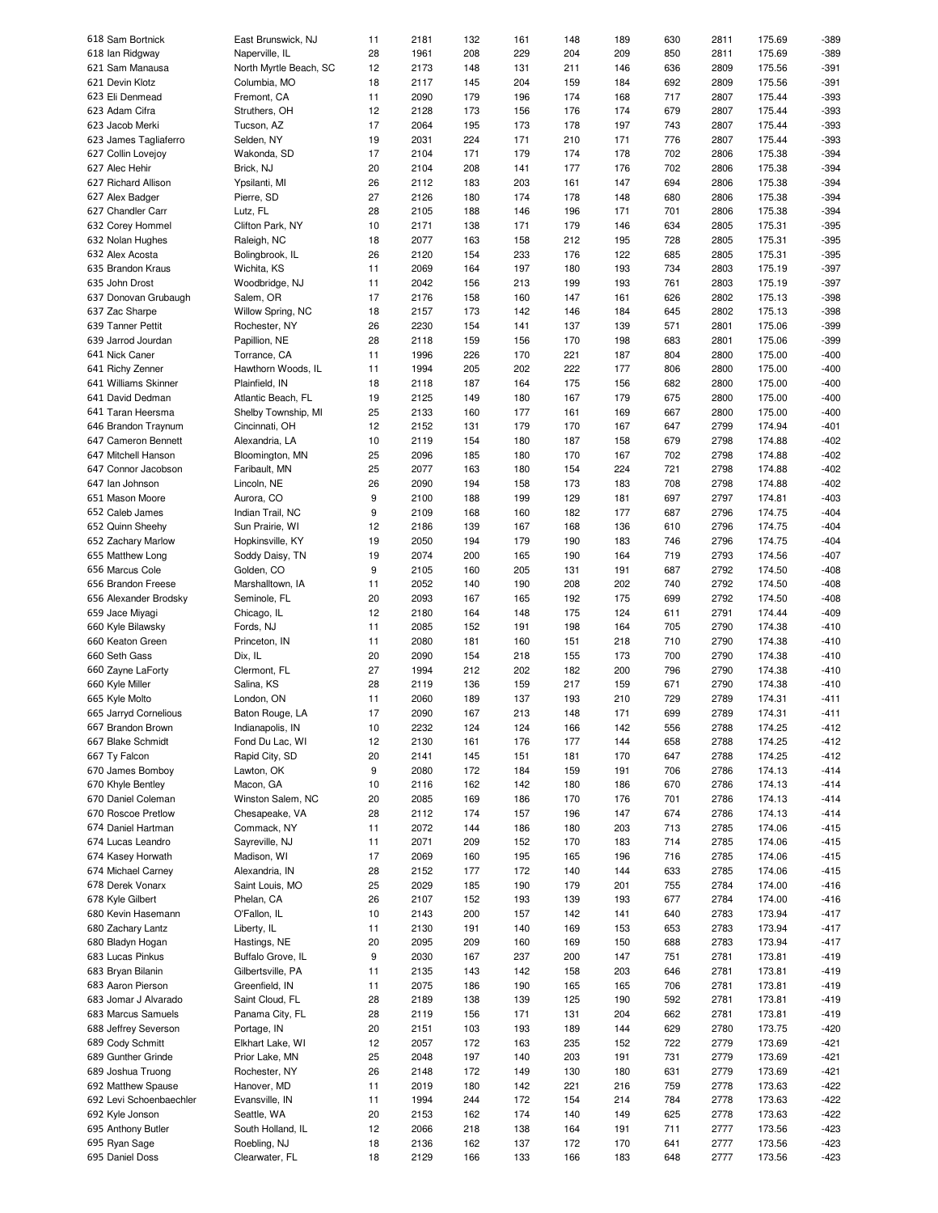| | | | | | | | | | | | | |
|---|---|---|---|---|---|---|---|---|---|---|---|---|
| 618 | Sam Bortnick | East Brunswick, NJ | 11 | 2181 | 132 | 161 | 148 | 189 | 630 | 2811 | 175.69 | -389 |
| 618 | Ian Ridgway | Naperville, IL | 28 | 1961 | 208 | 229 | 204 | 209 | 850 | 2811 | 175.69 | -389 |
| 621 | Sam Manausa | North Myrtle Beach, SC | 12 | 2173 | 148 | 131 | 211 | 146 | 636 | 2809 | 175.56 | -391 |
| 621 | Devin Klotz | Columbia, MO | 18 | 2117 | 145 | 204 | 159 | 184 | 692 | 2809 | 175.56 | -391 |
| 623 | Eli Denmead | Fremont, CA | 11 | 2090 | 179 | 196 | 174 | 168 | 717 | 2807 | 175.44 | -393 |
| 623 | Adam Cifra | Struthers, OH | 12 | 2128 | 173 | 156 | 176 | 174 | 679 | 2807 | 175.44 | -393 |
| 623 | Jacob Merki | Tucson, AZ | 17 | 2064 | 195 | 173 | 178 | 197 | 743 | 2807 | 175.44 | -393 |
| 623 | James Tagliaferro | Selden, NY | 19 | 2031 | 224 | 171 | 210 | 171 | 776 | 2807 | 175.44 | -393 |
| 627 | Collin Lovejoy | Wakonda, SD | 17 | 2104 | 171 | 179 | 174 | 178 | 702 | 2806 | 175.38 | -394 |
| 627 | Alec Hehir | Brick, NJ | 20 | 2104 | 208 | 141 | 177 | 176 | 702 | 2806 | 175.38 | -394 |
| 627 | Richard Allison | Ypsilanti, MI | 26 | 2112 | 183 | 203 | 161 | 147 | 694 | 2806 | 175.38 | -394 |
| 627 | Alex Badger | Pierre, SD | 27 | 2126 | 180 | 174 | 178 | 148 | 680 | 2806 | 175.38 | -394 |
| 627 | Chandler Carr | Lutz, FL | 28 | 2105 | 188 | 146 | 196 | 171 | 701 | 2806 | 175.38 | -394 |
| 632 | Corey Hommel | Clifton Park, NY | 10 | 2171 | 138 | 171 | 179 | 146 | 634 | 2805 | 175.31 | -395 |
| 632 | Nolan Hughes | Raleigh, NC | 18 | 2077 | 163 | 158 | 212 | 195 | 728 | 2805 | 175.31 | -395 |
| 632 | Alex Acosta | Bolingbrook, IL | 26 | 2120 | 154 | 233 | 176 | 122 | 685 | 2805 | 175.31 | -395 |
| 635 | Brandon Kraus | Wichita, KS | 11 | 2069 | 164 | 197 | 180 | 193 | 734 | 2803 | 175.19 | -397 |
| 635 | John Drost | Woodbridge, NJ | 11 | 2042 | 156 | 213 | 199 | 193 | 761 | 2803 | 175.19 | -397 |
| 637 | Donovan Grubaugh | Salem, OR | 17 | 2176 | 158 | 160 | 147 | 161 | 626 | 2802 | 175.13 | -398 |
| 637 | Zac Sharpe | Willow Spring, NC | 18 | 2157 | 173 | 142 | 146 | 184 | 645 | 2802 | 175.13 | -398 |
| 639 | Tanner Pettit | Rochester, NY | 26 | 2230 | 154 | 141 | 137 | 139 | 571 | 2801 | 175.06 | -399 |
| 639 | Jarrod Jourdan | Papillion, NE | 28 | 2118 | 159 | 156 | 170 | 198 | 683 | 2801 | 175.06 | -399 |
| 641 | Nick Caner | Torrance, CA | 11 | 1996 | 226 | 170 | 221 | 187 | 804 | 2800 | 175.00 | -400 |
| 641 | Richy Zenner | Hawthorn Woods, IL | 11 | 1994 | 205 | 202 | 222 | 177 | 806 | 2800 | 175.00 | -400 |
| 641 | Williams Skinner | Plainfield, IN | 18 | 2118 | 187 | 164 | 175 | 156 | 682 | 2800 | 175.00 | -400 |
| 641 | David Dedman | Atlantic Beach, FL | 19 | 2125 | 149 | 180 | 167 | 179 | 675 | 2800 | 175.00 | -400 |
| 641 | Taran Heersma | Shelby Township, MI | 25 | 2133 | 160 | 177 | 161 | 169 | 667 | 2800 | 175.00 | -400 |
| 646 | Brandon Traynum | Cincinnati, OH | 12 | 2152 | 131 | 179 | 170 | 167 | 647 | 2799 | 174.94 | -401 |
| 647 | Cameron Bennett | Alexandria, LA | 10 | 2119 | 154 | 180 | 187 | 158 | 679 | 2798 | 174.88 | -402 |
| 647 | Mitchell Hanson | Bloomington, MN | 25 | 2096 | 185 | 180 | 170 | 167 | 702 | 2798 | 174.88 | -402 |
| 647 | Connor Jacobson | Faribault, MN | 25 | 2077 | 163 | 180 | 154 | 224 | 721 | 2798 | 174.88 | -402 |
| 647 | Ian Johnson | Lincoln, NE | 26 | 2090 | 194 | 158 | 173 | 183 | 708 | 2798 | 174.88 | -402 |
| 651 | Mason Moore | Aurora, CO | 9 | 2100 | 188 | 199 | 129 | 181 | 697 | 2797 | 174.81 | -403 |
| 652 | Caleb James | Indian Trail, NC | 9 | 2109 | 168 | 160 | 182 | 177 | 687 | 2796 | 174.75 | -404 |
| 652 | Quinn Sheehy | Sun Prairie, WI | 12 | 2186 | 139 | 167 | 168 | 136 | 610 | 2796 | 174.75 | -404 |
| 652 | Zachary Marlow | Hopkinsville, KY | 19 | 2050 | 194 | 179 | 190 | 183 | 746 | 2796 | 174.75 | -404 |
| 655 | Matthew Long | Soddy Daisy, TN | 19 | 2074 | 200 | 165 | 190 | 164 | 719 | 2793 | 174.56 | -407 |
| 656 | Marcus Cole | Golden, CO | 9 | 2105 | 160 | 205 | 131 | 191 | 687 | 2792 | 174.50 | -408 |
| 656 | Brandon Freese | Marshalltown, IA | 11 | 2052 | 140 | 190 | 208 | 202 | 740 | 2792 | 174.50 | -408 |
| 656 | Alexander Brodsky | Seminole, FL | 20 | 2093 | 167 | 165 | 192 | 175 | 699 | 2792 | 174.50 | -408 |
| 659 | Jace Miyagi | Chicago, IL | 12 | 2180 | 164 | 148 | 175 | 124 | 611 | 2791 | 174.44 | -409 |
| 660 | Kyle Bilawsky | Fords, NJ | 11 | 2085 | 152 | 191 | 198 | 164 | 705 | 2790 | 174.38 | -410 |
| 660 | Keaton Green | Princeton, IN | 11 | 2080 | 181 | 160 | 151 | 218 | 710 | 2790 | 174.38 | -410 |
| 660 | Seth Gass | Dix, IL | 20 | 2090 | 154 | 218 | 155 | 173 | 700 | 2790 | 174.38 | -410 |
| 660 | Zayne LaForty | Clermont, FL | 27 | 1994 | 212 | 202 | 182 | 200 | 796 | 2790 | 174.38 | -410 |
| 660 | Kyle Miller | Salina, KS | 28 | 2119 | 136 | 159 | 217 | 159 | 671 | 2790 | 174.38 | -410 |
| 665 | Kyle Molto | London, ON | 11 | 2060 | 189 | 137 | 193 | 210 | 729 | 2789 | 174.31 | -411 |
| 665 | Jarryd Cornelious | Baton Rouge, LA | 17 | 2090 | 167 | 213 | 148 | 171 | 699 | 2789 | 174.31 | -411 |
| 667 | Brandon Brown | Indianapolis, IN | 10 | 2232 | 124 | 124 | 166 | 142 | 556 | 2788 | 174.25 | -412 |
| 667 | Blake Schmidt | Fond Du Lac, WI | 12 | 2130 | 161 | 176 | 177 | 144 | 658 | 2788 | 174.25 | -412 |
| 667 | Ty Falcon | Rapid City, SD | 20 | 2141 | 145 | 151 | 181 | 170 | 647 | 2788 | 174.25 | -412 |
| 670 | James Bomboy | Lawton, OK | 9 | 2080 | 172 | 184 | 159 | 191 | 706 | 2786 | 174.13 | -414 |
| 670 | Khyle Bentley | Macon, GA | 10 | 2116 | 162 | 142 | 180 | 186 | 670 | 2786 | 174.13 | -414 |
| 670 | Daniel Coleman | Winston Salem, NC | 20 | 2085 | 169 | 186 | 170 | 176 | 701 | 2786 | 174.13 | -414 |
| 670 | Roscoe Pretlow | Chesapeake, VA | 28 | 2112 | 174 | 157 | 196 | 147 | 674 | 2786 | 174.13 | -414 |
| 674 | Daniel Hartman | Commack, NY | 11 | 2072 | 144 | 186 | 180 | 203 | 713 | 2785 | 174.06 | -415 |
| 674 | Lucas Leandro | Sayreville, NJ | 11 | 2071 | 209 | 152 | 170 | 183 | 714 | 2785 | 174.06 | -415 |
| 674 | Kasey Horwath | Madison, WI | 17 | 2069 | 160 | 195 | 165 | 196 | 716 | 2785 | 174.06 | -415 |
| 674 | Michael Carney | Alexandria, IN | 28 | 2152 | 177 | 172 | 140 | 144 | 633 | 2785 | 174.06 | -415 |
| 678 | Derek Vonarx | Saint Louis, MO | 25 | 2029 | 185 | 190 | 179 | 201 | 755 | 2784 | 174.00 | -416 |
| 678 | Kyle Gilbert | Phelan, CA | 26 | 2107 | 152 | 193 | 139 | 193 | 677 | 2784 | 174.00 | -416 |
| 680 | Kevin Hasemann | O'Fallon, IL | 10 | 2143 | 200 | 157 | 142 | 141 | 640 | 2783 | 173.94 | -417 |
| 680 | Zachary Lantz | Liberty, IL | 11 | 2130 | 191 | 140 | 169 | 153 | 653 | 2783 | 173.94 | -417 |
| 680 | Bladyn Hogan | Hastings, NE | 20 | 2095 | 209 | 160 | 169 | 150 | 688 | 2783 | 173.94 | -417 |
| 683 | Lucas Pinkus | Buffalo Grove, IL | 9 | 2030 | 167 | 237 | 200 | 147 | 751 | 2781 | 173.81 | -419 |
| 683 | Bryan Bilanin | Gilbertsville, PA | 11 | 2135 | 143 | 142 | 158 | 203 | 646 | 2781 | 173.81 | -419 |
| 683 | Aaron Pierson | Greenfield, IN | 11 | 2075 | 186 | 190 | 165 | 165 | 706 | 2781 | 173.81 | -419 |
| 683 | Jomar J Alvarado | Saint Cloud, FL | 28 | 2189 | 138 | 139 | 125 | 190 | 592 | 2781 | 173.81 | -419 |
| 683 | Marcus Samuels | Panama City, FL | 28 | 2119 | 156 | 171 | 131 | 204 | 662 | 2781 | 173.81 | -419 |
| 688 | Jeffrey Severson | Portage, IN | 20 | 2151 | 103 | 193 | 189 | 144 | 629 | 2780 | 173.75 | -420 |
| 689 | Cody Schmitt | Elkhart Lake, WI | 12 | 2057 | 172 | 163 | 235 | 152 | 722 | 2779 | 173.69 | -421 |
| 689 | Gunther Grinde | Prior Lake, MN | 25 | 2048 | 197 | 140 | 203 | 191 | 731 | 2779 | 173.69 | -421 |
| 689 | Joshua Truong | Rochester, NY | 26 | 2148 | 172 | 149 | 130 | 180 | 631 | 2779 | 173.69 | -421 |
| 692 | Matthew Spause | Hanover, MD | 11 | 2019 | 180 | 142 | 221 | 216 | 759 | 2778 | 173.63 | -422 |
| 692 | Levi Schoenbaechler | Evansville, IN | 11 | 1994 | 244 | 172 | 154 | 214 | 784 | 2778 | 173.63 | -422 |
| 692 | Kyle Jonson | Seattle, WA | 20 | 2153 | 162 | 174 | 140 | 149 | 625 | 2778 | 173.63 | -422 |
| 695 | Anthony Butler | South Holland, IL | 12 | 2066 | 218 | 138 | 164 | 191 | 711 | 2777 | 173.56 | -423 |
| 695 | Ryan Sage | Roebling, NJ | 18 | 2136 | 162 | 137 | 172 | 170 | 641 | 2777 | 173.56 | -423 |
| 695 | Daniel Doss | Clearwater, FL | 18 | 2129 | 166 | 133 | 166 | 183 | 648 | 2777 | 173.56 | -423 |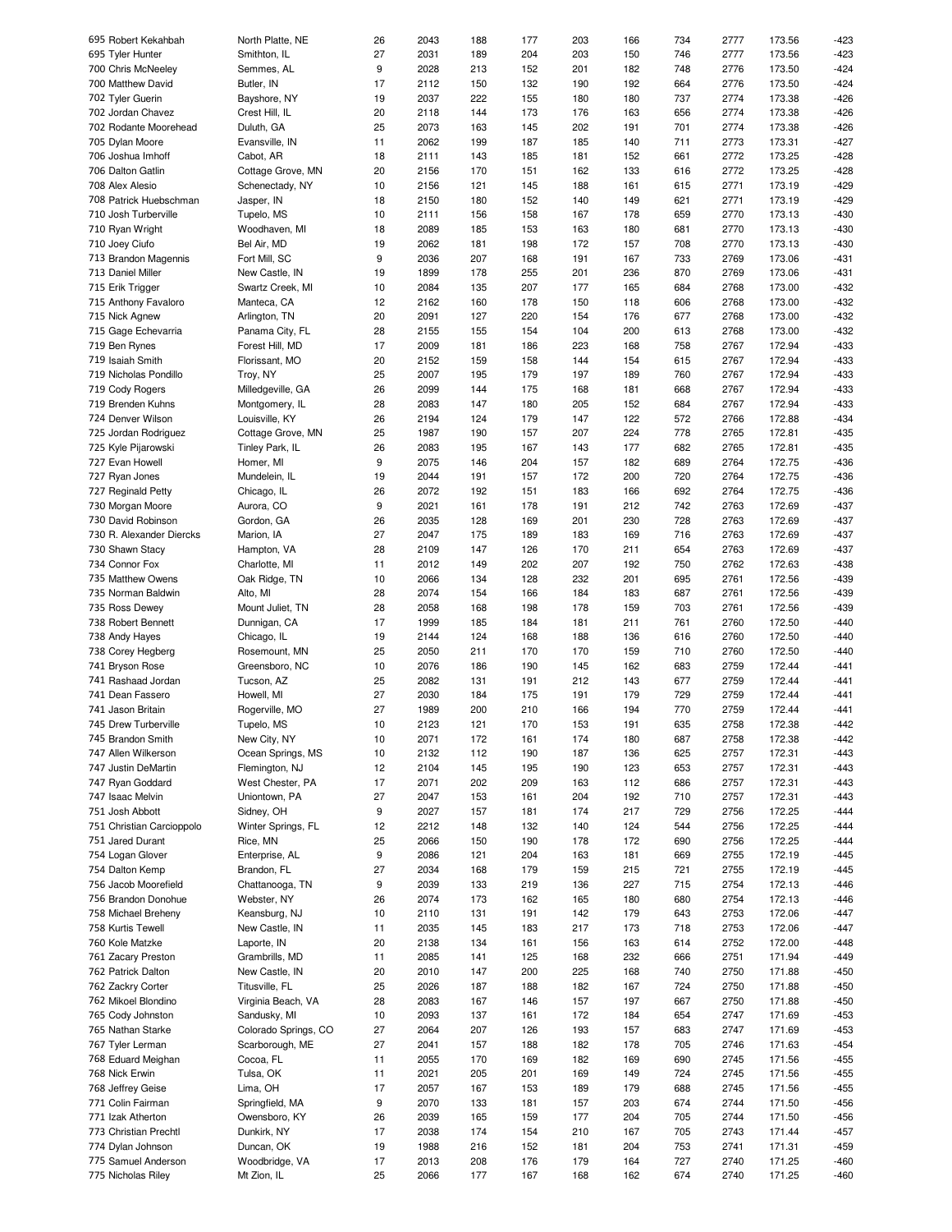| | | | | | | | | | | | |
|---|---|---|---|---|---|---|---|---|---|---|---|
| 695 Robert Kekahbah | North Platte, NE | 26 | 2043 | 188 | 177 | 203 | 166 | 734 | 2777 | 173.56 | -423 |
| 695 Tyler Hunter | Smithton, IL | 27 | 2031 | 189 | 204 | 203 | 150 | 746 | 2777 | 173.56 | -423 |
| 700 Chris McNeeley | Semmes, AL | 9 | 2028 | 213 | 152 | 201 | 182 | 748 | 2776 | 173.50 | -424 |
| 700 Matthew David | Butler, IN | 17 | 2112 | 150 | 132 | 190 | 192 | 664 | 2776 | 173.50 | -424 |
| 702 Tyler Guerin | Bayshore, NY | 19 | 2037 | 222 | 155 | 180 | 180 | 737 | 2774 | 173.38 | -426 |
| 702 Jordan Chavez | Crest Hill, IL | 20 | 2118 | 144 | 173 | 176 | 163 | 656 | 2774 | 173.38 | -426 |
| 702 Rodante Moorehead | Duluth, GA | 25 | 2073 | 163 | 145 | 202 | 191 | 701 | 2774 | 173.38 | -426 |
| 705 Dylan Moore | Evansville, IN | 11 | 2062 | 199 | 187 | 185 | 140 | 711 | 2773 | 173.31 | -427 |
| 706 Joshua Imhoff | Cabot, AR | 18 | 2111 | 143 | 185 | 181 | 152 | 661 | 2772 | 173.25 | -428 |
| 706 Dalton Gatlin | Cottage Grove, MN | 20 | 2156 | 170 | 151 | 162 | 133 | 616 | 2772 | 173.25 | -428 |
| 708 Alex Alesio | Schenectady, NY | 10 | 2156 | 121 | 145 | 188 | 161 | 615 | 2771 | 173.19 | -429 |
| 708 Patrick Huebschman | Jasper, IN | 18 | 2150 | 180 | 152 | 140 | 149 | 621 | 2771 | 173.19 | -429 |
| 710 Josh Turberville | Tupelo, MS | 10 | 2111 | 156 | 158 | 167 | 178 | 659 | 2770 | 173.13 | -430 |
| 710 Ryan Wright | Woodhaven, MI | 18 | 2089 | 185 | 153 | 163 | 180 | 681 | 2770 | 173.13 | -430 |
| 710 Joey Ciufo | Bel Air, MD | 19 | 2062 | 181 | 198 | 172 | 157 | 708 | 2770 | 173.13 | -430 |
| 713 Brandon Magennis | Fort Mill, SC | 9 | 2036 | 207 | 168 | 191 | 167 | 733 | 2769 | 173.06 | -431 |
| 713 Daniel Miller | New Castle, IN | 19 | 1899 | 178 | 255 | 201 | 236 | 870 | 2769 | 173.06 | -431 |
| 715 Erik Trigger | Swartz Creek, MI | 10 | 2084 | 135 | 207 | 177 | 165 | 684 | 2768 | 173.00 | -432 |
| 715 Anthony Favaloro | Manteca, CA | 12 | 2162 | 160 | 178 | 150 | 118 | 606 | 2768 | 173.00 | -432 |
| 715 Nick Agnew | Arlington, TN | 20 | 2091 | 127 | 220 | 154 | 176 | 677 | 2768 | 173.00 | -432 |
| 715 Gage Echevarria | Panama City, FL | 28 | 2155 | 155 | 154 | 104 | 200 | 613 | 2768 | 173.00 | -432 |
| 719 Ben Rynes | Forest Hill, MD | 17 | 2009 | 181 | 186 | 223 | 168 | 758 | 2767 | 172.94 | -433 |
| 719 Isaiah Smith | Florissant, MO | 20 | 2152 | 159 | 158 | 144 | 154 | 615 | 2767 | 172.94 | -433 |
| 719 Nicholas Pondillo | Troy, NY | 25 | 2007 | 195 | 179 | 197 | 189 | 760 | 2767 | 172.94 | -433 |
| 719 Cody Rogers | Milledgeville, GA | 26 | 2099 | 144 | 175 | 168 | 181 | 668 | 2767 | 172.94 | -433 |
| 719 Brenden Kuhns | Montgomery, IL | 28 | 2083 | 147 | 180 | 205 | 152 | 684 | 2767 | 172.94 | -433 |
| 724 Denver Wilson | Louisville, KY | 26 | 2194 | 124 | 179 | 147 | 122 | 572 | 2766 | 172.88 | -434 |
| 725 Jordan Rodriguez | Cottage Grove, MN | 25 | 1987 | 190 | 157 | 207 | 224 | 778 | 2765 | 172.81 | -435 |
| 725 Kyle Pijarowski | Tinley Park, IL | 26 | 2083 | 195 | 167 | 143 | 177 | 682 | 2765 | 172.81 | -435 |
| 727 Evan Howell | Homer, MI | 9 | 2075 | 146 | 204 | 157 | 182 | 689 | 2764 | 172.75 | -436 |
| 727 Ryan Jones | Mundelein, IL | 19 | 2044 | 191 | 157 | 172 | 200 | 720 | 2764 | 172.75 | -436 |
| 727 Reginald Petty | Chicago, IL | 26 | 2072 | 192 | 151 | 183 | 166 | 692 | 2764 | 172.75 | -436 |
| 730 Morgan Moore | Aurora, CO | 9 | 2021 | 161 | 178 | 191 | 212 | 742 | 2763 | 172.69 | -437 |
| 730 David Robinson | Gordon, GA | 26 | 2035 | 128 | 169 | 201 | 230 | 728 | 2763 | 172.69 | -437 |
| 730 R. Alexander Diercks | Marion, IA | 27 | 2047 | 175 | 189 | 183 | 169 | 716 | 2763 | 172.69 | -437 |
| 730 Shawn Stacy | Hampton, VA | 28 | 2109 | 147 | 126 | 170 | 211 | 654 | 2763 | 172.69 | -437 |
| 734 Connor Fox | Charlotte, MI | 11 | 2012 | 149 | 202 | 207 | 192 | 750 | 2762 | 172.63 | -438 |
| 735 Matthew Owens | Oak Ridge, TN | 10 | 2066 | 134 | 128 | 232 | 201 | 695 | 2761 | 172.56 | -439 |
| 735 Norman Baldwin | Alto, MI | 28 | 2074 | 154 | 166 | 184 | 183 | 687 | 2761 | 172.56 | -439 |
| 735 Ross Dewey | Mount Juliet, TN | 28 | 2058 | 168 | 198 | 178 | 159 | 703 | 2761 | 172.56 | -439 |
| 738 Robert Bennett | Dunnigan, CA | 17 | 1999 | 185 | 184 | 181 | 211 | 761 | 2760 | 172.50 | -440 |
| 738 Andy Hayes | Chicago, IL | 19 | 2144 | 124 | 168 | 188 | 136 | 616 | 2760 | 172.50 | -440 |
| 738 Corey Hegberg | Rosemount, MN | 25 | 2050 | 211 | 170 | 170 | 159 | 710 | 2760 | 172.50 | -440 |
| 741 Bryson Rose | Greensboro, NC | 10 | 2076 | 186 | 190 | 145 | 162 | 683 | 2759 | 172.44 | -441 |
| 741 Rashaad Jordan | Tucson, AZ | 25 | 2082 | 131 | 191 | 212 | 143 | 677 | 2759 | 172.44 | -441 |
| 741 Dean Fassero | Howell, MI | 27 | 2030 | 184 | 175 | 191 | 179 | 729 | 2759 | 172.44 | -441 |
| 741 Jason Britain | Rogerville, MO | 27 | 1989 | 200 | 210 | 166 | 194 | 770 | 2759 | 172.44 | -441 |
| 745 Drew Turberville | Tupelo, MS | 10 | 2123 | 121 | 170 | 153 | 191 | 635 | 2758 | 172.38 | -442 |
| 745 Brandon Smith | New City, NY | 10 | 2071 | 172 | 161 | 174 | 180 | 687 | 2758 | 172.38 | -442 |
| 747 Allen Wilkerson | Ocean Springs, MS | 10 | 2132 | 112 | 190 | 187 | 136 | 625 | 2757 | 172.31 | -443 |
| 747 Justin DeMartin | Flemington, NJ | 12 | 2104 | 145 | 195 | 190 | 123 | 653 | 2757 | 172.31 | -443 |
| 747 Ryan Goddard | West Chester, PA | 17 | 2071 | 202 | 209 | 163 | 112 | 686 | 2757 | 172.31 | -443 |
| 747 Isaac Melvin | Uniontown, PA | 27 | 2047 | 153 | 161 | 204 | 192 | 710 | 2757 | 172.31 | -443 |
| 751 Josh Abbott | Sidney, OH | 9 | 2027 | 157 | 181 | 174 | 217 | 729 | 2756 | 172.25 | -444 |
| 751 Christian Carcioppolo | Winter Springs, FL | 12 | 2212 | 148 | 132 | 140 | 124 | 544 | 2756 | 172.25 | -444 |
| 751 Jared Durant | Rice, MN | 25 | 2066 | 150 | 190 | 178 | 172 | 690 | 2756 | 172.25 | -444 |
| 754 Logan Glover | Enterprise, AL | 9 | 2086 | 121 | 204 | 163 | 181 | 669 | 2755 | 172.19 | -445 |
| 754 Dalton Kemp | Brandon, FL | 27 | 2034 | 168 | 179 | 159 | 215 | 721 | 2755 | 172.19 | -445 |
| 756 Jacob Moorefield | Chattanooga, TN | 9 | 2039 | 133 | 219 | 136 | 227 | 715 | 2754 | 172.13 | -446 |
| 756 Brandon Donohue | Webster, NY | 26 | 2074 | 173 | 162 | 165 | 180 | 680 | 2754 | 172.13 | -446 |
| 758 Michael Breheny | Keansburg, NJ | 10 | 2110 | 131 | 191 | 142 | 179 | 643 | 2753 | 172.06 | -447 |
| 758 Kurtis Tewell | New Castle, IN | 11 | 2035 | 145 | 183 | 217 | 173 | 718 | 2753 | 172.06 | -447 |
| 760 Kole Matzke | Laporte, IN | 20 | 2138 | 134 | 161 | 156 | 163 | 614 | 2752 | 172.00 | -448 |
| 761 Zacary Preston | Grambrills, MD | 11 | 2085 | 141 | 125 | 168 | 232 | 666 | 2751 | 171.94 | -449 |
| 762 Patrick Dalton | New Castle, IN | 20 | 2010 | 147 | 200 | 225 | 168 | 740 | 2750 | 171.88 | -450 |
| 762 Zackry Corter | Titusville, FL | 25 | 2026 | 187 | 188 | 182 | 167 | 724 | 2750 | 171.88 | -450 |
| 762 Mikoel Blondino | Virginia Beach, VA | 28 | 2083 | 167 | 146 | 157 | 197 | 667 | 2750 | 171.88 | -450 |
| 765 Cody Johnston | Sandusky, MI | 10 | 2093 | 137 | 161 | 172 | 184 | 654 | 2747 | 171.69 | -453 |
| 765 Nathan Starke | Colorado Springs, CO | 27 | 2064 | 207 | 126 | 193 | 157 | 683 | 2747 | 171.69 | -453 |
| 767 Tyler Lerman | Scarborough, ME | 27 | 2041 | 157 | 188 | 182 | 178 | 705 | 2746 | 171.63 | -454 |
| 768 Eduard Meighan | Cocoa, FL | 11 | 2055 | 170 | 169 | 182 | 169 | 690 | 2745 | 171.56 | -455 |
| 768 Nick Erwin | Tulsa, OK | 11 | 2021 | 205 | 201 | 169 | 149 | 724 | 2745 | 171.56 | -455 |
| 768 Jeffrey Geise | Lima, OH | 17 | 2057 | 167 | 153 | 189 | 179 | 688 | 2745 | 171.56 | -455 |
| 771 Colin Fairman | Springfield, MA | 9 | 2070 | 133 | 181 | 157 | 203 | 674 | 2744 | 171.50 | -456 |
| 771 Izak Atherton | Owensboro, KY | 26 | 2039 | 165 | 159 | 177 | 204 | 705 | 2744 | 171.50 | -456 |
| 773 Christian Prechtl | Dunkirk, NY | 17 | 2038 | 174 | 154 | 210 | 167 | 705 | 2743 | 171.44 | -457 |
| 774 Dylan Johnson | Duncan, OK | 19 | 1988 | 216 | 152 | 181 | 204 | 753 | 2741 | 171.31 | -459 |
| 775 Samuel Anderson | Woodbridge, VA | 17 | 2013 | 208 | 176 | 179 | 164 | 727 | 2740 | 171.25 | -460 |
| 775 Nicholas Riley | Mt Zion, IL | 25 | 2066 | 177 | 167 | 168 | 162 | 674 | 2740 | 171.25 | -460 |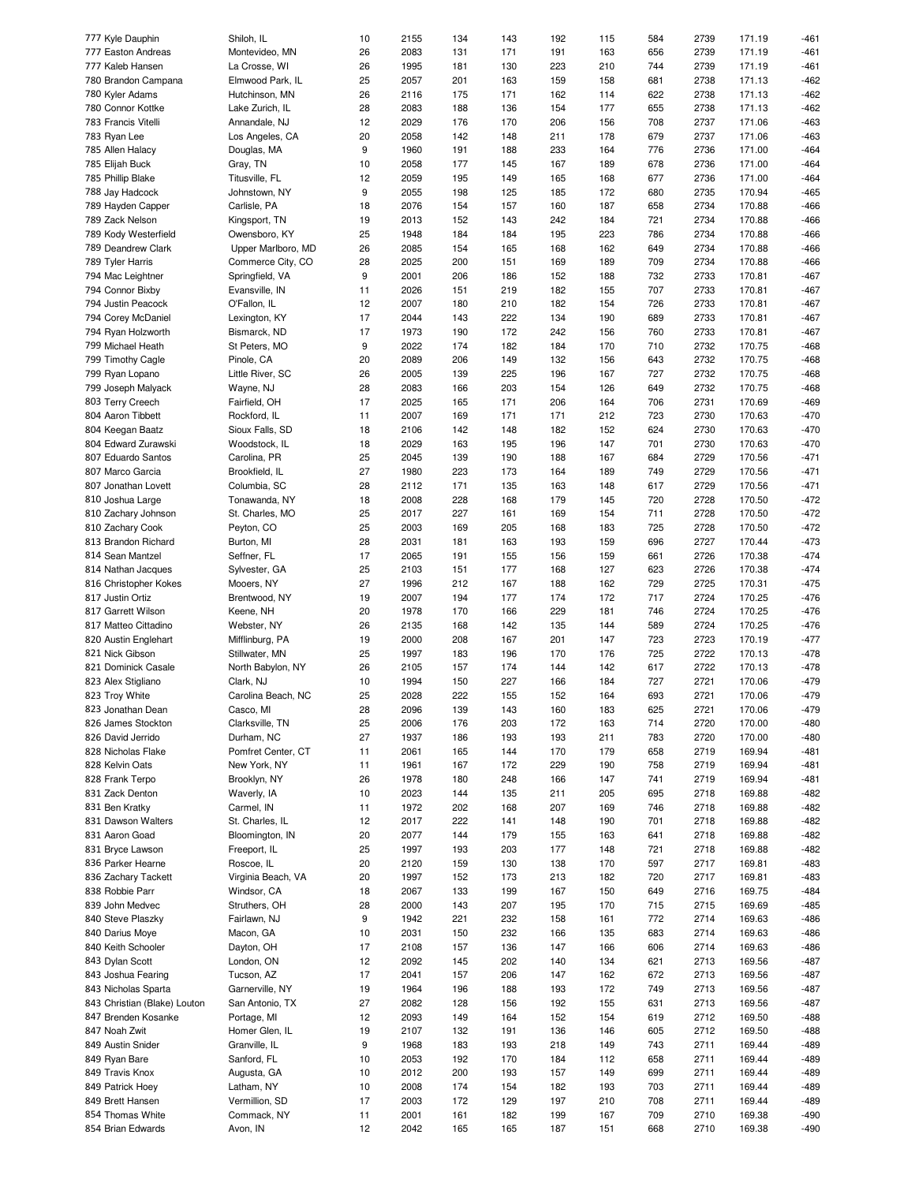| | | | | | | | | | | | |
|---|---|---|---|---|---|---|---|---|---|---|---|
| 777 Kyle Dauphin | Shiloh, IL | 10 | 2155 | 134 | 143 | 192 | 115 | 584 | 2739 | 171.19 | -461 |
| 777 Easton Andreas | Montevideo, MN | 26 | 2083 | 131 | 171 | 191 | 163 | 656 | 2739 | 171.19 | -461 |
| 777 Kaleb Hansen | La Crosse, WI | 26 | 1995 | 181 | 130 | 223 | 210 | 744 | 2739 | 171.19 | -461 |
| 780 Brandon Campana | Elmwood Park, IL | 25 | 2057 | 201 | 163 | 159 | 158 | 681 | 2738 | 171.13 | -462 |
| 780 Kyler Adams | Hutchinson, MN | 26 | 2116 | 175 | 171 | 162 | 114 | 622 | 2738 | 171.13 | -462 |
| 780 Connor Kottke | Lake Zurich, IL | 28 | 2083 | 188 | 136 | 154 | 177 | 655 | 2738 | 171.13 | -462 |
| 783 Francis Vitelli | Annandale, NJ | 12 | 2029 | 176 | 170 | 206 | 156 | 708 | 2737 | 171.06 | -463 |
| 783 Ryan Lee | Los Angeles, CA | 20 | 2058 | 142 | 148 | 211 | 178 | 679 | 2737 | 171.06 | -463 |
| 785 Allen Halacy | Douglas, MA | 9 | 1960 | 191 | 188 | 233 | 164 | 776 | 2736 | 171.00 | -464 |
| 785 Elijah Buck | Gray, TN | 10 | 2058 | 177 | 145 | 167 | 189 | 678 | 2736 | 171.00 | -464 |
| 785 Phillip Blake | Titusville, FL | 12 | 2059 | 195 | 149 | 165 | 168 | 677 | 2736 | 171.00 | -464 |
| 788 Jay Hadcock | Johnstown, NY | 9 | 2055 | 198 | 125 | 185 | 172 | 680 | 2735 | 170.94 | -465 |
| 789 Hayden Capper | Carlisle, PA | 18 | 2076 | 154 | 157 | 160 | 187 | 658 | 2734 | 170.88 | -466 |
| 789 Zack Nelson | Kingsport, TN | 19 | 2013 | 152 | 143 | 242 | 184 | 721 | 2734 | 170.88 | -466 |
| 789 Kody Westerfield | Owensboro, KY | 25 | 1948 | 184 | 184 | 195 | 223 | 786 | 2734 | 170.88 | -466 |
| 789 Deandrew Clark | Upper Marlboro, MD | 26 | 2085 | 154 | 165 | 168 | 162 | 649 | 2734 | 170.88 | -466 |
| 789 Tyler Harris | Commerce City, CO | 28 | 2025 | 200 | 151 | 169 | 189 | 709 | 2734 | 170.88 | -466 |
| 794 Mac Leightner | Springfield, VA | 9 | 2001 | 206 | 186 | 152 | 188 | 732 | 2733 | 170.81 | -467 |
| 794 Connor Bixby | Evansville, IN | 11 | 2026 | 151 | 219 | 182 | 155 | 707 | 2733 | 170.81 | -467 |
| 794 Justin Peacock | O'Fallon, IL | 12 | 2007 | 180 | 210 | 182 | 154 | 726 | 2733 | 170.81 | -467 |
| 794 Corey McDaniel | Lexington, KY | 17 | 2044 | 143 | 222 | 134 | 190 | 689 | 2733 | 170.81 | -467 |
| 794 Ryan Holzworth | Bismarck, ND | 17 | 1973 | 190 | 172 | 242 | 156 | 760 | 2733 | 170.81 | -467 |
| 799 Michael Heath | St Peters, MO | 9 | 2022 | 174 | 182 | 184 | 170 | 710 | 2732 | 170.75 | -468 |
| 799 Timothy Cagle | Pinole, CA | 20 | 2089 | 206 | 149 | 132 | 156 | 643 | 2732 | 170.75 | -468 |
| 799 Ryan Lopano | Little River, SC | 26 | 2005 | 139 | 225 | 196 | 167 | 727 | 2732 | 170.75 | -468 |
| 799 Joseph Malyack | Wayne, NJ | 28 | 2083 | 166 | 203 | 154 | 126 | 649 | 2732 | 170.75 | -468 |
| 803 Terry Creech | Fairfield, OH | 17 | 2025 | 165 | 171 | 206 | 164 | 706 | 2731 | 170.69 | -469 |
| 804 Aaron Tibbett | Rockford, IL | 11 | 2007 | 169 | 171 | 171 | 212 | 723 | 2730 | 170.63 | -470 |
| 804 Keegan Baatz | Sioux Falls, SD | 18 | 2106 | 142 | 148 | 182 | 152 | 624 | 2730 | 170.63 | -470 |
| 804 Edward Zurawski | Woodstock, IL | 18 | 2029 | 163 | 195 | 196 | 147 | 701 | 2730 | 170.63 | -470 |
| 807 Eduardo Santos | Carolina, PR | 25 | 2045 | 139 | 190 | 188 | 167 | 684 | 2729 | 170.56 | -471 |
| 807 Marco Garcia | Brookfield, IL | 27 | 1980 | 223 | 173 | 164 | 189 | 749 | 2729 | 170.56 | -471 |
| 807 Jonathan Lovett | Columbia, SC | 28 | 2112 | 171 | 135 | 163 | 148 | 617 | 2729 | 170.56 | -471 |
| 810 Joshua Large | Tonawanda, NY | 18 | 2008 | 228 | 168 | 179 | 145 | 720 | 2728 | 170.50 | -472 |
| 810 Zachary Johnson | St. Charles, MO | 25 | 2017 | 227 | 161 | 169 | 154 | 711 | 2728 | 170.50 | -472 |
| 810 Zachary Cook | Peyton, CO | 25 | 2003 | 169 | 205 | 168 | 183 | 725 | 2728 | 170.50 | -472 |
| 813 Brandon Richard | Burton, MI | 28 | 2031 | 181 | 163 | 193 | 159 | 696 | 2727 | 170.44 | -473 |
| 814 Sean Mantzel | Seffner, FL | 17 | 2065 | 191 | 155 | 156 | 159 | 661 | 2726 | 170.38 | -474 |
| 814 Nathan Jacques | Sylvester, GA | 25 | 2103 | 151 | 177 | 168 | 127 | 623 | 2726 | 170.38 | -474 |
| 816 Christopher Kokes | Mooers, NY | 27 | 1996 | 212 | 167 | 188 | 162 | 729 | 2725 | 170.31 | -475 |
| 817 Justin Ortiz | Brentwood, NY | 19 | 2007 | 194 | 177 | 174 | 172 | 717 | 2724 | 170.25 | -476 |
| 817 Garrett Wilson | Keene, NH | 20 | 1978 | 170 | 166 | 229 | 181 | 746 | 2724 | 170.25 | -476 |
| 817 Matteo Cittadino | Webster, NY | 26 | 2135 | 168 | 142 | 135 | 144 | 589 | 2724 | 170.25 | -476 |
| 820 Austin Englehart | Mifflinburg, PA | 19 | 2000 | 208 | 167 | 201 | 147 | 723 | 2723 | 170.19 | -477 |
| 821 Nick Gibson | Stillwater, MN | 25 | 1997 | 183 | 196 | 170 | 176 | 725 | 2722 | 170.13 | -478 |
| 821 Dominick Casale | North Babylon, NY | 26 | 2105 | 157 | 174 | 144 | 142 | 617 | 2722 | 170.13 | -478 |
| 823 Alex Stigliano | Clark, NJ | 10 | 1994 | 150 | 227 | 166 | 184 | 727 | 2721 | 170.06 | -479 |
| 823 Troy White | Carolina Beach, NC | 25 | 2028 | 222 | 155 | 152 | 164 | 693 | 2721 | 170.06 | -479 |
| 823 Jonathan Dean | Casco, MI | 28 | 2096 | 139 | 143 | 160 | 183 | 625 | 2721 | 170.06 | -479 |
| 826 James Stockton | Clarksville, TN | 25 | 2006 | 176 | 203 | 172 | 163 | 714 | 2720 | 170.00 | -480 |
| 826 David Jerrido | Durham, NC | 27 | 1937 | 186 | 193 | 193 | 211 | 783 | 2720 | 170.00 | -480 |
| 828 Nicholas Flake | Pomfret Center, CT | 11 | 2061 | 165 | 144 | 170 | 179 | 658 | 2719 | 169.94 | -481 |
| 828 Kelvin Oats | New York, NY | 11 | 1961 | 167 | 172 | 229 | 190 | 758 | 2719 | 169.94 | -481 |
| 828 Frank Terpo | Brooklyn, NY | 26 | 1978 | 180 | 248 | 166 | 147 | 741 | 2719 | 169.94 | -481 |
| 831 Zack Denton | Waverly, IA | 10 | 2023 | 144 | 135 | 211 | 205 | 695 | 2718 | 169.88 | -482 |
| 831 Ben Kratky | Carmel, IN | 11 | 1972 | 202 | 168 | 207 | 169 | 746 | 2718 | 169.88 | -482 |
| 831 Dawson Walters | St. Charles, IL | 12 | 2017 | 222 | 141 | 148 | 190 | 701 | 2718 | 169.88 | -482 |
| 831 Aaron Goad | Bloomington, IN | 20 | 2077 | 144 | 179 | 155 | 163 | 641 | 2718 | 169.88 | -482 |
| 831 Bryce Lawson | Freeport, IL | 25 | 1997 | 193 | 203 | 177 | 148 | 721 | 2718 | 169.88 | -482 |
| 836 Parker Hearne | Roscoe, IL | 20 | 2120 | 159 | 130 | 138 | 170 | 597 | 2717 | 169.81 | -483 |
| 836 Zachary Tackett | Virginia Beach, VA | 20 | 1997 | 152 | 173 | 213 | 182 | 720 | 2717 | 169.81 | -483 |
| 838 Robbie Parr | Windsor, CA | 18 | 2067 | 133 | 199 | 167 | 150 | 649 | 2716 | 169.75 | -484 |
| 839 John Medvec | Struthers, OH | 28 | 2000 | 143 | 207 | 195 | 170 | 715 | 2715 | 169.69 | -485 |
| 840 Steve Plaszky | Fairlawn, NJ | 9 | 1942 | 221 | 232 | 158 | 161 | 772 | 2714 | 169.63 | -486 |
| 840 Darius Moye | Macon, GA | 10 | 2031 | 150 | 232 | 166 | 135 | 683 | 2714 | 169.63 | -486 |
| 840 Keith Schooler | Dayton, OH | 17 | 2108 | 157 | 136 | 147 | 166 | 606 | 2714 | 169.63 | -486 |
| 843 Dylan Scott | London, ON | 12 | 2092 | 145 | 202 | 140 | 134 | 621 | 2713 | 169.56 | -487 |
| 843 Joshua Fearing | Tucson, AZ | 17 | 2041 | 157 | 206 | 147 | 162 | 672 | 2713 | 169.56 | -487 |
| 843 Nicholas Sparta | Garnerville, NY | 19 | 1964 | 196 | 188 | 193 | 172 | 749 | 2713 | 169.56 | -487 |
| 843 Christian (Blake) Louton | San Antonio, TX | 27 | 2082 | 128 | 156 | 192 | 155 | 631 | 2713 | 169.56 | -487 |
| 847 Brenden Kosanke | Portage, MI | 12 | 2093 | 149 | 164 | 152 | 154 | 619 | 2712 | 169.50 | -488 |
| 847 Noah Zwit | Homer Glen, IL | 19 | 2107 | 132 | 191 | 136 | 146 | 605 | 2712 | 169.50 | -488 |
| 849 Austin Snider | Granville, IL | 9 | 1968 | 183 | 193 | 218 | 149 | 743 | 2711 | 169.44 | -489 |
| 849 Ryan Bare | Sanford, FL | 10 | 2053 | 192 | 170 | 184 | 112 | 658 | 2711 | 169.44 | -489 |
| 849 Travis Knox | Augusta, GA | 10 | 2012 | 200 | 193 | 157 | 149 | 699 | 2711 | 169.44 | -489 |
| 849 Patrick Hoey | Latham, NY | 10 | 2008 | 174 | 154 | 182 | 193 | 703 | 2711 | 169.44 | -489 |
| 849 Brett Hansen | Vermillion, SD | 17 | 2003 | 172 | 129 | 197 | 210 | 708 | 2711 | 169.44 | -489 |
| 854 Thomas White | Commack, NY | 11 | 2001 | 161 | 182 | 199 | 167 | 709 | 2710 | 169.38 | -490 |
| 854 Brian Edwards | Avon, IN | 12 | 2042 | 165 | 165 | 187 | 151 | 668 | 2710 | 169.38 | -490 |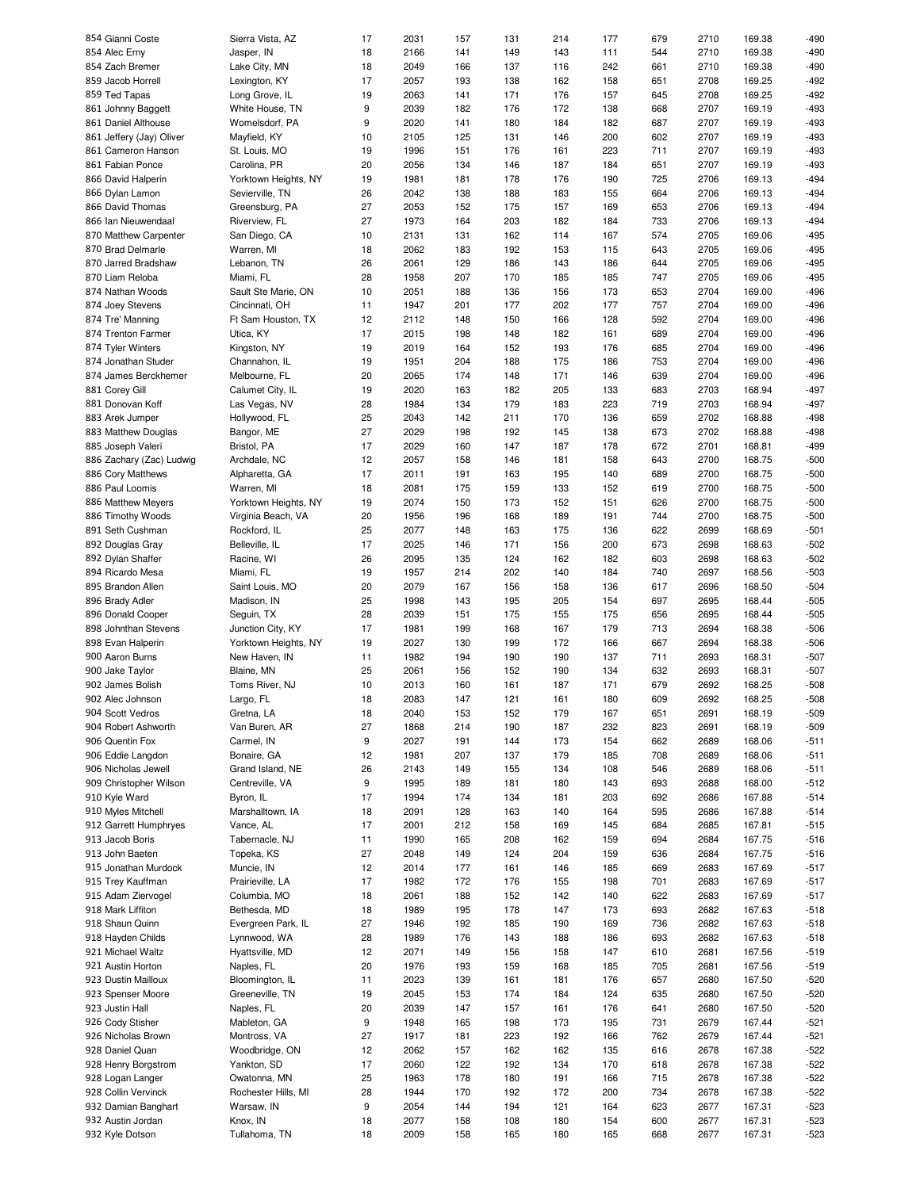| | | | | | | | | | | | |
|---|---|---|---|---|---|---|---|---|---|---|---|
| 854 Gianni Coste | Sierra Vista, AZ | 17 | 2031 | 157 | 131 | 214 | 177 | 679 | 2710 | 169.38 | -490 |
| 854 Alec Erny | Jasper, IN | 18 | 2166 | 141 | 149 | 143 | 111 | 544 | 2710 | 169.38 | -490 |
| 854 Zach Bremer | Lake City, MN | 18 | 2049 | 166 | 137 | 116 | 242 | 661 | 2710 | 169.38 | -490 |
| 859 Jacob Horrell | Lexington, KY | 17 | 2057 | 193 | 138 | 162 | 158 | 651 | 2708 | 169.25 | -492 |
| 859 Ted Tapas | Long Grove, IL | 19 | 2063 | 141 | 171 | 176 | 157 | 645 | 2708 | 169.25 | -492 |
| 861 Johnny Baggett | White House, TN | 9 | 2039 | 182 | 176 | 172 | 138 | 668 | 2707 | 169.19 | -493 |
| 861 Daniel Althouse | Womelsdorf, PA | 9 | 2020 | 141 | 180 | 184 | 182 | 687 | 2707 | 169.19 | -493 |
| 861 Jeffery (Jay) Oliver | Mayfield, KY | 10 | 2105 | 125 | 131 | 146 | 200 | 602 | 2707 | 169.19 | -493 |
| 861 Cameron Hanson | St. Louis, MO | 19 | 1996 | 151 | 176 | 161 | 223 | 711 | 2707 | 169.19 | -493 |
| 861 Fabian Ponce | Carolina, PR | 20 | 2056 | 134 | 146 | 187 | 184 | 651 | 2707 | 169.19 | -493 |
| 866 David Halperin | Yorktown Heights, NY | 19 | 1981 | 181 | 178 | 176 | 190 | 725 | 2706 | 169.13 | -494 |
| 866 Dylan Lamon | Sevierville, TN | 26 | 2042 | 138 | 188 | 183 | 155 | 664 | 2706 | 169.13 | -494 |
| 866 David Thomas | Greensburg, PA | 27 | 2053 | 152 | 175 | 157 | 169 | 653 | 2706 | 169.13 | -494 |
| 866 Ian Nieuwendaal | Riverview, FL | 27 | 1973 | 164 | 203 | 182 | 184 | 733 | 2706 | 169.13 | -494 |
| 870 Matthew Carpenter | San Diego, CA | 10 | 2131 | 131 | 162 | 114 | 167 | 574 | 2705 | 169.06 | -495 |
| 870 Brad Delmarle | Warren, MI | 18 | 2062 | 183 | 192 | 153 | 115 | 643 | 2705 | 169.06 | -495 |
| 870 Jarred Bradshaw | Lebanon, TN | 26 | 2061 | 129 | 186 | 143 | 186 | 644 | 2705 | 169.06 | -495 |
| 870 Liam Reloba | Miami, FL | 28 | 1958 | 207 | 170 | 185 | 185 | 747 | 2705 | 169.06 | -495 |
| 874 Nathan Woods | Sault Ste Marie, ON | 10 | 2051 | 188 | 136 | 156 | 173 | 653 | 2704 | 169.00 | -496 |
| 874 Joey Stevens | Cincinnati, OH | 11 | 1947 | 201 | 177 | 202 | 177 | 757 | 2704 | 169.00 | -496 |
| 874 Tre' Manning | Ft Sam Houston, TX | 12 | 2112 | 148 | 150 | 166 | 128 | 592 | 2704 | 169.00 | -496 |
| 874 Trenton Farmer | Utica, KY | 17 | 2015 | 198 | 148 | 182 | 161 | 689 | 2704 | 169.00 | -496 |
| 874 Tyler Winters | Kingston, NY | 19 | 2019 | 164 | 152 | 193 | 176 | 685 | 2704 | 169.00 | -496 |
| 874 Jonathan Studer | Channahon, IL | 19 | 1951 | 204 | 188 | 175 | 186 | 753 | 2704 | 169.00 | -496 |
| 874 James Berckhemer | Melbourne, FL | 20 | 2065 | 174 | 148 | 171 | 146 | 639 | 2704 | 169.00 | -496 |
| 881 Corey Gill | Calumet City, IL | 19 | 2020 | 163 | 182 | 205 | 133 | 683 | 2703 | 168.94 | -497 |
| 881 Donovan Koff | Las Vegas, NV | 28 | 1984 | 134 | 179 | 183 | 223 | 719 | 2703 | 168.94 | -497 |
| 883 Arek Jumper | Hollywood, FL | 25 | 2043 | 142 | 211 | 170 | 136 | 659 | 2702 | 168.88 | -498 |
| 883 Matthew Douglas | Bangor, ME | 27 | 2029 | 198 | 192 | 145 | 138 | 673 | 2702 | 168.88 | -498 |
| 885 Joseph Valeri | Bristol, PA | 17 | 2029 | 160 | 147 | 187 | 178 | 672 | 2701 | 168.81 | -499 |
| 886 Zachary (Zac) Ludwig | Archdale, NC | 12 | 2057 | 158 | 146 | 181 | 158 | 643 | 2700 | 168.75 | -500 |
| 886 Cory Matthews | Alpharetta, GA | 17 | 2011 | 191 | 163 | 195 | 140 | 689 | 2700 | 168.75 | -500 |
| 886 Paul Loomis | Warren, MI | 18 | 2081 | 175 | 159 | 133 | 152 | 619 | 2700 | 168.75 | -500 |
| 886 Matthew Meyers | Yorktown Heights, NY | 19 | 2074 | 150 | 173 | 152 | 151 | 626 | 2700 | 168.75 | -500 |
| 886 Timothy Woods | Virginia Beach, VA | 20 | 1956 | 196 | 168 | 189 | 191 | 744 | 2700 | 168.75 | -500 |
| 891 Seth Cushman | Rockford, IL | 25 | 2077 | 148 | 163 | 175 | 136 | 622 | 2699 | 168.69 | -501 |
| 892 Douglas Gray | Belleville, IL | 17 | 2025 | 146 | 171 | 156 | 200 | 673 | 2698 | 168.63 | -502 |
| 892 Dylan Shaffer | Racine, WI | 26 | 2095 | 135 | 124 | 162 | 182 | 603 | 2698 | 168.63 | -502 |
| 894 Ricardo Mesa | Miami, FL | 19 | 1957 | 214 | 202 | 140 | 184 | 740 | 2697 | 168.56 | -503 |
| 895 Brandon Allen | Saint Louis, MO | 20 | 2079 | 167 | 156 | 158 | 136 | 617 | 2696 | 168.50 | -504 |
| 896 Brady Adler | Madison, IN | 25 | 1998 | 143 | 195 | 205 | 154 | 697 | 2695 | 168.44 | -505 |
| 896 Donald Cooper | Seguin, TX | 28 | 2039 | 151 | 175 | 155 | 175 | 656 | 2695 | 168.44 | -505 |
| 898 Johnthan Stevens | Junction City, KY | 17 | 1981 | 199 | 168 | 167 | 179 | 713 | 2694 | 168.38 | -506 |
| 898 Evan Halperin | Yorktown Heights, NY | 19 | 2027 | 130 | 199 | 172 | 166 | 667 | 2694 | 168.38 | -506 |
| 900 Aaron Burns | New Haven, IN | 11 | 1982 | 194 | 190 | 190 | 137 | 711 | 2693 | 168.31 | -507 |
| 900 Jake Taylor | Blaine, MN | 25 | 2061 | 156 | 152 | 190 | 134 | 632 | 2693 | 168.31 | -507 |
| 902 James Bolish | Toms River, NJ | 10 | 2013 | 160 | 161 | 187 | 171 | 679 | 2692 | 168.25 | -508 |
| 902 Alec Johnson | Largo, FL | 18 | 2083 | 147 | 121 | 161 | 180 | 609 | 2692 | 168.25 | -508 |
| 904 Scott Vedros | Gretna, LA | 18 | 2040 | 153 | 152 | 179 | 167 | 651 | 2691 | 168.19 | -509 |
| 904 Robert Ashworth | Van Buren, AR | 27 | 1868 | 214 | 190 | 187 | 232 | 823 | 2691 | 168.19 | -509 |
| 906 Quentin Fox | Carmel, IN | 9 | 2027 | 191 | 144 | 173 | 154 | 662 | 2689 | 168.06 | -511 |
| 906 Eddie Langdon | Bonaire, GA | 12 | 1981 | 207 | 137 | 179 | 185 | 708 | 2689 | 168.06 | -511 |
| 906 Nicholas Jewell | Grand Island, NE | 26 | 2143 | 149 | 155 | 134 | 108 | 546 | 2689 | 168.06 | -511 |
| 909 Christopher Wilson | Centreville, VA | 9 | 1995 | 189 | 181 | 180 | 143 | 693 | 2688 | 168.00 | -512 |
| 910 Kyle Ward | Byron, IL | 17 | 1994 | 174 | 134 | 181 | 203 | 692 | 2686 | 167.88 | -514 |
| 910 Myles Mitchell | Marshalltown, IA | 18 | 2091 | 128 | 163 | 140 | 164 | 595 | 2686 | 167.88 | -514 |
| 912 Garrett Humphryes | Vance, AL | 17 | 2001 | 212 | 158 | 169 | 145 | 684 | 2685 | 167.81 | -515 |
| 913 Jacob Boris | Tabernacle, NJ | 11 | 1990 | 165 | 208 | 162 | 159 | 694 | 2684 | 167.75 | -516 |
| 913 John Baeten | Topeka, KS | 27 | 2048 | 149 | 124 | 204 | 159 | 636 | 2684 | 167.75 | -516 |
| 915 Jonathan Murdock | Muncie, IN | 12 | 2014 | 177 | 161 | 146 | 185 | 669 | 2683 | 167.69 | -517 |
| 915 Trey Kauffman | Prairieville, LA | 17 | 1982 | 172 | 176 | 155 | 198 | 701 | 2683 | 167.69 | -517 |
| 915 Adam Ziervogel | Columbia, MO | 18 | 2061 | 188 | 152 | 142 | 140 | 622 | 2683 | 167.69 | -517 |
| 918 Mark Liffiton | Bethesda, MD | 18 | 1989 | 195 | 178 | 147 | 173 | 693 | 2682 | 167.63 | -518 |
| 918 Shaun Quinn | Evergreen Park, IL | 27 | 1946 | 192 | 185 | 190 | 169 | 736 | 2682 | 167.63 | -518 |
| 918 Hayden Childs | Lynnwood, WA | 28 | 1989 | 176 | 143 | 188 | 186 | 693 | 2682 | 167.63 | -518 |
| 921 Michael Waltz | Hyattsville, MD | 12 | 2071 | 149 | 156 | 158 | 147 | 610 | 2681 | 167.56 | -519 |
| 921 Austin Horton | Naples, FL | 20 | 1976 | 193 | 159 | 168 | 185 | 705 | 2681 | 167.56 | -519 |
| 923 Dustin Mailloux | Bloomington, IL | 11 | 2023 | 139 | 161 | 181 | 176 | 657 | 2680 | 167.50 | -520 |
| 923 Spenser Moore | Greeneville, TN | 19 | 2045 | 153 | 174 | 184 | 124 | 635 | 2680 | 167.50 | -520 |
| 923 Justin Hall | Naples, FL | 20 | 2039 | 147 | 157 | 161 | 176 | 641 | 2680 | 167.50 | -520 |
| 926 Cody Stisher | Mableton, GA | 9 | 1948 | 165 | 198 | 173 | 195 | 731 | 2679 | 167.44 | -521 |
| 926 Nicholas Brown | Montross, VA | 27 | 1917 | 181 | 223 | 192 | 166 | 762 | 2679 | 167.44 | -521 |
| 928 Daniel Quan | Woodbridge, ON | 12 | 2062 | 157 | 162 | 162 | 135 | 616 | 2678 | 167.38 | -522 |
| 928 Henry Borgstrom | Yankton, SD | 17 | 2060 | 122 | 192 | 134 | 170 | 618 | 2678 | 167.38 | -522 |
| 928 Logan Langer | Owatonna, MN | 25 | 1963 | 178 | 180 | 191 | 166 | 715 | 2678 | 167.38 | -522 |
| 928 Collin Vervinck | Rochester Hills, MI | 28 | 1944 | 170 | 192 | 172 | 200 | 734 | 2678 | 167.38 | -522 |
| 932 Damian Banghart | Warsaw, IN | 9 | 2054 | 144 | 194 | 121 | 164 | 623 | 2677 | 167.31 | -523 |
| 932 Austin Jordan | Knox, IN | 18 | 2077 | 158 | 108 | 180 | 154 | 600 | 2677 | 167.31 | -523 |
| 932 Kyle Dotson | Tullahoma, TN | 18 | 2009 | 158 | 165 | 180 | 165 | 668 | 2677 | 167.31 | -523 |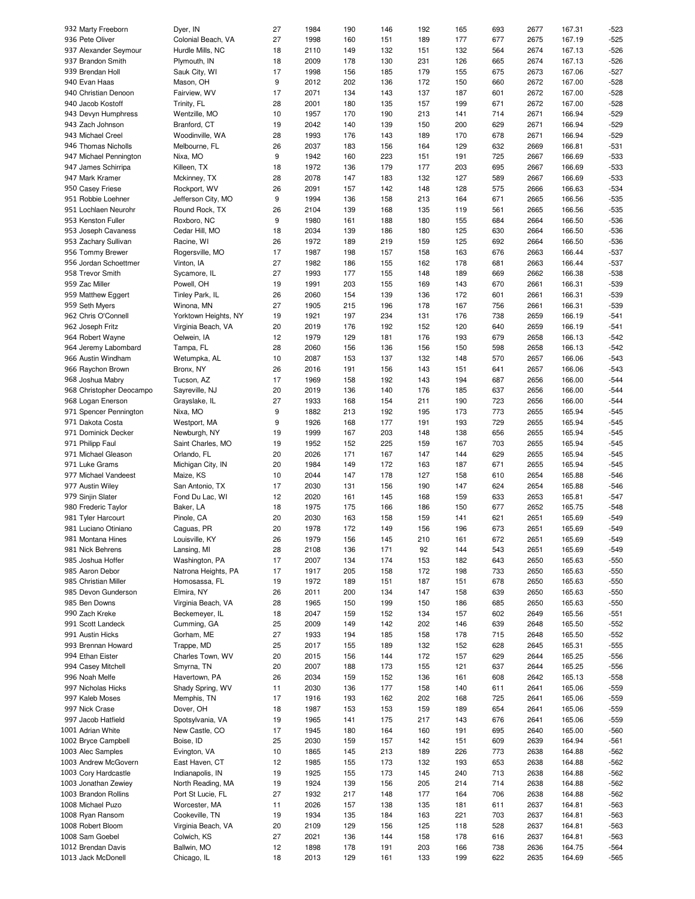| | | | | | | | | | | | |
|---|---|---|---|---|---|---|---|---|---|---|---|
| 932 Marty Freeborn | Dyer, IN | 27 | 1984 | 190 | 146 | 192 | 165 | 693 | 2677 | 167.31 | -523 |
| 936 Pete Oliver | Colonial Beach, VA | 27 | 1998 | 160 | 151 | 189 | 177 | 677 | 2675 | 167.19 | -525 |
| 937 Alexander Seymour | Hurdle Mills, NC | 18 | 2110 | 149 | 132 | 151 | 132 | 564 | 2674 | 167.13 | -526 |
| 937 Brandon Smith | Plymouth, IN | 18 | 2009 | 178 | 130 | 231 | 126 | 665 | 2674 | 167.13 | -526 |
| 939 Brendan Holl | Sauk City, WI | 17 | 1998 | 156 | 185 | 179 | 155 | 675 | 2673 | 167.06 | -527 |
| 940 Evan Haas | Mason, OH | 9 | 2012 | 202 | 136 | 172 | 150 | 660 | 2672 | 167.00 | -528 |
| 940 Christian Denoon | Fairview, WV | 17 | 2071 | 134 | 143 | 137 | 187 | 601 | 2672 | 167.00 | -528 |
| 940 Jacob Kostoff | Trinity, FL | 28 | 2001 | 180 | 135 | 157 | 199 | 671 | 2672 | 167.00 | -528 |
| 943 Devyn Humphress | Wentzille, MO | 10 | 1957 | 170 | 190 | 213 | 141 | 714 | 2671 | 166.94 | -529 |
| 943 Zach Johnson | Branford, CT | 19 | 2042 | 140 | 139 | 150 | 200 | 629 | 2671 | 166.94 | -529 |
| 943 Michael Creel | Woodinville, WA | 28 | 1993 | 176 | 143 | 189 | 170 | 678 | 2671 | 166.94 | -529 |
| 946 Thomas Nicholls | Melbourne, FL | 26 | 2037 | 183 | 156 | 164 | 129 | 632 | 2669 | 166.81 | -531 |
| 947 Michael Pennington | Nixa, MO | 9 | 1942 | 160 | 223 | 151 | 191 | 725 | 2667 | 166.69 | -533 |
| 947 James Schirripa | Killeen, TX | 18 | 1972 | 136 | 179 | 177 | 203 | 695 | 2667 | 166.69 | -533 |
| 947 Mark Kramer | Mckinney, TX | 28 | 2078 | 147 | 183 | 132 | 127 | 589 | 2667 | 166.69 | -533 |
| 950 Casey Friese | Rockport, WV | 26 | 2091 | 157 | 142 | 148 | 128 | 575 | 2666 | 166.63 | -534 |
| 951 Robbie Loehner | Jefferson City, MO | 9 | 1994 | 136 | 158 | 213 | 164 | 671 | 2665 | 166.56 | -535 |
| 951 Lochlaen Neurohr | Round Rock, TX | 26 | 2104 | 139 | 168 | 135 | 119 | 561 | 2665 | 166.56 | -535 |
| 953 Kenston Fuller | Roxboro, NC | 9 | 1980 | 161 | 188 | 180 | 155 | 684 | 2664 | 166.50 | -536 |
| 953 Joseph Cavaness | Cedar Hill, MO | 18 | 2034 | 139 | 186 | 180 | 125 | 630 | 2664 | 166.50 | -536 |
| 953 Zachary Sullivan | Racine, WI | 26 | 1972 | 189 | 219 | 159 | 125 | 692 | 2664 | 166.50 | -536 |
| 956 Tommy Brewer | Rogersville, MO | 17 | 1987 | 198 | 157 | 158 | 163 | 676 | 2663 | 166.44 | -537 |
| 956 Jordan Schoettmer | Vinton, IA | 27 | 1982 | 186 | 155 | 162 | 178 | 681 | 2663 | 166.44 | -537 |
| 958 Trevor Smith | Sycamore, IL | 27 | 1993 | 177 | 155 | 148 | 189 | 669 | 2662 | 166.38 | -538 |
| 959 Zac Miller | Powell, OH | 19 | 1991 | 203 | 155 | 169 | 143 | 670 | 2661 | 166.31 | -539 |
| 959 Matthew Eggert | Tinley Park, IL | 26 | 2060 | 154 | 139 | 136 | 172 | 601 | 2661 | 166.31 | -539 |
| 959 Seth Myers | Winona, MN | 27 | 1905 | 215 | 196 | 178 | 167 | 756 | 2661 | 166.31 | -539 |
| 962 Chris O'Connell | Yorktown Heights, NY | 19 | 1921 | 197 | 234 | 131 | 176 | 738 | 2659 | 166.19 | -541 |
| 962 Joseph Fritz | Virginia Beach, VA | 20 | 2019 | 176 | 192 | 152 | 120 | 640 | 2659 | 166.19 | -541 |
| 964 Robert Wayne | Oelwein, IA | 12 | 1979 | 129 | 181 | 176 | 193 | 679 | 2658 | 166.13 | -542 |
| 964 Jeremy Labombard | Tampa, FL | 28 | 2060 | 156 | 136 | 156 | 150 | 598 | 2658 | 166.13 | -542 |
| 966 Austin Windham | Wetumpka, AL | 10 | 2087 | 153 | 137 | 132 | 148 | 570 | 2657 | 166.06 | -543 |
| 966 Raychon Brown | Bronx, NY | 26 | 2016 | 191 | 156 | 143 | 151 | 641 | 2657 | 166.06 | -543 |
| 968 Joshua Mabry | Tucson, AZ | 17 | 1969 | 158 | 192 | 143 | 194 | 687 | 2656 | 166.00 | -544 |
| 968 Christopher Deocampo | Sayreville, NJ | 20 | 2019 | 136 | 140 | 176 | 185 | 637 | 2656 | 166.00 | -544 |
| 968 Logan Enerson | Grayslake, IL | 27 | 1933 | 168 | 154 | 211 | 190 | 723 | 2656 | 166.00 | -544 |
| 971 Spencer Pennington | Nixa, MO | 9 | 1882 | 213 | 192 | 195 | 173 | 773 | 2655 | 165.94 | -545 |
| 971 Dakota Costa | Westport, MA | 9 | 1926 | 168 | 177 | 191 | 193 | 729 | 2655 | 165.94 | -545 |
| 971 Dominick Decker | Newburgh, NY | 19 | 1999 | 167 | 203 | 148 | 138 | 656 | 2655 | 165.94 | -545 |
| 971 Philipp Faul | Saint Charles, MO | 19 | 1952 | 152 | 225 | 159 | 167 | 703 | 2655 | 165.94 | -545 |
| 971 Michael Gleason | Orlando, FL | 20 | 2026 | 171 | 167 | 147 | 144 | 629 | 2655 | 165.94 | -545 |
| 971 Luke Grams | Michigan City, IN | 20 | 1984 | 149 | 172 | 163 | 187 | 671 | 2655 | 165.94 | -545 |
| 977 Michael Vandeest | Maize, KS | 10 | 2044 | 147 | 178 | 127 | 158 | 610 | 2654 | 165.88 | -546 |
| 977 Austin Wiley | San Antonio, TX | 17 | 2030 | 131 | 156 | 190 | 147 | 624 | 2654 | 165.88 | -546 |
| 979 Sinjin Slater | Fond Du Lac, WI | 12 | 2020 | 161 | 145 | 168 | 159 | 633 | 2653 | 165.81 | -547 |
| 980 Frederic Taylor | Baker, LA | 18 | 1975 | 175 | 166 | 186 | 150 | 677 | 2652 | 165.75 | -548 |
| 981 Tyler Harcourt | Pinole, CA | 20 | 2030 | 163 | 158 | 159 | 141 | 621 | 2651 | 165.69 | -549 |
| 981 Luciano Otiniano | Caguas, PR | 20 | 1978 | 172 | 149 | 156 | 196 | 673 | 2651 | 165.69 | -549 |
| 981 Montana Hines | Louisville, KY | 26 | 1979 | 156 | 145 | 210 | 161 | 672 | 2651 | 165.69 | -549 |
| 981 Nick Behrens | Lansing, MI | 28 | 2108 | 136 | 171 | 92 | 144 | 543 | 2651 | 165.69 | -549 |
| 985 Joshua Hoffer | Washington, PA | 17 | 2007 | 134 | 174 | 153 | 182 | 643 | 2650 | 165.63 | -550 |
| 985 Aaron Debor | Natrona Heights, PA | 17 | 1917 | 205 | 158 | 172 | 198 | 733 | 2650 | 165.63 | -550 |
| 985 Christian Miller | Homosassa, FL | 19 | 1972 | 189 | 151 | 187 | 151 | 678 | 2650 | 165.63 | -550 |
| 985 Devon Gunderson | Elmira, NY | 26 | 2011 | 200 | 134 | 147 | 158 | 639 | 2650 | 165.63 | -550 |
| 985 Ben Downs | Virginia Beach, VA | 28 | 1965 | 150 | 199 | 150 | 186 | 685 | 2650 | 165.63 | -550 |
| 990 Zach Kreke | Beckemeyer, IL | 18 | 2047 | 159 | 152 | 134 | 157 | 602 | 2649 | 165.56 | -551 |
| 991 Scott Landeck | Cumming, GA | 25 | 2009 | 149 | 142 | 202 | 146 | 639 | 2648 | 165.50 | -552 |
| 991 Austin Hicks | Gorham, ME | 27 | 1933 | 194 | 185 | 158 | 178 | 715 | 2648 | 165.50 | -552 |
| 993 Brennan Howard | Trappe, MD | 25 | 2017 | 155 | 189 | 132 | 152 | 628 | 2645 | 165.31 | -555 |
| 994 Ethan Eister | Charles Town, WV | 20 | 2015 | 156 | 144 | 172 | 157 | 629 | 2644 | 165.25 | -556 |
| 994 Casey Mitchell | Smyrna, TN | 20 | 2007 | 188 | 173 | 155 | 121 | 637 | 2644 | 165.25 | -556 |
| 996 Noah Melfe | Havertown, PA | 26 | 2034 | 159 | 152 | 136 | 161 | 608 | 2642 | 165.13 | -558 |
| 997 Nicholas Hicks | Shady Spring, WV | 11 | 2030 | 136 | 177 | 158 | 140 | 611 | 2641 | 165.06 | -559 |
| 997 Kaleb Moses | Memphis, TN | 17 | 1916 | 193 | 162 | 202 | 168 | 725 | 2641 | 165.06 | -559 |
| 997 Nick Crase | Dover, OH | 18 | 1987 | 153 | 153 | 159 | 189 | 654 | 2641 | 165.06 | -559 |
| 997 Jacob Hatfield | Spotsylvania, VA | 19 | 1965 | 141 | 175 | 217 | 143 | 676 | 2641 | 165.06 | -559 |
| 1001 Adrian White | New Castle, CO | 17 | 1945 | 180 | 164 | 160 | 191 | 695 | 2640 | 165.00 | -560 |
| 1002 Bryce Campbell | Boise, ID | 25 | 2030 | 159 | 157 | 142 | 151 | 609 | 2639 | 164.94 | -561 |
| 1003 Alec Samples | Evington, VA | 10 | 1865 | 145 | 213 | 189 | 226 | 773 | 2638 | 164.88 | -562 |
| 1003 Andrew McGovern | East Haven, CT | 12 | 1985 | 155 | 173 | 132 | 193 | 653 | 2638 | 164.88 | -562 |
| 1003 Cory Hardcastle | Indianapolis, IN | 19 | 1925 | 155 | 173 | 145 | 240 | 713 | 2638 | 164.88 | -562 |
| 1003 Jonathan Zewiey | North Reading, MA | 19 | 1924 | 139 | 156 | 205 | 214 | 714 | 2638 | 164.88 | -562 |
| 1003 Brandon Rollins | Port St Lucie, FL | 27 | 1932 | 217 | 148 | 177 | 164 | 706 | 2638 | 164.88 | -562 |
| 1008 Michael Puzo | Worcester, MA | 11 | 2026 | 157 | 138 | 135 | 181 | 611 | 2637 | 164.81 | -563 |
| 1008 Ryan Ransom | Cookeville, TN | 19 | 1934 | 135 | 184 | 163 | 221 | 703 | 2637 | 164.81 | -563 |
| 1008 Robert Bloom | Virginia Beach, VA | 20 | 2109 | 129 | 156 | 125 | 118 | 528 | 2637 | 164.81 | -563 |
| 1008 Sam Goebel | Colwich, KS | 27 | 2021 | 136 | 144 | 158 | 178 | 616 | 2637 | 164.81 | -563 |
| 1012 Brendan Davis | Ballwin, MO | 12 | 1898 | 178 | 191 | 203 | 166 | 738 | 2636 | 164.75 | -564 |
| 1013 Jack McDonell | Chicago, IL | 18 | 2013 | 129 | 161 | 133 | 199 | 622 | 2635 | 164.69 | -565 |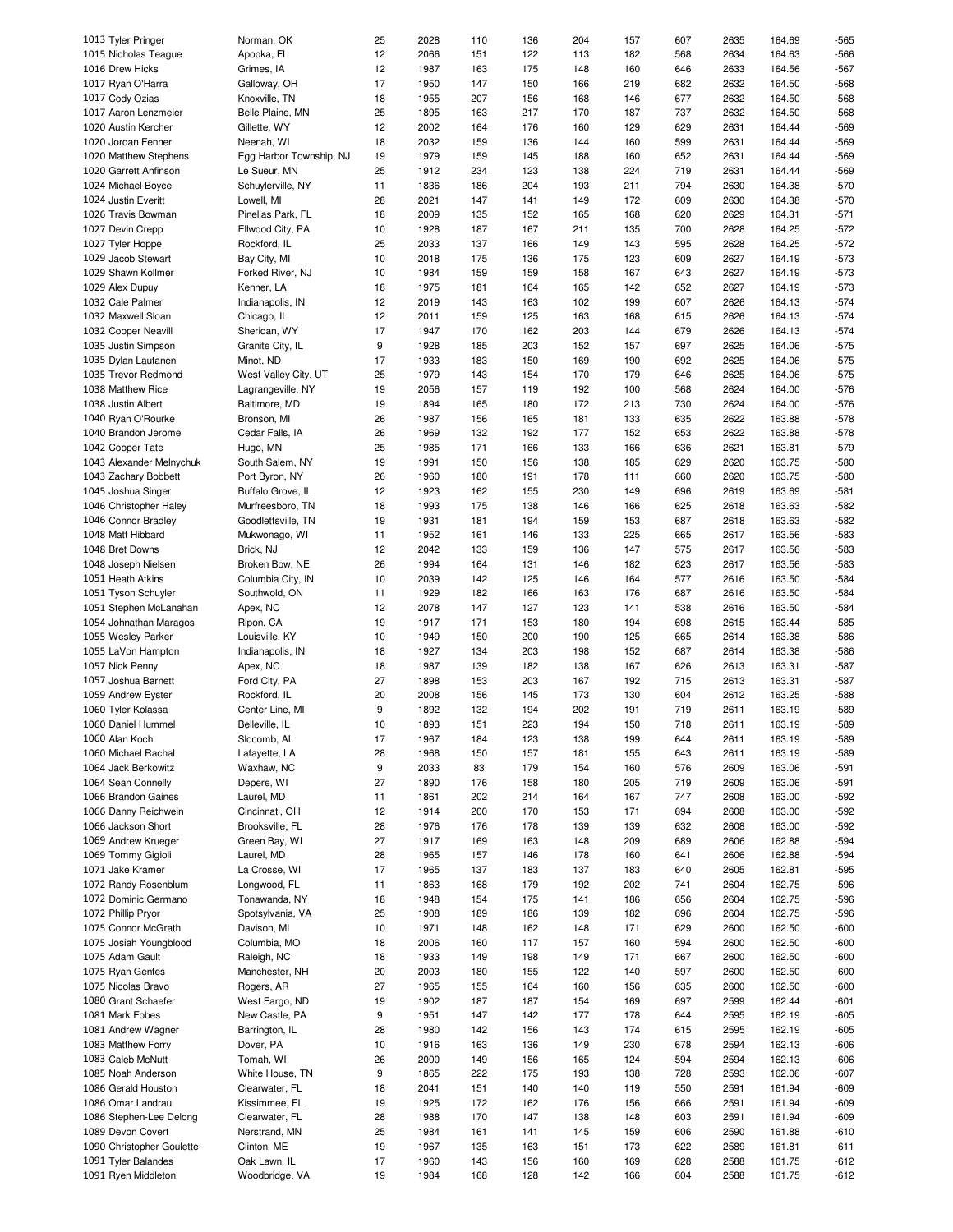| | | | | | | | | | | | |
|---|---|---|---|---|---|---|---|---|---|---|---|
| 1013 Tyler Pringer | Norman, OK | 25 | 2028 | 110 | 136 | 204 | 157 | 607 | 2635 | 164.69 | -565 |
| 1015 Nicholas Teague | Apopka, FL | 12 | 2066 | 151 | 122 | 113 | 182 | 568 | 2634 | 164.63 | -566 |
| 1016 Drew Hicks | Grimes, IA | 12 | 1987 | 163 | 175 | 148 | 160 | 646 | 2633 | 164.56 | -567 |
| 1017 Ryan O'Harra | Galloway, OH | 17 | 1950 | 147 | 150 | 166 | 219 | 682 | 2632 | 164.50 | -568 |
| 1017 Cody Ozias | Knoxville, TN | 18 | 1955 | 207 | 156 | 168 | 146 | 677 | 2632 | 164.50 | -568 |
| 1017 Aaron Lenzmeier | Belle Plaine, MN | 25 | 1895 | 163 | 217 | 170 | 187 | 737 | 2632 | 164.50 | -568 |
| 1020 Austin Kercher | Gillette, WY | 12 | 2002 | 164 | 176 | 160 | 129 | 629 | 2631 | 164.44 | -569 |
| 1020 Jordan Fenner | Neenah, WI | 18 | 2032 | 159 | 136 | 144 | 160 | 599 | 2631 | 164.44 | -569 |
| 1020 Matthew Stephens | Egg Harbor Township, NJ | 19 | 1979 | 159 | 145 | 188 | 160 | 652 | 2631 | 164.44 | -569 |
| 1020 Garrett Anfinson | Le Sueur, MN | 25 | 1912 | 234 | 123 | 138 | 224 | 719 | 2631 | 164.44 | -569 |
| 1024 Michael Boyce | Schuylerville, NY | 11 | 1836 | 186 | 204 | 193 | 211 | 794 | 2630 | 164.38 | -570 |
| 1024 Justin Everitt | Lowell, MI | 28 | 2021 | 147 | 141 | 149 | 172 | 609 | 2630 | 164.38 | -570 |
| 1026 Travis Bowman | Pinellas Park, FL | 18 | 2009 | 135 | 152 | 165 | 168 | 620 | 2629 | 164.31 | -571 |
| 1027 Devin Crepp | Ellwood City, PA | 10 | 1928 | 187 | 167 | 211 | 135 | 700 | 2628 | 164.25 | -572 |
| 1027 Tyler Hoppe | Rockford, IL | 25 | 2033 | 137 | 166 | 149 | 143 | 595 | 2628 | 164.25 | -572 |
| 1029 Jacob Stewart | Bay City, MI | 10 | 2018 | 175 | 136 | 175 | 123 | 609 | 2627 | 164.19 | -573 |
| 1029 Shawn Kollmer | Forked River, NJ | 10 | 1984 | 159 | 159 | 158 | 167 | 643 | 2627 | 164.19 | -573 |
| 1029 Alex Dupuy | Kenner, LA | 18 | 1975 | 181 | 164 | 165 | 142 | 652 | 2627 | 164.19 | -573 |
| 1032 Cale Palmer | Indianapolis, IN | 12 | 2019 | 143 | 163 | 102 | 199 | 607 | 2626 | 164.13 | -574 |
| 1032 Maxwell Sloan | Chicago, IL | 12 | 2011 | 159 | 125 | 163 | 168 | 615 | 2626 | 164.13 | -574 |
| 1032 Cooper Neavill | Sheridan, WY | 17 | 1947 | 170 | 162 | 203 | 144 | 679 | 2626 | 164.13 | -574 |
| 1035 Justin Simpson | Granite City, IL | 9 | 1928 | 185 | 203 | 152 | 157 | 697 | 2625 | 164.06 | -575 |
| 1035 Dylan Lautanen | Minot, ND | 17 | 1933 | 183 | 150 | 169 | 190 | 692 | 2625 | 164.06 | -575 |
| 1035 Trevor Redmond | West Valley City, UT | 25 | 1979 | 143 | 154 | 170 | 179 | 646 | 2625 | 164.06 | -575 |
| 1038 Matthew Rice | Lagrangeville, NY | 19 | 2056 | 157 | 119 | 192 | 100 | 568 | 2624 | 164.00 | -576 |
| 1038 Justin Albert | Baltimore, MD | 19 | 1894 | 165 | 180 | 172 | 213 | 730 | 2624 | 164.00 | -576 |
| 1040 Ryan O'Rourke | Bronson, MI | 26 | 1987 | 156 | 165 | 181 | 133 | 635 | 2622 | 163.88 | -578 |
| 1040 Brandon Jerome | Cedar Falls, IA | 26 | 1969 | 132 | 192 | 177 | 152 | 653 | 2622 | 163.88 | -578 |
| 1042 Cooper Tate | Hugo, MN | 25 | 1985 | 171 | 166 | 133 | 166 | 636 | 2621 | 163.81 | -579 |
| 1043 Alexander Melnychuk | South Salem, NY | 19 | 1991 | 150 | 156 | 138 | 185 | 629 | 2620 | 163.75 | -580 |
| 1043 Zachary Bobbett | Port Byron, NY | 26 | 1960 | 180 | 191 | 178 | 111 | 660 | 2620 | 163.75 | -580 |
| 1045 Joshua Singer | Buffalo Grove, IL | 12 | 1923 | 162 | 155 | 230 | 149 | 696 | 2619 | 163.69 | -581 |
| 1046 Christopher Haley | Murfreesboro, TN | 18 | 1993 | 175 | 138 | 146 | 166 | 625 | 2618 | 163.63 | -582 |
| 1046 Connor Bradley | Goodlettsville, TN | 19 | 1931 | 181 | 194 | 159 | 153 | 687 | 2618 | 163.63 | -582 |
| 1048 Matt Hibbard | Mukwonago, WI | 11 | 1952 | 161 | 146 | 133 | 225 | 665 | 2617 | 163.56 | -583 |
| 1048 Bret Downs | Brick, NJ | 12 | 2042 | 133 | 159 | 136 | 147 | 575 | 2617 | 163.56 | -583 |
| 1048 Joseph Nielsen | Broken Bow, NE | 26 | 1994 | 164 | 131 | 146 | 182 | 623 | 2617 | 163.56 | -583 |
| 1051 Heath Atkins | Columbia City, IN | 10 | 2039 | 142 | 125 | 146 | 164 | 577 | 2616 | 163.50 | -584 |
| 1051 Tyson Schuyler | Southwold, ON | 11 | 1929 | 182 | 166 | 163 | 176 | 687 | 2616 | 163.50 | -584 |
| 1051 Stephen McLanahan | Apex, NC | 12 | 2078 | 147 | 127 | 123 | 141 | 538 | 2616 | 163.50 | -584 |
| 1054 Johnathan Maragos | Ripon, CA | 19 | 1917 | 171 | 153 | 180 | 194 | 698 | 2615 | 163.44 | -585 |
| 1055 Wesley Parker | Louisville, KY | 10 | 1949 | 150 | 200 | 190 | 125 | 665 | 2614 | 163.38 | -586 |
| 1055 LaVon Hampton | Indianapolis, IN | 18 | 1927 | 134 | 203 | 198 | 152 | 687 | 2614 | 163.38 | -586 |
| 1057 Nick Penny | Apex, NC | 18 | 1987 | 139 | 182 | 138 | 167 | 626 | 2613 | 163.31 | -587 |
| 1057 Joshua Barnett | Ford City, PA | 27 | 1898 | 153 | 203 | 167 | 192 | 715 | 2613 | 163.31 | -587 |
| 1059 Andrew Eyster | Rockford, IL | 20 | 2008 | 156 | 145 | 173 | 130 | 604 | 2612 | 163.25 | -588 |
| 1060 Tyler Kolassa | Center Line, MI | 9 | 1892 | 132 | 194 | 202 | 191 | 719 | 2611 | 163.19 | -589 |
| 1060 Daniel Hummel | Belleville, IL | 10 | 1893 | 151 | 223 | 194 | 150 | 718 | 2611 | 163.19 | -589 |
| 1060 Alan Koch | Slocomb, AL | 17 | 1967 | 184 | 123 | 138 | 199 | 644 | 2611 | 163.19 | -589 |
| 1060 Michael Rachal | Lafayette, LA | 28 | 1968 | 150 | 157 | 181 | 155 | 643 | 2611 | 163.19 | -589 |
| 1064 Jack Berkowitz | Waxhaw, NC | 9 | 2033 | 83 | 179 | 154 | 160 | 576 | 2609 | 163.06 | -591 |
| 1064 Sean Connelly | Depere, WI | 27 | 1890 | 176 | 158 | 180 | 205 | 719 | 2609 | 163.06 | -591 |
| 1066 Brandon Gaines | Laurel, MD | 11 | 1861 | 202 | 214 | 164 | 167 | 747 | 2608 | 163.00 | -592 |
| 1066 Danny Reichwein | Cincinnati, OH | 12 | 1914 | 200 | 170 | 153 | 171 | 694 | 2608 | 163.00 | -592 |
| 1066 Jackson Short | Brooksville, FL | 28 | 1976 | 176 | 178 | 139 | 139 | 632 | 2608 | 163.00 | -592 |
| 1069 Andrew Krueger | Green Bay, WI | 27 | 1917 | 169 | 163 | 148 | 209 | 689 | 2606 | 162.88 | -594 |
| 1069 Tommy Gigioli | Laurel, MD | 28 | 1965 | 157 | 146 | 178 | 160 | 641 | 2606 | 162.88 | -594 |
| 1071 Jake Kramer | La Crosse, WI | 17 | 1965 | 137 | 183 | 137 | 183 | 640 | 2605 | 162.81 | -595 |
| 1072 Randy Rosenblum | Longwood, FL | 11 | 1863 | 168 | 179 | 192 | 202 | 741 | 2604 | 162.75 | -596 |
| 1072 Dominic Germano | Tonawanda, NY | 18 | 1948 | 154 | 175 | 141 | 186 | 656 | 2604 | 162.75 | -596 |
| 1072 Phillip Pryor | Spotsylvania, VA | 25 | 1908 | 189 | 186 | 139 | 182 | 696 | 2604 | 162.75 | -596 |
| 1075 Connor McGrath | Davison, MI | 10 | 1971 | 148 | 162 | 148 | 171 | 629 | 2600 | 162.50 | -600 |
| 1075 Josiah Youngblood | Columbia, MO | 18 | 2006 | 160 | 117 | 157 | 160 | 594 | 2600 | 162.50 | -600 |
| 1075 Adam Gault | Raleigh, NC | 18 | 1933 | 149 | 198 | 149 | 171 | 667 | 2600 | 162.50 | -600 |
| 1075 Ryan Gentes | Manchester, NH | 20 | 2003 | 180 | 155 | 122 | 140 | 597 | 2600 | 162.50 | -600 |
| 1075 Nicolas Bravo | Rogers, AR | 27 | 1965 | 155 | 164 | 160 | 156 | 635 | 2600 | 162.50 | -600 |
| 1080 Grant Schaefer | West Fargo, ND | 19 | 1902 | 187 | 187 | 154 | 169 | 697 | 2599 | 162.44 | -601 |
| 1081 Mark Fobes | New Castle, PA | 9 | 1951 | 147 | 142 | 177 | 178 | 644 | 2595 | 162.19 | -605 |
| 1081 Andrew Wagner | Barrington, IL | 28 | 1980 | 142 | 156 | 143 | 174 | 615 | 2595 | 162.19 | -605 |
| 1083 Matthew Forry | Dover, PA | 10 | 1916 | 163 | 136 | 149 | 230 | 678 | 2594 | 162.13 | -606 |
| 1083 Caleb McNutt | Tomah, WI | 26 | 2000 | 149 | 156 | 165 | 124 | 594 | 2594 | 162.13 | -606 |
| 1085 Noah Anderson | White House, TN | 9 | 1865 | 222 | 175 | 193 | 138 | 728 | 2593 | 162.06 | -607 |
| 1086 Gerald Houston | Clearwater, FL | 18 | 2041 | 151 | 140 | 140 | 119 | 550 | 2591 | 161.94 | -609 |
| 1086 Omar Landrau | Kissimmee, FL | 19 | 1925 | 172 | 162 | 176 | 156 | 666 | 2591 | 161.94 | -609 |
| 1086 Stephen-Lee Delong | Clearwater, FL | 28 | 1988 | 170 | 147 | 138 | 148 | 603 | 2591 | 161.94 | -609 |
| 1089 Devon Covert | Nerstrand, MN | 25 | 1984 | 161 | 141 | 145 | 159 | 606 | 2590 | 161.88 | -610 |
| 1090 Christopher Goulette | Clinton, ME | 19 | 1967 | 135 | 163 | 151 | 173 | 622 | 2589 | 161.81 | -611 |
| 1091 Tyler Balandes | Oak Lawn, IL | 17 | 1960 | 143 | 156 | 160 | 169 | 628 | 2588 | 161.75 | -612 |
| 1091 Ryen Middleton | Woodbridge, VA | 19 | 1984 | 168 | 128 | 142 | 166 | 604 | 2588 | 161.75 | -612 |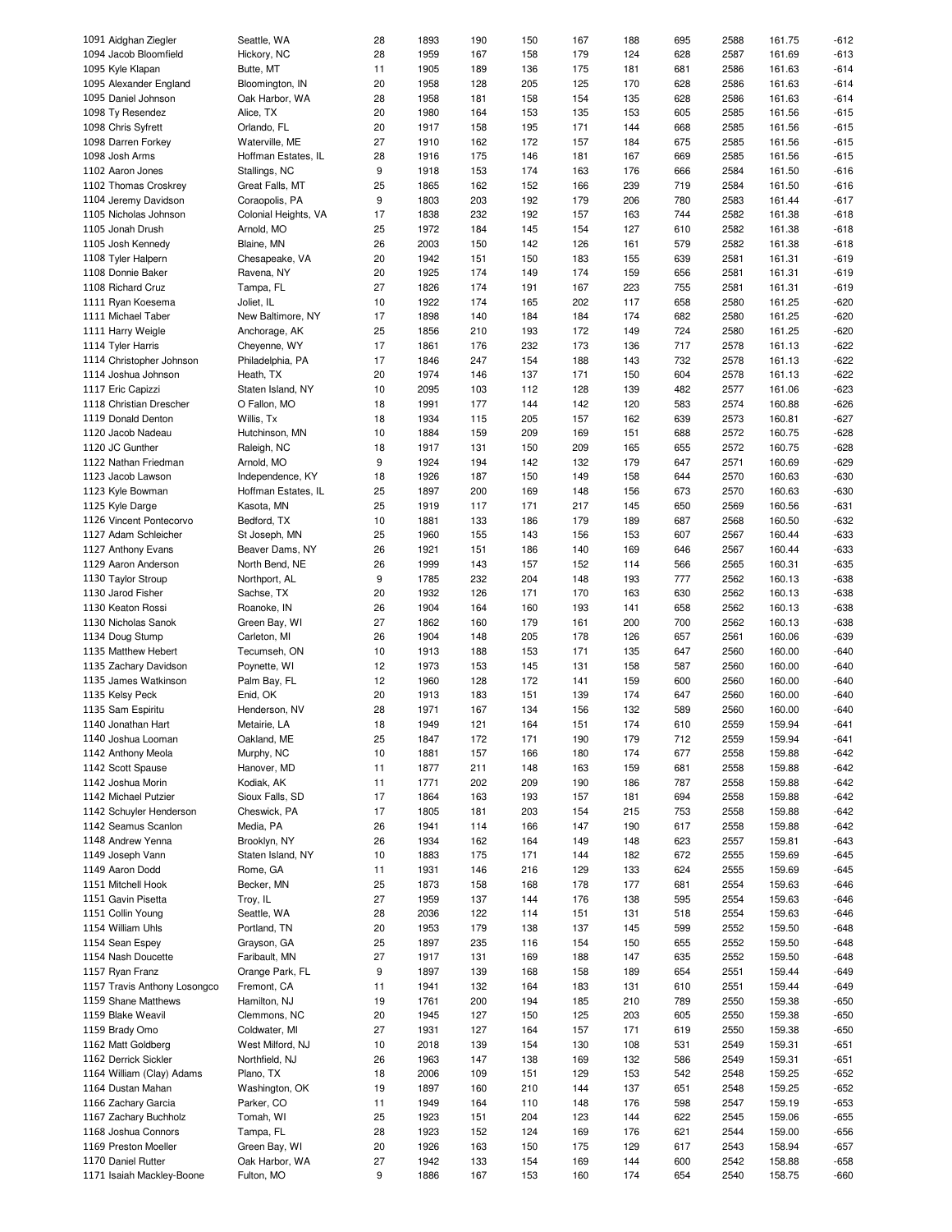| | | | | | | | | | | | | |
|---|---|---|---|---|---|---|---|---|---|---|---|---|
| 1091 Aidghan Ziegler | Seattle, WA | 28 | 1893 | 190 | 150 | 167 | 188 | 695 | 2588 | 161.75 | -612 |
| 1094 Jacob Bloomfield | Hickory, NC | 28 | 1959 | 167 | 158 | 179 | 124 | 628 | 2587 | 161.69 | -613 |
| 1095 Kyle Klapan | Butte, MT | 11 | 1905 | 189 | 136 | 175 | 181 | 681 | 2586 | 161.63 | -614 |
| 1095 Alexander England | Bloomington, IN | 20 | 1958 | 128 | 205 | 125 | 170 | 628 | 2586 | 161.63 | -614 |
| 1095 Daniel Johnson | Oak Harbor, WA | 28 | 1958 | 181 | 158 | 154 | 135 | 628 | 2586 | 161.63 | -614 |
| 1098 Ty Resendez | Alice, TX | 20 | 1980 | 164 | 153 | 135 | 153 | 605 | 2585 | 161.56 | -615 |
| 1098 Chris Syfrett | Orlando, FL | 20 | 1917 | 158 | 195 | 171 | 144 | 668 | 2585 | 161.56 | -615 |
| 1098 Darren Forkey | Waterville, ME | 27 | 1910 | 162 | 172 | 157 | 184 | 675 | 2585 | 161.56 | -615 |
| 1098 Josh Arms | Hoffman Estates, IL | 28 | 1916 | 175 | 146 | 181 | 167 | 669 | 2585 | 161.56 | -615 |
| 1102 Aaron Jones | Stallings, NC | 9 | 1918 | 153 | 174 | 163 | 176 | 666 | 2584 | 161.50 | -616 |
| 1102 Thomas Croskrey | Great Falls, MT | 25 | 1865 | 162 | 152 | 166 | 239 | 719 | 2584 | 161.50 | -616 |
| 1104 Jeremy Davidson | Coraopolis, PA | 9 | 1803 | 203 | 192 | 179 | 206 | 780 | 2583 | 161.44 | -617 |
| 1105 Nicholas Johnson | Colonial Heights, VA | 17 | 1838 | 232 | 192 | 157 | 163 | 744 | 2582 | 161.38 | -618 |
| 1105 Jonah Drush | Arnold, MO | 25 | 1972 | 184 | 145 | 154 | 127 | 610 | 2582 | 161.38 | -618 |
| 1105 Josh Kennedy | Blaine, MN | 26 | 2003 | 150 | 142 | 126 | 161 | 579 | 2582 | 161.38 | -618 |
| 1108 Tyler Halpern | Chesapeake, VA | 20 | 1942 | 151 | 150 | 183 | 155 | 639 | 2581 | 161.31 | -619 |
| 1108 Donnie Baker | Ravena, NY | 20 | 1925 | 174 | 149 | 174 | 159 | 656 | 2581 | 161.31 | -619 |
| 1108 Richard Cruz | Tampa, FL | 27 | 1826 | 174 | 191 | 167 | 223 | 755 | 2581 | 161.31 | -619 |
| 1111 Ryan Koesema | Joliet, IL | 10 | 1922 | 174 | 165 | 202 | 117 | 658 | 2580 | 161.25 | -620 |
| 1111 Michael Taber | New Baltimore, NY | 17 | 1898 | 140 | 184 | 184 | 174 | 682 | 2580 | 161.25 | -620 |
| 1111 Harry Weigle | Anchorage, AK | 25 | 1856 | 210 | 193 | 172 | 149 | 724 | 2580 | 161.25 | -620 |
| 1114 Tyler Harris | Cheyenne, WY | 17 | 1861 | 176 | 232 | 173 | 136 | 717 | 2578 | 161.13 | -622 |
| 1114 Christopher Johnson | Philadelphia, PA | 17 | 1846 | 247 | 154 | 188 | 143 | 732 | 2578 | 161.13 | -622 |
| 1114 Joshua Johnson | Heath, TX | 20 | 1974 | 146 | 137 | 171 | 150 | 604 | 2578 | 161.13 | -622 |
| 1117 Eric Capizzi | Staten Island, NY | 10 | 2095 | 103 | 112 | 128 | 139 | 482 | 2577 | 161.06 | -623 |
| 1118 Christian Drescher | O Fallon, MO | 18 | 1991 | 177 | 144 | 142 | 120 | 583 | 2574 | 160.88 | -626 |
| 1119 Donald Denton | Willis, Tx | 18 | 1934 | 115 | 205 | 157 | 162 | 639 | 2573 | 160.81 | -627 |
| 1120 Jacob Nadeau | Hutchinson, MN | 10 | 1884 | 159 | 209 | 169 | 151 | 688 | 2572 | 160.75 | -628 |
| 1120 JC Gunther | Raleigh, NC | 18 | 1917 | 131 | 150 | 209 | 165 | 655 | 2572 | 160.75 | -628 |
| 1122 Nathan Friedman | Arnold, MO | 9 | 1924 | 194 | 142 | 132 | 179 | 647 | 2571 | 160.69 | -629 |
| 1123 Jacob Lawson | Independence, KY | 18 | 1926 | 187 | 150 | 149 | 158 | 644 | 2570 | 160.63 | -630 |
| 1123 Kyle Bowman | Hoffman Estates, IL | 25 | 1897 | 200 | 169 | 148 | 156 | 673 | 2570 | 160.63 | -630 |
| 1125 Kyle Darge | Kasota, MN | 25 | 1919 | 117 | 171 | 217 | 145 | 650 | 2569 | 160.56 | -631 |
| 1126 Vincent Pontecorvo | Bedford, TX | 10 | 1881 | 133 | 186 | 179 | 189 | 687 | 2568 | 160.50 | -632 |
| 1127 Adam Schleicher | St Joseph, MN | 25 | 1960 | 155 | 143 | 156 | 153 | 607 | 2567 | 160.44 | -633 |
| 1127 Anthony Evans | Beaver Dams, NY | 26 | 1921 | 151 | 186 | 140 | 169 | 646 | 2567 | 160.44 | -633 |
| 1129 Aaron Anderson | North Bend, NE | 26 | 1999 | 143 | 157 | 152 | 114 | 566 | 2565 | 160.31 | -635 |
| 1130 Taylor Stroup | Northport, AL | 9 | 1785 | 232 | 204 | 148 | 193 | 777 | 2562 | 160.13 | -638 |
| 1130 Jarod Fisher | Sachse, TX | 20 | 1932 | 126 | 171 | 170 | 163 | 630 | 2562 | 160.13 | -638 |
| 1130 Keaton Rossi | Roanoke, IN | 26 | 1904 | 164 | 160 | 193 | 141 | 658 | 2562 | 160.13 | -638 |
| 1130 Nicholas Sanok | Green Bay, WI | 27 | 1862 | 160 | 179 | 161 | 200 | 700 | 2562 | 160.13 | -638 |
| 1134 Doug Stump | Carleton, MI | 26 | 1904 | 148 | 205 | 178 | 126 | 657 | 2561 | 160.06 | -639 |
| 1135 Matthew Hebert | Tecumseh, ON | 10 | 1913 | 188 | 153 | 171 | 135 | 647 | 2560 | 160.00 | -640 |
| 1135 Zachary Davidson | Poynette, WI | 12 | 1973 | 153 | 145 | 131 | 158 | 587 | 2560 | 160.00 | -640 |
| 1135 James Watkinson | Palm Bay, FL | 12 | 1960 | 128 | 172 | 141 | 159 | 600 | 2560 | 160.00 | -640 |
| 1135 Kelsy Peck | Enid, OK | 20 | 1913 | 183 | 151 | 139 | 174 | 647 | 2560 | 160.00 | -640 |
| 1135 Sam Espiritu | Henderson, NV | 28 | 1971 | 167 | 134 | 156 | 132 | 589 | 2560 | 160.00 | -640 |
| 1140 Jonathan Hart | Metairie, LA | 18 | 1949 | 121 | 164 | 151 | 174 | 610 | 2559 | 159.94 | -641 |
| 1140 Joshua Looman | Oakland, ME | 25 | 1847 | 172 | 171 | 190 | 179 | 712 | 2559 | 159.94 | -641 |
| 1142 Anthony Meola | Murphy, NC | 10 | 1881 | 157 | 166 | 180 | 174 | 677 | 2558 | 159.88 | -642 |
| 1142 Scott Spause | Hanover, MD | 11 | 1877 | 211 | 148 | 163 | 159 | 681 | 2558 | 159.88 | -642 |
| 1142 Joshua Morin | Kodiak, AK | 11 | 1771 | 202 | 209 | 190 | 186 | 787 | 2558 | 159.88 | -642 |
| 1142 Michael Putzier | Sioux Falls, SD | 17 | 1864 | 163 | 193 | 157 | 181 | 694 | 2558 | 159.88 | -642 |
| 1142 Schuyler Henderson | Cheswick, PA | 17 | 1805 | 181 | 203 | 154 | 215 | 753 | 2558 | 159.88 | -642 |
| 1142 Seamus Scanlon | Media, PA | 26 | 1941 | 114 | 166 | 147 | 190 | 617 | 2558 | 159.88 | -642 |
| 1148 Andrew Yenna | Brooklyn, NY | 26 | 1934 | 162 | 164 | 149 | 148 | 623 | 2557 | 159.81 | -643 |
| 1149 Joseph Vann | Staten Island, NY | 10 | 1883 | 175 | 171 | 144 | 182 | 672 | 2555 | 159.69 | -645 |
| 1149 Aaron Dodd | Rome, GA | 11 | 1931 | 146 | 216 | 129 | 133 | 624 | 2555 | 159.69 | -645 |
| 1151 Mitchell Hook | Becker, MN | 25 | 1873 | 158 | 168 | 178 | 177 | 681 | 2554 | 159.63 | -646 |
| 1151 Gavin Pisetta | Troy, IL | 27 | 1959 | 137 | 144 | 176 | 138 | 595 | 2554 | 159.63 | -646 |
| 1151 Collin Young | Seattle, WA | 28 | 2036 | 122 | 114 | 151 | 131 | 518 | 2554 | 159.63 | -646 |
| 1154 William Uhls | Portland, TN | 20 | 1953 | 179 | 138 | 137 | 145 | 599 | 2552 | 159.50 | -648 |
| 1154 Sean Espey | Grayson, GA | 25 | 1897 | 235 | 116 | 154 | 150 | 655 | 2552 | 159.50 | -648 |
| 1154 Nash Doucette | Faribault, MN | 27 | 1917 | 131 | 169 | 188 | 147 | 635 | 2552 | 159.50 | -648 |
| 1157 Ryan Franz | Orange Park, FL | 9 | 1897 | 139 | 168 | 158 | 189 | 654 | 2551 | 159.44 | -649 |
| 1157 Travis Anthony Losongco | Fremont, CA | 11 | 1941 | 132 | 164 | 183 | 131 | 610 | 2551 | 159.44 | -649 |
| 1159 Shane Matthews | Hamilton, NJ | 19 | 1761 | 200 | 194 | 185 | 210 | 789 | 2550 | 159.38 | -650 |
| 1159 Blake Weavil | Clemmons, NC | 20 | 1945 | 127 | 150 | 125 | 203 | 605 | 2550 | 159.38 | -650 |
| 1159 Brady Omo | Coldwater, MI | 27 | 1931 | 127 | 164 | 157 | 171 | 619 | 2550 | 159.38 | -650 |
| 1162 Matt Goldberg | West Milford, NJ | 10 | 2018 | 139 | 154 | 130 | 108 | 531 | 2549 | 159.31 | -651 |
| 1162 Derrick Sickler | Northfield, NJ | 26 | 1963 | 147 | 138 | 169 | 132 | 586 | 2549 | 159.31 | -651 |
| 1164 William (Clay) Adams | Plano, TX | 18 | 2006 | 109 | 151 | 129 | 153 | 542 | 2548 | 159.25 | -652 |
| 1164 Dustan Mahan | Washington, OK | 19 | 1897 | 160 | 210 | 144 | 137 | 651 | 2548 | 159.25 | -652 |
| 1166 Zachary Garcia | Parker, CO | 11 | 1949 | 164 | 110 | 148 | 176 | 598 | 2547 | 159.19 | -653 |
| 1167 Zachary Buchholz | Tomah, WI | 25 | 1923 | 151 | 204 | 123 | 144 | 622 | 2545 | 159.06 | -655 |
| 1168 Joshua Connors | Tampa, FL | 28 | 1923 | 152 | 124 | 169 | 176 | 621 | 2544 | 159.00 | -656 |
| 1169 Preston Moeller | Green Bay, WI | 20 | 1926 | 163 | 150 | 175 | 129 | 617 | 2543 | 158.94 | -657 |
| 1170 Daniel Rutter | Oak Harbor, WA | 27 | 1942 | 133 | 154 | 169 | 144 | 600 | 2542 | 158.88 | -658 |
| 1171 Isaiah Mackley-Boone | Fulton, MO | 9 | 1886 | 167 | 153 | 160 | 174 | 654 | 2540 | 158.75 | -660 |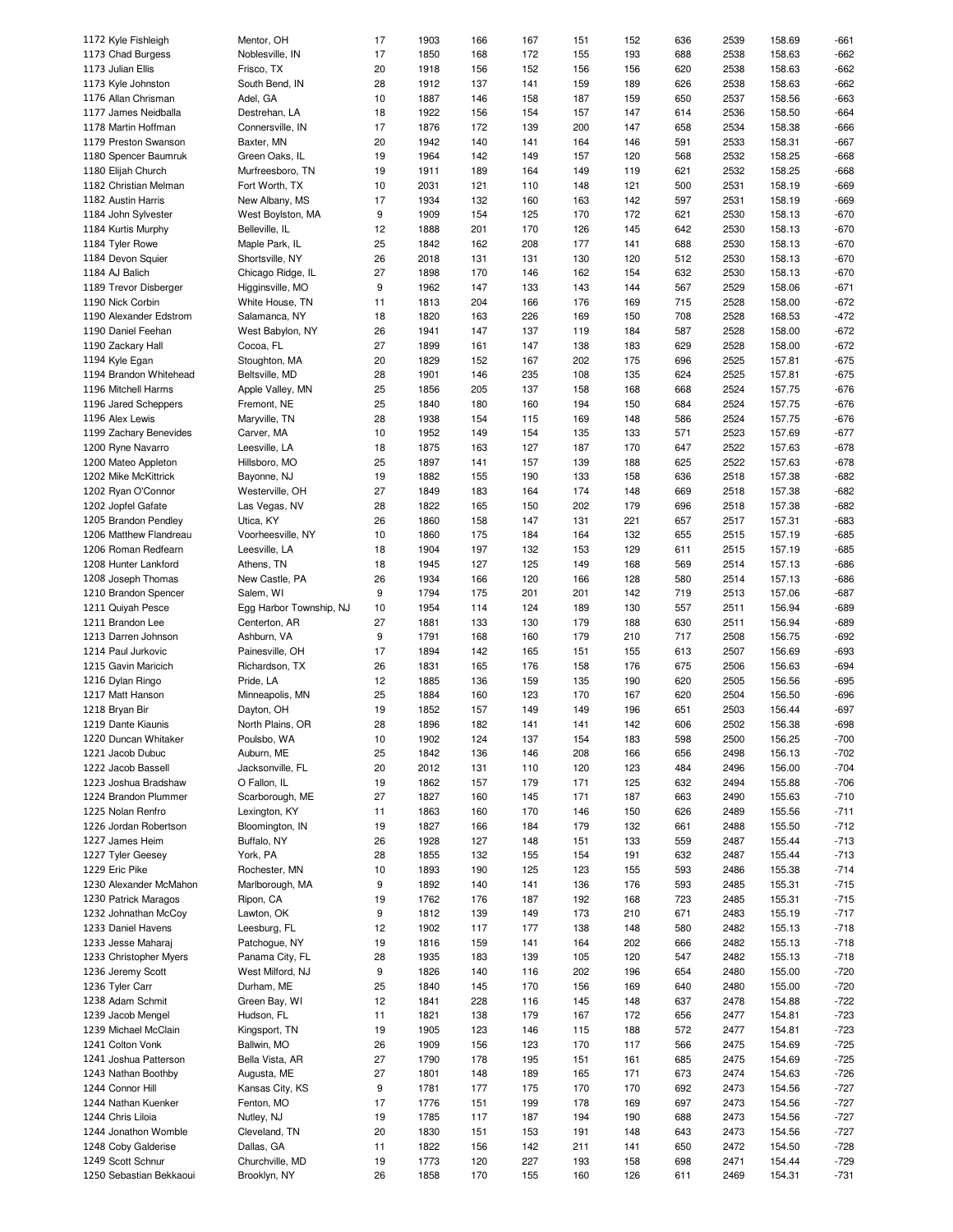| | | | | | | | | | | | |
|---|---|---|---|---|---|---|---|---|---|---|---|
| 1172 Kyle Fishleigh | Mentor, OH | 17 | 1903 | 166 | 167 | 151 | 152 | 636 | 2539 | 158.69 | -661 |
| 1173 Chad Burgess | Noblesville, IN | 17 | 1850 | 168 | 172 | 155 | 193 | 688 | 2538 | 158.63 | -662 |
| 1173 Julian Ellis | Frisco, TX | 20 | 1918 | 156 | 152 | 156 | 156 | 620 | 2538 | 158.63 | -662 |
| 1173 Kyle Johnston | South Bend, IN | 28 | 1912 | 137 | 141 | 159 | 189 | 626 | 2538 | 158.63 | -662 |
| 1176 Allan Chrisman | Adel, GA | 10 | 1887 | 146 | 158 | 187 | 159 | 650 | 2537 | 158.56 | -663 |
| 1177 James Neidballa | Destrehan, LA | 18 | 1922 | 156 | 154 | 157 | 147 | 614 | 2536 | 158.50 | -664 |
| 1178 Martin Hoffman | Connersville, IN | 17 | 1876 | 172 | 139 | 200 | 147 | 658 | 2534 | 158.38 | -666 |
| 1179 Preston Swanson | Baxter, MN | 20 | 1942 | 140 | 141 | 164 | 146 | 591 | 2533 | 158.31 | -667 |
| 1180 Spencer Baumruk | Green Oaks, IL | 19 | 1964 | 142 | 149 | 157 | 120 | 568 | 2532 | 158.25 | -668 |
| 1180 Elijah Church | Murfreesboro, TN | 19 | 1911 | 189 | 164 | 149 | 119 | 621 | 2532 | 158.25 | -668 |
| 1182 Christian Melman | Fort Worth, TX | 10 | 2031 | 121 | 110 | 148 | 121 | 500 | 2531 | 158.19 | -669 |
| 1182 Austin Harris | New Albany, MS | 17 | 1934 | 132 | 160 | 163 | 142 | 597 | 2531 | 158.19 | -669 |
| 1184 John Sylvester | West Boylston, MA | 9 | 1909 | 154 | 125 | 170 | 172 | 621 | 2530 | 158.13 | -670 |
| 1184 Kurtis Murphy | Belleville, IL | 12 | 1888 | 201 | 170 | 126 | 145 | 642 | 2530 | 158.13 | -670 |
| 1184 Tyler Rowe | Maple Park, IL | 25 | 1842 | 162 | 208 | 177 | 141 | 688 | 2530 | 158.13 | -670 |
| 1184 Devon Squier | Shortsville, NY | 26 | 2018 | 131 | 131 | 130 | 120 | 512 | 2530 | 158.13 | -670 |
| 1184 AJ Balich | Chicago Ridge, IL | 27 | 1898 | 170 | 146 | 162 | 154 | 632 | 2530 | 158.13 | -670 |
| 1189 Trevor Disberger | Higginsville, MO | 9 | 1962 | 147 | 133 | 143 | 144 | 567 | 2529 | 158.06 | -671 |
| 1190 Nick Corbin | White House, TN | 11 | 1813 | 204 | 166 | 176 | 169 | 715 | 2528 | 158.00 | -672 |
| 1190 Alexander Edstrom | Salamanca, NY | 18 | 1820 | 163 | 226 | 169 | 150 | 708 | 2528 | 168.53 | -472 |
| 1190 Daniel Feehan | West Babylon, NY | 26 | 1941 | 147 | 137 | 119 | 184 | 587 | 2528 | 158.00 | -672 |
| 1190 Zackary Hall | Cocoa, FL | 27 | 1899 | 161 | 147 | 138 | 183 | 629 | 2528 | 158.00 | -672 |
| 1194 Kyle Egan | Stoughton, MA | 20 | 1829 | 152 | 167 | 202 | 175 | 696 | 2525 | 157.81 | -675 |
| 1194 Brandon Whitehead | Beltsville, MD | 28 | 1901 | 146 | 235 | 108 | 135 | 624 | 2525 | 157.81 | -675 |
| 1196 Mitchell Harms | Apple Valley, MN | 25 | 1856 | 205 | 137 | 158 | 168 | 668 | 2524 | 157.75 | -676 |
| 1196 Jared Scheppers | Fremont, NE | 25 | 1840 | 180 | 160 | 194 | 150 | 684 | 2524 | 157.75 | -676 |
| 1196 Alex Lewis | Maryville, TN | 28 | 1938 | 154 | 115 | 169 | 148 | 586 | 2524 | 157.75 | -676 |
| 1199 Zachary Benevides | Carver, MA | 10 | 1952 | 149 | 154 | 135 | 133 | 571 | 2523 | 157.69 | -677 |
| 1200 Ryne Navarro | Leesville, LA | 18 | 1875 | 163 | 127 | 187 | 170 | 647 | 2522 | 157.63 | -678 |
| 1200 Mateo Appleton | Hillsboro, MO | 25 | 1897 | 141 | 157 | 139 | 188 | 625 | 2522 | 157.63 | -678 |
| 1202 Mike McKittrick | Bayonne, NJ | 19 | 1882 | 155 | 190 | 133 | 158 | 636 | 2518 | 157.38 | -682 |
| 1202 Ryan O'Connor | Westerville, OH | 27 | 1849 | 183 | 164 | 174 | 148 | 669 | 2518 | 157.38 | -682 |
| 1202 Jopfel Gafate | Las Vegas, NV | 28 | 1822 | 165 | 150 | 202 | 179 | 696 | 2518 | 157.38 | -682 |
| 1205 Brandon Pendley | Utica, KY | 26 | 1860 | 158 | 147 | 131 | 221 | 657 | 2517 | 157.31 | -683 |
| 1206 Matthew Flandreau | Voorheesville, NY | 10 | 1860 | 175 | 184 | 164 | 132 | 655 | 2515 | 157.19 | -685 |
| 1206 Roman Redfearn | Leesville, LA | 18 | 1904 | 197 | 132 | 153 | 129 | 611 | 2515 | 157.19 | -685 |
| 1208 Hunter Lankford | Athens, TN | 18 | 1945 | 127 | 125 | 149 | 168 | 569 | 2514 | 157.13 | -686 |
| 1208 Joseph Thomas | New Castle, PA | 26 | 1934 | 166 | 120 | 166 | 128 | 580 | 2514 | 157.13 | -686 |
| 1210 Brandon Spencer | Salem, WI | 9 | 1794 | 175 | 201 | 201 | 142 | 719 | 2513 | 157.06 | -687 |
| 1211 Quiyah Pesce | Egg Harbor Township, NJ | 10 | 1954 | 114 | 124 | 189 | 130 | 557 | 2511 | 156.94 | -689 |
| 1211 Brandon Lee | Centerton, AR | 27 | 1881 | 133 | 130 | 179 | 188 | 630 | 2511 | 156.94 | -689 |
| 1213 Darren Johnson | Ashburn, VA | 9 | 1791 | 168 | 160 | 179 | 210 | 717 | 2508 | 156.75 | -692 |
| 1214 Paul Jurkovic | Painesville, OH | 17 | 1894 | 142 | 165 | 151 | 155 | 613 | 2507 | 156.69 | -693 |
| 1215 Gavin Maricich | Richardson, TX | 26 | 1831 | 165 | 176 | 158 | 176 | 675 | 2506 | 156.63 | -694 |
| 1216 Dylan Ringo | Pride, LA | 12 | 1885 | 136 | 159 | 135 | 190 | 620 | 2505 | 156.56 | -695 |
| 1217 Matt Hanson | Minneapolis, MN | 25 | 1884 | 160 | 123 | 170 | 167 | 620 | 2504 | 156.50 | -696 |
| 1218 Bryan Bir | Dayton, OH | 19 | 1852 | 157 | 149 | 149 | 196 | 651 | 2503 | 156.44 | -697 |
| 1219 Dante Kiaunis | North Plains, OR | 28 | 1896 | 182 | 141 | 141 | 142 | 606 | 2502 | 156.38 | -698 |
| 1220 Duncan Whitaker | Poulsbo, WA | 10 | 1902 | 124 | 137 | 154 | 183 | 598 | 2500 | 156.25 | -700 |
| 1221 Jacob Dubuc | Auburn, ME | 25 | 1842 | 136 | 146 | 208 | 166 | 656 | 2498 | 156.13 | -702 |
| 1222 Jacob Bassell | Jacksonville, FL | 20 | 2012 | 131 | 110 | 120 | 123 | 484 | 2496 | 156.00 | -704 |
| 1223 Joshua Bradshaw | O Fallon, IL | 19 | 1862 | 157 | 179 | 171 | 125 | 632 | 2494 | 155.88 | -706 |
| 1224 Brandon Plummer | Scarborough, ME | 27 | 1827 | 160 | 145 | 171 | 187 | 663 | 2490 | 155.63 | -710 |
| 1225 Nolan Renfro | Lexington, KY | 11 | 1863 | 160 | 170 | 146 | 150 | 626 | 2489 | 155.56 | -711 |
| 1226 Jordan Robertson | Bloomington, IN | 19 | 1827 | 166 | 184 | 179 | 132 | 661 | 2488 | 155.50 | -712 |
| 1227 James Heim | Buffalo, NY | 26 | 1928 | 127 | 148 | 151 | 133 | 559 | 2487 | 155.44 | -713 |
| 1227 Tyler Geesey | York, PA | 28 | 1855 | 132 | 155 | 154 | 191 | 632 | 2487 | 155.44 | -713 |
| 1229 Eric Pike | Rochester, MN | 10 | 1893 | 190 | 125 | 123 | 155 | 593 | 2486 | 155.38 | -714 |
| 1230 Alexander McMahon | Marlborough, MA | 9 | 1892 | 140 | 141 | 136 | 176 | 593 | 2485 | 155.31 | -715 |
| 1230 Patrick Maragos | Ripon, CA | 19 | 1762 | 176 | 187 | 192 | 168 | 723 | 2485 | 155.31 | -715 |
| 1232 Johnathan McCoy | Lawton, OK | 9 | 1812 | 139 | 149 | 173 | 210 | 671 | 2483 | 155.19 | -717 |
| 1233 Daniel Havens | Leesburg, FL | 12 | 1902 | 117 | 177 | 138 | 148 | 580 | 2482 | 155.13 | -718 |
| 1233 Jesse Maharaj | Patchogue, NY | 19 | 1816 | 159 | 141 | 164 | 202 | 666 | 2482 | 155.13 | -718 |
| 1233 Christopher Myers | Panama City, FL | 28 | 1935 | 183 | 139 | 105 | 120 | 547 | 2482 | 155.13 | -718 |
| 1236 Jeremy Scott | West Milford, NJ | 9 | 1826 | 140 | 116 | 202 | 196 | 654 | 2480 | 155.00 | -720 |
| 1236 Tyler Carr | Durham, ME | 25 | 1840 | 145 | 170 | 156 | 169 | 640 | 2480 | 155.00 | -720 |
| 1238 Adam Schmit | Green Bay, WI | 12 | 1841 | 228 | 116 | 145 | 148 | 637 | 2478 | 154.88 | -722 |
| 1239 Jacob Mengel | Hudson, FL | 11 | 1821 | 138 | 179 | 167 | 172 | 656 | 2477 | 154.81 | -723 |
| 1239 Michael McClain | Kingsport, TN | 19 | 1905 | 123 | 146 | 115 | 188 | 572 | 2477 | 154.81 | -723 |
| 1241 Colton Vonk | Ballwin, MO | 26 | 1909 | 156 | 123 | 170 | 117 | 566 | 2475 | 154.69 | -725 |
| 1241 Joshua Patterson | Bella Vista, AR | 27 | 1790 | 178 | 195 | 151 | 161 | 685 | 2475 | 154.69 | -725 |
| 1243 Nathan Boothby | Augusta, ME | 27 | 1801 | 148 | 189 | 165 | 171 | 673 | 2474 | 154.63 | -726 |
| 1244 Connor Hill | Kansas City, KS | 9 | 1781 | 177 | 175 | 170 | 170 | 692 | 2473 | 154.56 | -727 |
| 1244 Nathan Kuenker | Fenton, MO | 17 | 1776 | 151 | 199 | 178 | 169 | 697 | 2473 | 154.56 | -727 |
| 1244 Chris Liloia | Nutley, NJ | 19 | 1785 | 117 | 187 | 194 | 190 | 688 | 2473 | 154.56 | -727 |
| 1244 Jonathon Womble | Cleveland, TN | 20 | 1830 | 151 | 153 | 191 | 148 | 643 | 2473 | 154.56 | -727 |
| 1248 Coby Galderise | Dallas, GA | 11 | 1822 | 156 | 142 | 211 | 141 | 650 | 2472 | 154.50 | -728 |
| 1249 Scott Schnur | Churchville, MD | 19 | 1773 | 120 | 227 | 193 | 158 | 698 | 2471 | 154.44 | -729 |
| 1250 Sebastian Bekkaoui | Brooklyn, NY | 26 | 1858 | 170 | 155 | 160 | 126 | 611 | 2469 | 154.31 | -731 |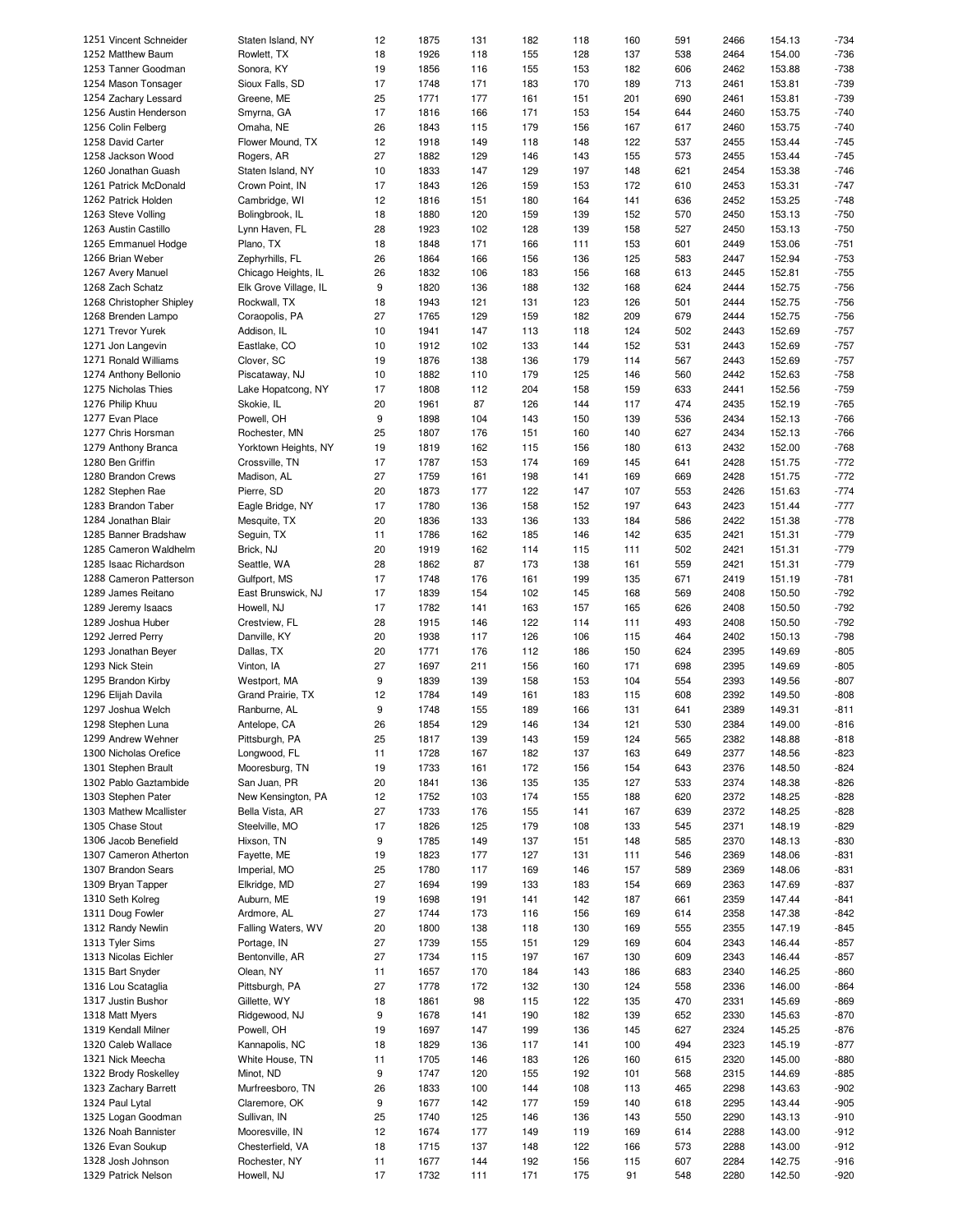| | | | | | | | | | | | |
|---|---|---|---|---|---|---|---|---|---|---|---|
| 1251 Vincent Schneider | Staten Island, NY | 12 | 1875 | 131 | 182 | 118 | 160 | 591 | 2466 | 154.13 | -734 |
| 1252 Matthew Baum | Rowlett, TX | 18 | 1926 | 118 | 155 | 128 | 137 | 538 | 2464 | 154.00 | -736 |
| 1253 Tanner Goodman | Sonora, KY | 19 | 1856 | 116 | 155 | 153 | 182 | 606 | 2462 | 153.88 | -738 |
| 1254 Mason Tonsager | Sioux Falls, SD | 17 | 1748 | 171 | 183 | 170 | 189 | 713 | 2461 | 153.81 | -739 |
| 1254 Zachary Lessard | Greene, ME | 25 | 1771 | 177 | 161 | 151 | 201 | 690 | 2461 | 153.81 | -739 |
| 1256 Austin Henderson | Smyrna, GA | 17 | 1816 | 166 | 171 | 153 | 154 | 644 | 2460 | 153.75 | -740 |
| 1256 Colin Felberg | Omaha, NE | 26 | 1843 | 115 | 179 | 156 | 167 | 617 | 2460 | 153.75 | -740 |
| 1258 David Carter | Flower Mound, TX | 12 | 1918 | 149 | 118 | 148 | 122 | 537 | 2455 | 153.44 | -745 |
| 1258 Jackson Wood | Rogers, AR | 27 | 1882 | 129 | 146 | 143 | 155 | 573 | 2455 | 153.44 | -745 |
| 1260 Jonathan Guash | Staten Island, NY | 10 | 1833 | 147 | 129 | 197 | 148 | 621 | 2454 | 153.38 | -746 |
| 1261 Patrick McDonald | Crown Point, IN | 17 | 1843 | 126 | 159 | 153 | 172 | 610 | 2453 | 153.31 | -747 |
| 1262 Patrick Holden | Cambridge, WI | 12 | 1816 | 151 | 180 | 164 | 141 | 636 | 2452 | 153.25 | -748 |
| 1263 Steve Volling | Bolingbrook, IL | 18 | 1880 | 120 | 159 | 139 | 152 | 570 | 2450 | 153.13 | -750 |
| 1263 Austin Castillo | Lynn Haven, FL | 28 | 1923 | 102 | 128 | 139 | 158 | 527 | 2450 | 153.13 | -750 |
| 1265 Emmanuel Hodge | Plano, TX | 18 | 1848 | 171 | 166 | 111 | 153 | 601 | 2449 | 153.06 | -751 |
| 1266 Brian Weber | Zephyrhills, FL | 26 | 1864 | 166 | 156 | 136 | 125 | 583 | 2447 | 152.94 | -753 |
| 1267 Avery Manuel | Chicago Heights, IL | 26 | 1832 | 106 | 183 | 156 | 168 | 613 | 2445 | 152.81 | -755 |
| 1268 Zach Schatz | Elk Grove Village, IL | 9 | 1820 | 136 | 188 | 132 | 168 | 624 | 2444 | 152.75 | -756 |
| 1268 Christopher Shipley | Rockwall, TX | 18 | 1943 | 121 | 131 | 123 | 126 | 501 | 2444 | 152.75 | -756 |
| 1268 Brenden Lampo | Coraopolis, PA | 27 | 1765 | 129 | 159 | 182 | 209 | 679 | 2444 | 152.75 | -756 |
| 1271 Trevor Yurek | Addison, IL | 10 | 1941 | 147 | 113 | 118 | 124 | 502 | 2443 | 152.69 | -757 |
| 1271 Jon Langevin | Eastlake, CO | 10 | 1912 | 102 | 133 | 144 | 152 | 531 | 2443 | 152.69 | -757 |
| 1271 Ronald Williams | Clover, SC | 19 | 1876 | 138 | 136 | 179 | 114 | 567 | 2443 | 152.69 | -757 |
| 1274 Anthony Bellonio | Piscataway, NJ | 10 | 1882 | 110 | 179 | 125 | 146 | 560 | 2442 | 152.63 | -758 |
| 1275 Nicholas Thies | Lake Hopatcong, NY | 17 | 1808 | 112 | 204 | 158 | 159 | 633 | 2441 | 152.56 | -759 |
| 1276 Philip Khuu | Skokie, IL | 20 | 1961 | 87 | 126 | 144 | 117 | 474 | 2435 | 152.19 | -765 |
| 1277 Evan Place | Powell, OH | 9 | 1898 | 104 | 143 | 150 | 139 | 536 | 2434 | 152.13 | -766 |
| 1277 Chris Horsman | Rochester, MN | 25 | 1807 | 176 | 151 | 160 | 140 | 627 | 2434 | 152.13 | -766 |
| 1279 Anthony Branca | Yorktown Heights, NY | 19 | 1819 | 162 | 115 | 156 | 180 | 613 | 2432 | 152.00 | -768 |
| 1280 Ben Griffin | Crossville, TN | 17 | 1787 | 153 | 174 | 169 | 145 | 641 | 2428 | 151.75 | -772 |
| 1280 Brandon Crews | Madison, AL | 27 | 1759 | 161 | 198 | 141 | 169 | 669 | 2428 | 151.75 | -772 |
| 1282 Stephen Rae | Pierre, SD | 20 | 1873 | 177 | 122 | 147 | 107 | 553 | 2426 | 151.63 | -774 |
| 1283 Brandon Taber | Eagle Bridge, NY | 17 | 1780 | 136 | 158 | 152 | 197 | 643 | 2423 | 151.44 | -777 |
| 1284 Jonathan Blair | Mesquite, TX | 20 | 1836 | 133 | 136 | 133 | 184 | 586 | 2422 | 151.38 | -778 |
| 1285 Banner Bradshaw | Seguin, TX | 11 | 1786 | 162 | 185 | 146 | 142 | 635 | 2421 | 151.31 | -779 |
| 1285 Cameron Waldhelm | Brick, NJ | 20 | 1919 | 162 | 114 | 115 | 111 | 502 | 2421 | 151.31 | -779 |
| 1285 Isaac Richardson | Seattle, WA | 28 | 1862 | 87 | 173 | 138 | 161 | 559 | 2421 | 151.31 | -779 |
| 1288 Cameron Patterson | Gulfport, MS | 17 | 1748 | 176 | 161 | 199 | 135 | 671 | 2419 | 151.19 | -781 |
| 1289 James Reitano | East Brunswick, NJ | 17 | 1839 | 154 | 102 | 145 | 168 | 569 | 2408 | 150.50 | -792 |
| 1289 Jeremy Isaacs | Howell, NJ | 17 | 1782 | 141 | 163 | 157 | 165 | 626 | 2408 | 150.50 | -792 |
| 1289 Joshua Huber | Crestview, FL | 28 | 1915 | 146 | 122 | 114 | 111 | 493 | 2408 | 150.50 | -792 |
| 1292 Jerred Perry | Danville, KY | 20 | 1938 | 117 | 126 | 106 | 115 | 464 | 2402 | 150.13 | -798 |
| 1293 Jonathan Beyer | Dallas, TX | 20 | 1771 | 176 | 112 | 186 | 150 | 624 | 2395 | 149.69 | -805 |
| 1293 Nick Stein | Vinton, IA | 27 | 1697 | 211 | 156 | 160 | 171 | 698 | 2395 | 149.69 | -805 |
| 1295 Brandon Kirby | Westport, MA | 9 | 1839 | 139 | 158 | 153 | 104 | 554 | 2393 | 149.56 | -807 |
| 1296 Elijah Davila | Grand Prairie, TX | 12 | 1784 | 149 | 161 | 183 | 115 | 608 | 2392 | 149.50 | -808 |
| 1297 Joshua Welch | Ranburne, AL | 9 | 1748 | 155 | 189 | 166 | 131 | 641 | 2389 | 149.31 | -811 |
| 1298 Stephen Luna | Antelope, CA | 26 | 1854 | 129 | 146 | 134 | 121 | 530 | 2384 | 149.00 | -816 |
| 1299 Andrew Wehner | Pittsburgh, PA | 25 | 1817 | 139 | 143 | 159 | 124 | 565 | 2382 | 148.88 | -818 |
| 1300 Nicholas Orefice | Longwood, FL | 11 | 1728 | 167 | 182 | 137 | 163 | 649 | 2377 | 148.56 | -823 |
| 1301 Stephen Brault | Mooresburg, TN | 19 | 1733 | 161 | 172 | 156 | 154 | 643 | 2376 | 148.50 | -824 |
| 1302 Pablo Gaztambide | San Juan, PR | 20 | 1841 | 136 | 135 | 135 | 127 | 533 | 2374 | 148.38 | -826 |
| 1303 Stephen Pater | New Kensington, PA | 12 | 1752 | 103 | 174 | 155 | 188 | 620 | 2372 | 148.25 | -828 |
| 1303 Mathew Mcallister | Bella Vista, AR | 27 | 1733 | 176 | 155 | 141 | 167 | 639 | 2372 | 148.25 | -828 |
| 1305 Chase Stout | Steelville, MO | 17 | 1826 | 125 | 179 | 108 | 133 | 545 | 2371 | 148.19 | -829 |
| 1306 Jacob Benefield | Hixson, TN | 9 | 1785 | 149 | 137 | 151 | 148 | 585 | 2370 | 148.13 | -830 |
| 1307 Cameron Atherton | Fayette, ME | 19 | 1823 | 177 | 127 | 131 | 111 | 546 | 2369 | 148.06 | -831 |
| 1307 Brandon Sears | Imperial, MO | 25 | 1780 | 117 | 169 | 146 | 157 | 589 | 2369 | 148.06 | -831 |
| 1309 Bryan Tapper | Elkridge, MD | 27 | 1694 | 199 | 133 | 183 | 154 | 669 | 2363 | 147.69 | -837 |
| 1310 Seth Kolreg | Auburn, ME | 19 | 1698 | 191 | 141 | 142 | 187 | 661 | 2359 | 147.44 | -841 |
| 1311 Doug Fowler | Ardmore, AL | 27 | 1744 | 173 | 116 | 156 | 169 | 614 | 2358 | 147.38 | -842 |
| 1312 Randy Newlin | Falling Waters, WV | 20 | 1800 | 138 | 118 | 130 | 169 | 555 | 2355 | 147.19 | -845 |
| 1313 Tyler Sims | Portage, IN | 27 | 1739 | 155 | 151 | 129 | 169 | 604 | 2343 | 146.44 | -857 |
| 1313 Nicolas Eichler | Bentonville, AR | 27 | 1734 | 115 | 197 | 167 | 130 | 609 | 2343 | 146.44 | -857 |
| 1315 Bart Snyder | Olean, NY | 11 | 1657 | 170 | 184 | 143 | 186 | 683 | 2340 | 146.25 | -860 |
| 1316 Lou Scataglia | Pittsburgh, PA | 27 | 1778 | 172 | 132 | 130 | 124 | 558 | 2336 | 146.00 | -864 |
| 1317 Justin Bushor | Gillette, WY | 18 | 1861 | 98 | 115 | 122 | 135 | 470 | 2331 | 145.69 | -869 |
| 1318 Matt Myers | Ridgewood, NJ | 9 | 1678 | 141 | 190 | 182 | 139 | 652 | 2330 | 145.63 | -870 |
| 1319 Kendall Milner | Powell, OH | 19 | 1697 | 147 | 199 | 136 | 145 | 627 | 2324 | 145.25 | -876 |
| 1320 Caleb Wallace | Kannapolis, NC | 18 | 1829 | 136 | 117 | 141 | 100 | 494 | 2323 | 145.19 | -877 |
| 1321 Nick Meecha | White House, TN | 11 | 1705 | 146 | 183 | 126 | 160 | 615 | 2320 | 145.00 | -880 |
| 1322 Brody Roskelley | Minot, ND | 9 | 1747 | 120 | 155 | 192 | 101 | 568 | 2315 | 144.69 | -885 |
| 1323 Zachary Barrett | Murfreesboro, TN | 26 | 1833 | 100 | 144 | 108 | 113 | 465 | 2298 | 143.63 | -902 |
| 1324 Paul Lytal | Claremore, OK | 9 | 1677 | 142 | 177 | 159 | 140 | 618 | 2295 | 143.44 | -905 |
| 1325 Logan Goodman | Sullivan, IN | 25 | 1740 | 125 | 146 | 136 | 143 | 550 | 2290 | 143.13 | -910 |
| 1326 Noah Bannister | Mooresville, IN | 12 | 1674 | 177 | 149 | 119 | 169 | 614 | 2288 | 143.00 | -912 |
| 1326 Evan Soukup | Chesterfield, VA | 18 | 1715 | 137 | 148 | 122 | 166 | 573 | 2288 | 143.00 | -912 |
| 1328 Josh Johnson | Rochester, NY | 11 | 1677 | 144 | 192 | 156 | 115 | 607 | 2284 | 142.75 | -916 |
| 1329 Patrick Nelson | Howell, NJ | 17 | 1732 | 111 | 171 | 175 | 91 | 548 | 2280 | 142.50 | -920 |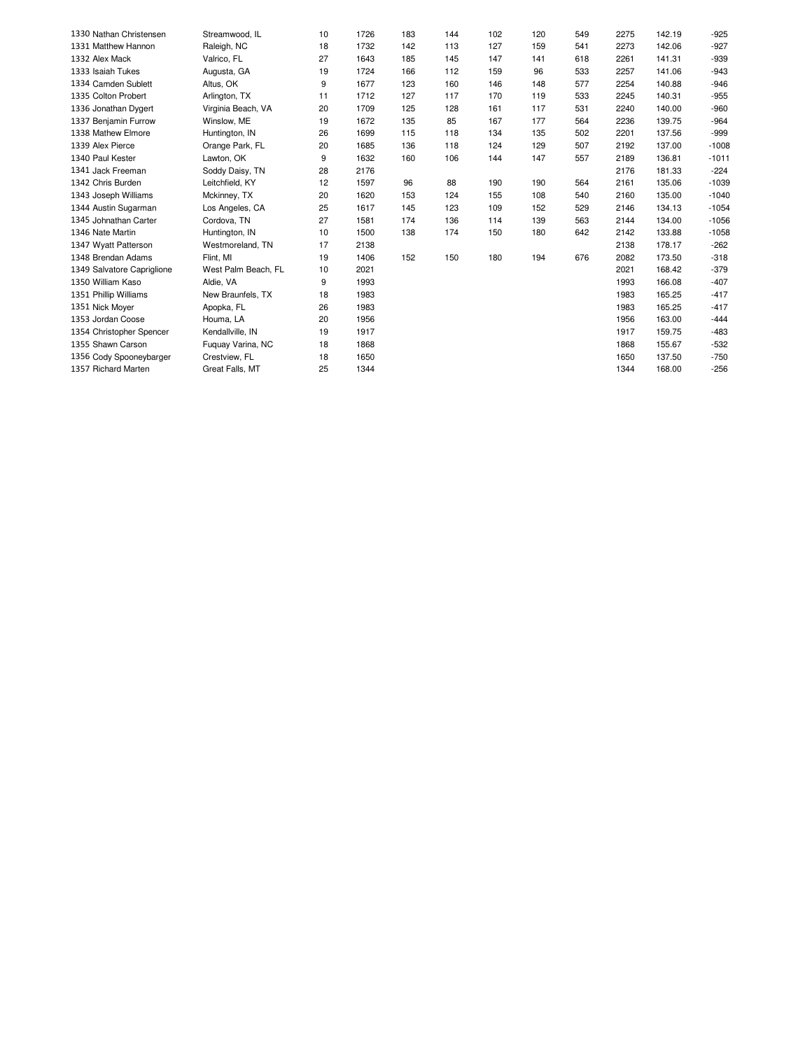| | | | | | | | | | | | | |
|---|---|---|---|---|---|---|---|---|---|---|---|---|
| 1330 | Nathan Christensen | Streamwood, IL | 10 | 1726 | 183 | 144 | 102 | 120 | 549 | 2275 | 142.19 | -925 |
| 1331 | Matthew Hannon | Raleigh, NC | 18 | 1732 | 142 | 113 | 127 | 159 | 541 | 2273 | 142.06 | -927 |
| 1332 | Alex Mack | Valrico, FL | 27 | 1643 | 185 | 145 | 147 | 141 | 618 | 2261 | 141.31 | -939 |
| 1333 | Isaiah Tukes | Augusta, GA | 19 | 1724 | 166 | 112 | 159 | 96 | 533 | 2257 | 141.06 | -943 |
| 1334 | Camden Sublett | Altus, OK | 9 | 1677 | 123 | 160 | 146 | 148 | 577 | 2254 | 140.88 | -946 |
| 1335 | Colton Probert | Arlington, TX | 11 | 1712 | 127 | 117 | 170 | 119 | 533 | 2245 | 140.31 | -955 |
| 1336 | Jonathan Dygert | Virginia Beach, VA | 20 | 1709 | 125 | 128 | 161 | 117 | 531 | 2240 | 140.00 | -960 |
| 1337 | Benjamin Furrow | Winslow, ME | 19 | 1672 | 135 | 85 | 167 | 177 | 564 | 2236 | 139.75 | -964 |
| 1338 | Mathew Elmore | Huntington, IN | 26 | 1699 | 115 | 118 | 134 | 135 | 502 | 2201 | 137.56 | -999 |
| 1339 | Alex Pierce | Orange Park, FL | 20 | 1685 | 136 | 118 | 124 | 129 | 507 | 2192 | 137.00 | -1008 |
| 1340 | Paul Kester | Lawton, OK | 9 | 1632 | 160 | 106 | 144 | 147 | 557 | 2189 | 136.81 | -1011 |
| 1341 | Jack Freeman | Soddy Daisy, TN | 28 | 2176 | | | | | | 2176 | 181.33 | -224 |
| 1342 | Chris Burden | Leitchfield, KY | 12 | 1597 | 96 | 88 | 190 | 190 | 564 | 2161 | 135.06 | -1039 |
| 1343 | Joseph Williams | Mckinney, TX | 20 | 1620 | 153 | 124 | 155 | 108 | 540 | 2160 | 135.00 | -1040 |
| 1344 | Austin Sugarman | Los Angeles, CA | 25 | 1617 | 145 | 123 | 109 | 152 | 529 | 2146 | 134.13 | -1054 |
| 1345 | Johnathan Carter | Cordova, TN | 27 | 1581 | 174 | 136 | 114 | 139 | 563 | 2144 | 134.00 | -1056 |
| 1346 | Nate Martin | Huntington, IN | 10 | 1500 | 138 | 174 | 150 | 180 | 642 | 2142 | 133.88 | -1058 |
| 1347 | Wyatt Patterson | Westmoreland, TN | 17 | 2138 | | | | | | 2138 | 178.17 | -262 |
| 1348 | Brendan Adams | Flint, MI | 19 | 1406 | 152 | 150 | 180 | 194 | 676 | 2082 | 173.50 | -318 |
| 1349 | Salvatore Capriglione | West Palm Beach, FL | 10 | 2021 | | | | | | 2021 | 168.42 | -379 |
| 1350 | William Kaso | Aldie, VA | 9 | 1993 | | | | | | 1993 | 166.08 | -407 |
| 1351 | Phillip Williams | New Braunfels, TX | 18 | 1983 | | | | | | 1983 | 165.25 | -417 |
| 1351 | Nick Moyer | Apopka, FL | 26 | 1983 | | | | | | 1983 | 165.25 | -417 |
| 1353 | Jordan Coose | Houma, LA | 20 | 1956 | | | | | | 1956 | 163.00 | -444 |
| 1354 | Christopher Spencer | Kendallville, IN | 19 | 1917 | | | | | | 1917 | 159.75 | -483 |
| 1355 | Shawn Carson | Fuquay Varina, NC | 18 | 1868 | | | | | | 1868 | 155.67 | -532 |
| 1356 | Cody Spooneybarger | Crestview, FL | 18 | 1650 | | | | | | 1650 | 137.50 | -750 |
| 1357 | Richard Marten | Great Falls, MT | 25 | 1344 | | | | | | 1344 | 168.00 | -256 |